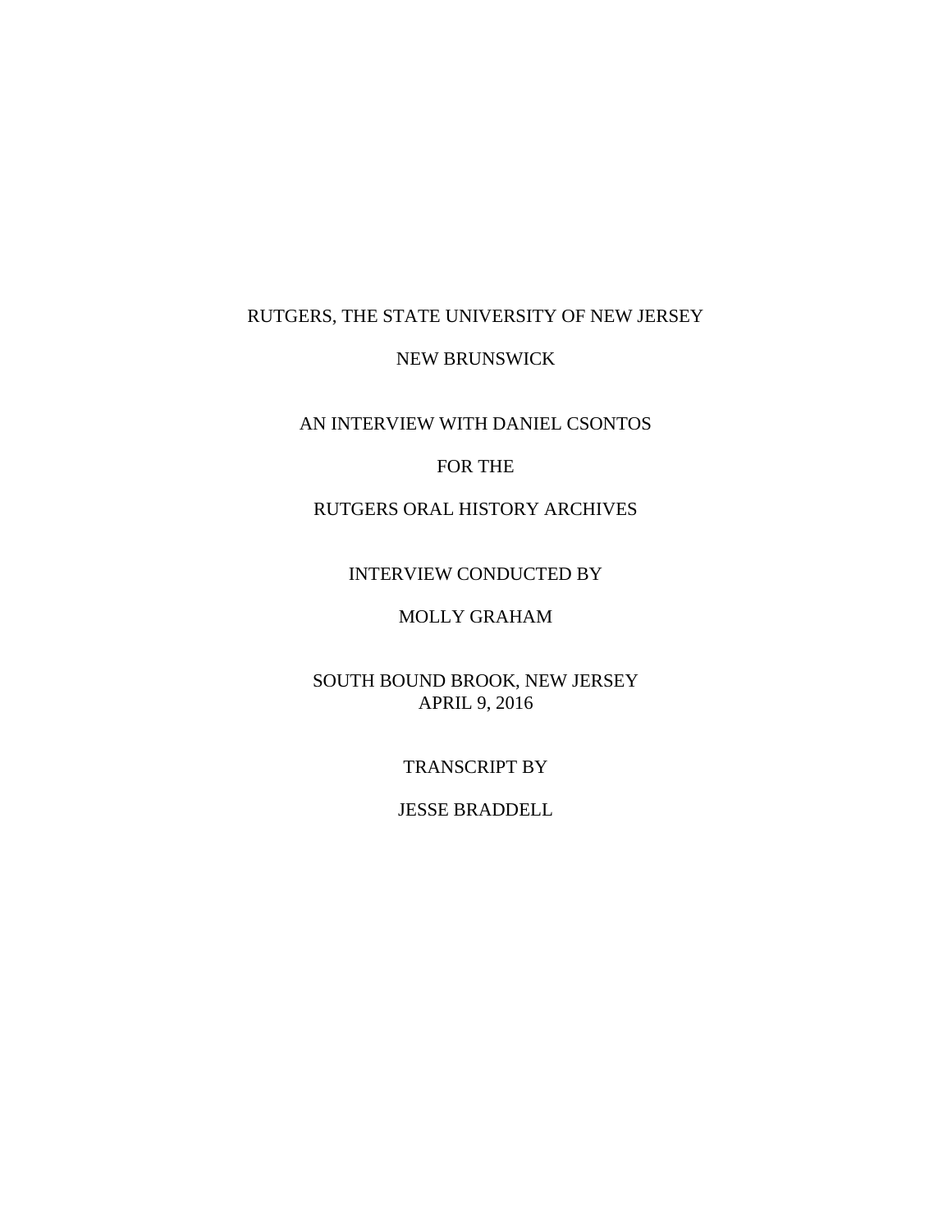RUTGERS, THE STATE UNIVERSITY OF NEW JERSEY

NEW BRUNSWICK

AN INTERVIEW WITH DANIEL CSONTOS

FOR THE

RUTGERS ORAL HISTORY ARCHIVES

INTERVIEW CONDUCTED BY

MOLLY GRAHAM

SOUTH BOUND BROOK, NEW JERSEY
APRIL 9, 2016

TRANSCRIPT BY

JESSE BRADDELL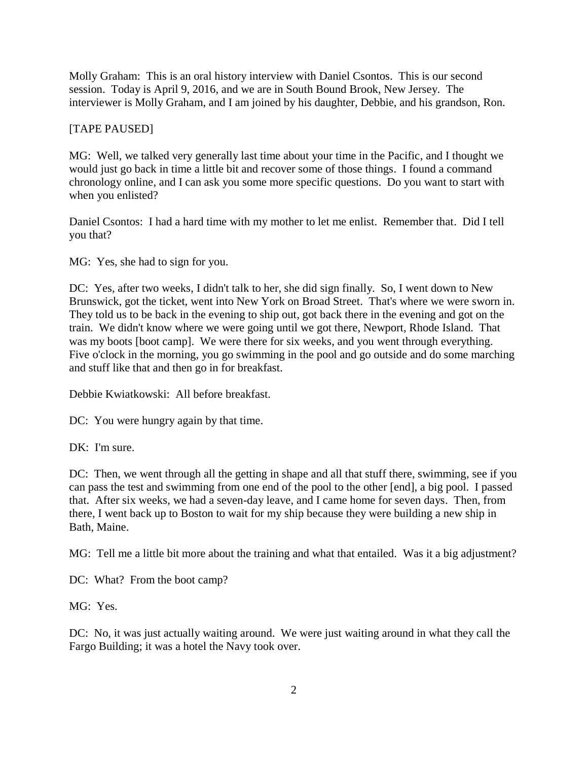Molly Graham: This is an oral history interview with Daniel Csontos. This is our second session. Today is April 9, 2016, and we are in South Bound Brook, New Jersey. The interviewer is Molly Graham, and I am joined by his daughter, Debbie, and his grandson, Ron.

[TAPE PAUSED]

MG: Well, we talked very generally last time about your time in the Pacific, and I thought we would just go back in time a little bit and recover some of those things. I found a command chronology online, and I can ask you some more specific questions. Do you want to start with when you enlisted?

Daniel Csontos: I had a hard time with my mother to let me enlist. Remember that. Did I tell you that?

MG: Yes, she had to sign for you.

DC: Yes, after two weeks, I didn't talk to her, she did sign finally. So, I went down to New Brunswick, got the ticket, went into New York on Broad Street. That's where we were sworn in. They told us to be back in the evening to ship out, got back there in the evening and got on the train. We didn't know where we were going until we got there, Newport, Rhode Island. That was my boots [boot camp]. We were there for six weeks, and you went through everything. Five o'clock in the morning, you go swimming in the pool and go outside and do some marching and stuff like that and then go in for breakfast.

Debbie Kwiatkowski: All before breakfast.

DC: You were hungry again by that time.

DK: I'm sure.

DC: Then, we went through all the getting in shape and all that stuff there, swimming, see if you can pass the test and swimming from one end of the pool to the other [end], a big pool. I passed that. After six weeks, we had a seven-day leave, and I came home for seven days. Then, from there, I went back up to Boston to wait for my ship because they were building a new ship in Bath, Maine.

MG: Tell me a little bit more about the training and what that entailed. Was it a big adjustment?

DC: What? From the boot camp?

MG: Yes.

DC: No, it was just actually waiting around. We were just waiting around in what they call the Fargo Building; it was a hotel the Navy took over.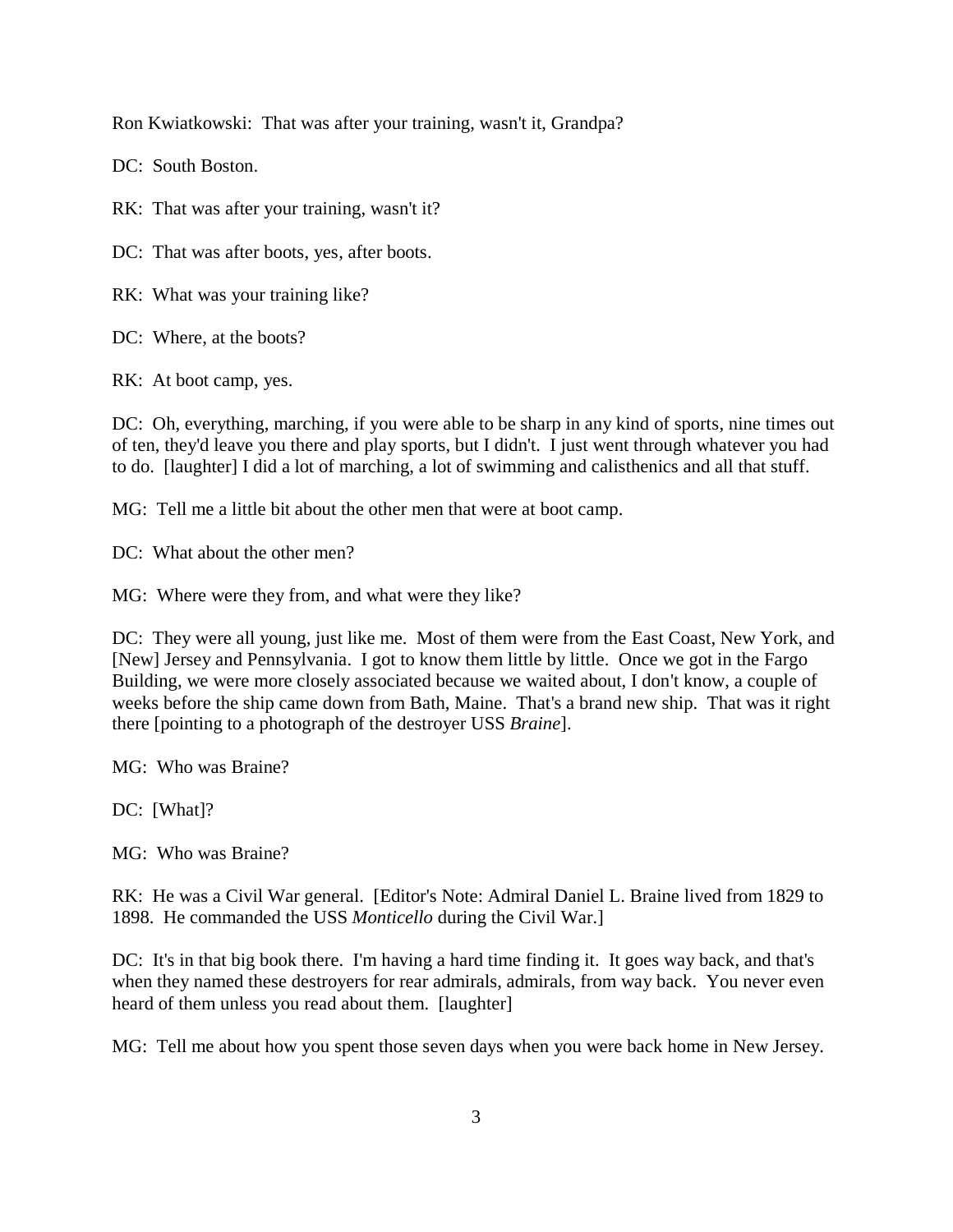Ron Kwiatkowski: That was after your training, wasn't it, Grandpa?

DC: South Boston.

RK: That was after your training, wasn't it?

DC: That was after boots, yes, after boots.

RK: What was your training like?

DC: Where, at the boots?

RK: At boot camp, yes.

DC: Oh, everything, marching, if you were able to be sharp in any kind of sports, nine times out of ten, they'd leave you there and play sports, but I didn't. I just went through whatever you had to do. [laughter] I did a lot of marching, a lot of swimming and calisthenics and all that stuff.

MG: Tell me a little bit about the other men that were at boot camp.

DC: What about the other men?

MG: Where were they from, and what were they like?

DC: They were all young, just like me. Most of them were from the East Coast, New York, and [New] Jersey and Pennsylvania. I got to know them little by little. Once we got in the Fargo Building, we were more closely associated because we waited about, I don't know, a couple of weeks before the ship came down from Bath, Maine. That's a brand new ship. That was it right there [pointing to a photograph of the destroyer USS *Braine*].

MG: Who was Braine?

DC: [What]?

MG: Who was Braine?

RK: He was a Civil War general. [Editor's Note: Admiral Daniel L. Braine lived from 1829 to 1898. He commanded the USS *Monticello* during the Civil War.]

DC: It's in that big book there. I'm having a hard time finding it. It goes way back, and that's when they named these destroyers for rear admirals, admirals, from way back. You never even heard of them unless you read about them. [laughter]

MG: Tell me about how you spent those seven days when you were back home in New Jersey.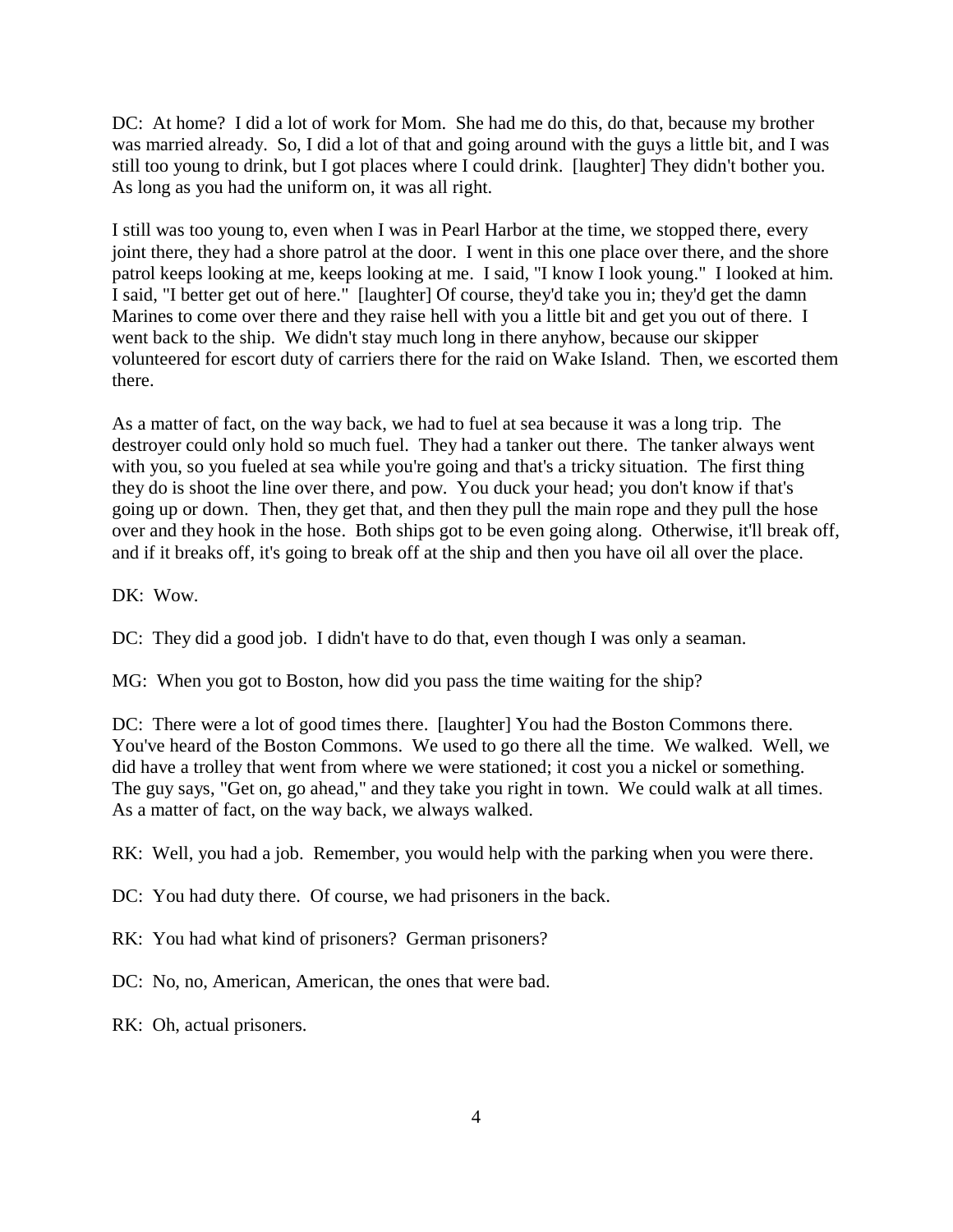DC: At home? I did a lot of work for Mom. She had me do this, do that, because my brother was married already. So, I did a lot of that and going around with the guys a little bit, and I was still too young to drink, but I got places where I could drink. [laughter] They didn't bother you. As long as you had the uniform on, it was all right.

I still was too young to, even when I was in Pearl Harbor at the time, we stopped there, every joint there, they had a shore patrol at the door. I went in this one place over there, and the shore patrol keeps looking at me, keeps looking at me. I said, "I know I look young." I looked at him. I said, "I better get out of here." [laughter] Of course, they'd take you in; they'd get the damn Marines to come over there and they raise hell with you a little bit and get you out of there. I went back to the ship. We didn't stay much long in there anyhow, because our skipper volunteered for escort duty of carriers there for the raid on Wake Island. Then, we escorted them there.

As a matter of fact, on the way back, we had to fuel at sea because it was a long trip. The destroyer could only hold so much fuel. They had a tanker out there. The tanker always went with you, so you fueled at sea while you're going and that's a tricky situation. The first thing they do is shoot the line over there, and pow. You duck your head; you don't know if that's going up or down. Then, they get that, and then they pull the main rope and they pull the hose over and they hook in the hose. Both ships got to be even going along. Otherwise, it'll break off, and if it breaks off, it's going to break off at the ship and then you have oil all over the place.

DK: Wow.

DC: They did a good job. I didn't have to do that, even though I was only a seaman.

MG: When you got to Boston, how did you pass the time waiting for the ship?

DC: There were a lot of good times there. [laughter] You had the Boston Commons there. You've heard of the Boston Commons. We used to go there all the time. We walked. Well, we did have a trolley that went from where we were stationed; it cost you a nickel or something. The guy says, "Get on, go ahead," and they take you right in town. We could walk at all times. As a matter of fact, on the way back, we always walked.

RK: Well, you had a job. Remember, you would help with the parking when you were there.

DC: You had duty there. Of course, we had prisoners in the back.

RK: You had what kind of prisoners? German prisoners?

DC: No, no, American, American, the ones that were bad.

RK: Oh, actual prisoners.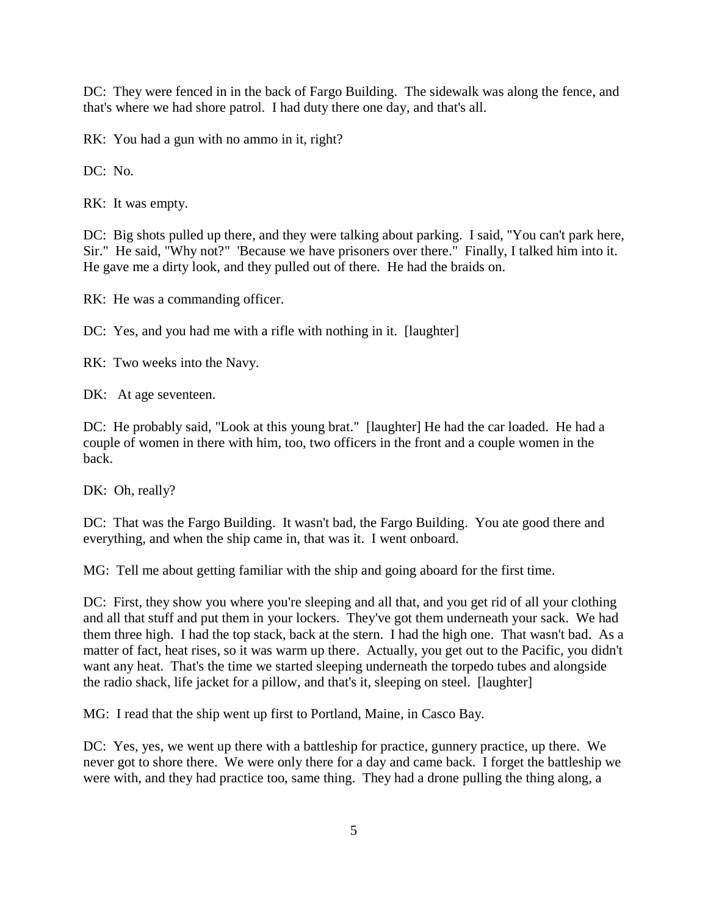DC: They were fenced in in the back of Fargo Building. The sidewalk was along the fence, and that's where we had shore patrol. I had duty there one day, and that's all.

RK: You had a gun with no ammo in it, right?

DC: No.

RK: It was empty.

DC: Big shots pulled up there, and they were talking about parking. I said, "You can't park here, Sir." He said, "Why not?" 'Because we have prisoners over there." Finally, I talked him into it. He gave me a dirty look, and they pulled out of there. He had the braids on.

RK: He was a commanding officer.

DC: Yes, and you had me with a rifle with nothing in it. [laughter]

RK: Two weeks into the Navy.

DK: At age seventeen.

DC: He probably said, "Look at this young brat." [laughter] He had the car loaded. He had a couple of women in there with him, too, two officers in the front and a couple women in the back.

DK: Oh, really?

DC: That was the Fargo Building. It wasn't bad, the Fargo Building. You ate good there and everything, and when the ship came in, that was it. I went onboard.

MG: Tell me about getting familiar with the ship and going aboard for the first time.

DC: First, they show you where you're sleeping and all that, and you get rid of all your clothing and all that stuff and put them in your lockers. They've got them underneath your sack. We had them three high. I had the top stack, back at the stern. I had the high one. That wasn't bad. As a matter of fact, heat rises, so it was warm up there. Actually, you get out to the Pacific, you didn't want any heat. That's the time we started sleeping underneath the torpedo tubes and alongside the radio shack, life jacket for a pillow, and that's it, sleeping on steel. [laughter]

MG: I read that the ship went up first to Portland, Maine, in Casco Bay.

DC: Yes, yes, we went up there with a battleship for practice, gunnery practice, up there. We never got to shore there. We were only there for a day and came back. I forget the battleship we were with, and they had practice too, same thing. They had a drone pulling the thing along, a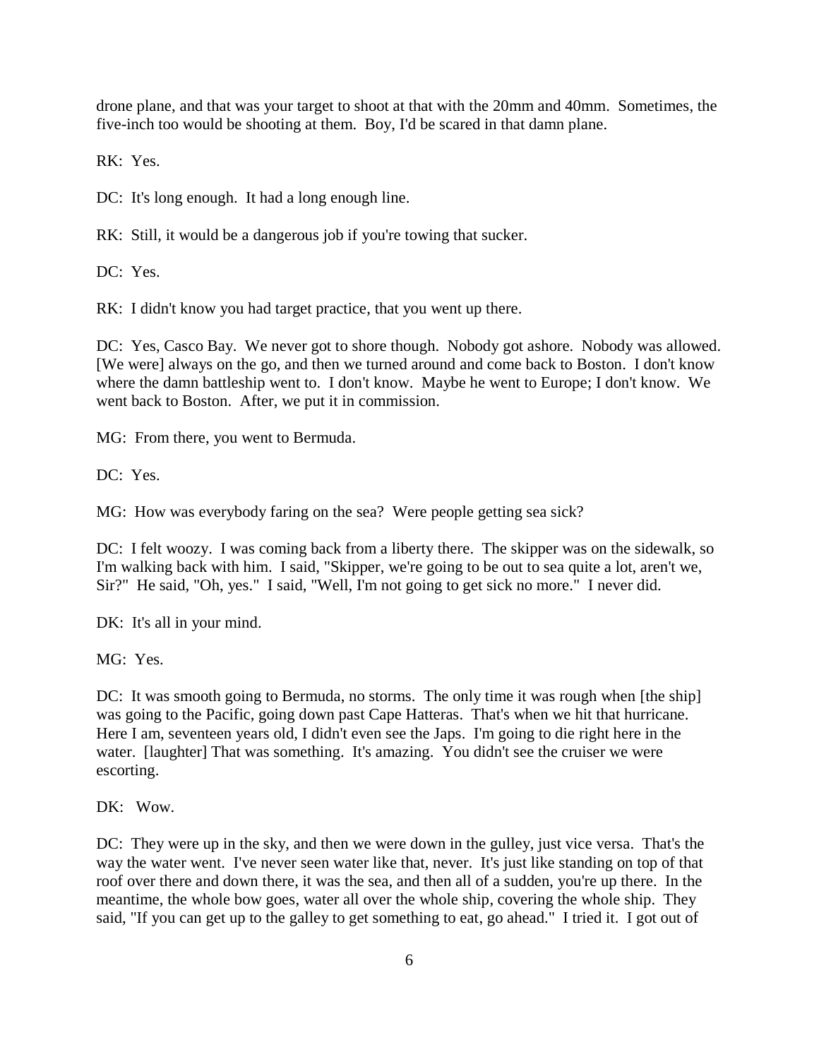drone plane, and that was your target to shoot at that with the 20mm and 40mm. Sometimes, the five-inch too would be shooting at them. Boy, I'd be scared in that damn plane.

RK: Yes.

DC: It's long enough. It had a long enough line.

RK: Still, it would be a dangerous job if you're towing that sucker.

DC: Yes.

RK: I didn't know you had target practice, that you went up there.

DC: Yes, Casco Bay. We never got to shore though. Nobody got ashore. Nobody was allowed. [We were] always on the go, and then we turned around and come back to Boston. I don't know where the damn battleship went to. I don't know. Maybe he went to Europe; I don't know. We went back to Boston. After, we put it in commission.

MG: From there, you went to Bermuda.

DC: Yes.

MG: How was everybody faring on the sea? Were people getting sea sick?

DC: I felt woozy. I was coming back from a liberty there. The skipper was on the sidewalk, so I'm walking back with him. I said, "Skipper, we're going to be out to sea quite a lot, aren't we, Sir?" He said, "Oh, yes." I said, "Well, I'm not going to get sick no more." I never did.

DK: It's all in your mind.

MG: Yes.

DC: It was smooth going to Bermuda, no storms. The only time it was rough when [the ship] was going to the Pacific, going down past Cape Hatteras. That's when we hit that hurricane. Here I am, seventeen years old, I didn't even see the Japs. I'm going to die right here in the water. [laughter] That was something. It's amazing. You didn't see the cruiser we were escorting.

DK: Wow.

DC: They were up in the sky, and then we were down in the gulley, just vice versa. That's the way the water went. I've never seen water like that, never. It's just like standing on top of that roof over there and down there, it was the sea, and then all of a sudden, you're up there. In the meantime, the whole bow goes, water all over the whole ship, covering the whole ship. They said, "If you can get up to the galley to get something to eat, go ahead." I tried it. I got out of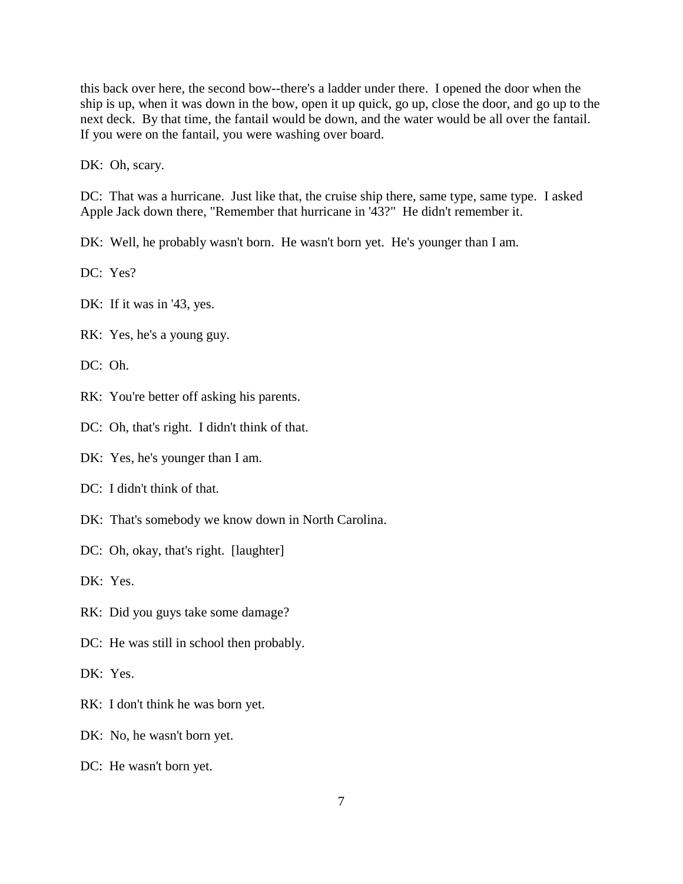this back over here, the second bow--there's a ladder under there. I opened the door when the ship is up, when it was down in the bow, open it up quick, go up, close the door, and go up to the next deck. By that time, the fantail would be down, and the water would be all over the fantail. If you were on the fantail, you were washing over board.

DK: Oh, scary.

DC: That was a hurricane. Just like that, the cruise ship there, same type, same type. I asked Apple Jack down there, "Remember that hurricane in '43?" He didn't remember it.

DK: Well, he probably wasn't born. He wasn't born yet. He's younger than I am.

DC: Yes?

DK: If it was in '43, yes.

RK: Yes, he's a young guy.

DC: Oh.

RK: You're better off asking his parents.

DC: Oh, that's right. I didn't think of that.

DK: Yes, he's younger than I am.

DC: I didn't think of that.

DK: That's somebody we know down in North Carolina.

DC: Oh, okay, that's right. [laughter]

DK: Yes.

RK: Did you guys take some damage?

DC: He was still in school then probably.

DK: Yes.

RK: I don't think he was born yet.

DK: No, he wasn't born yet.

DC: He wasn't born yet.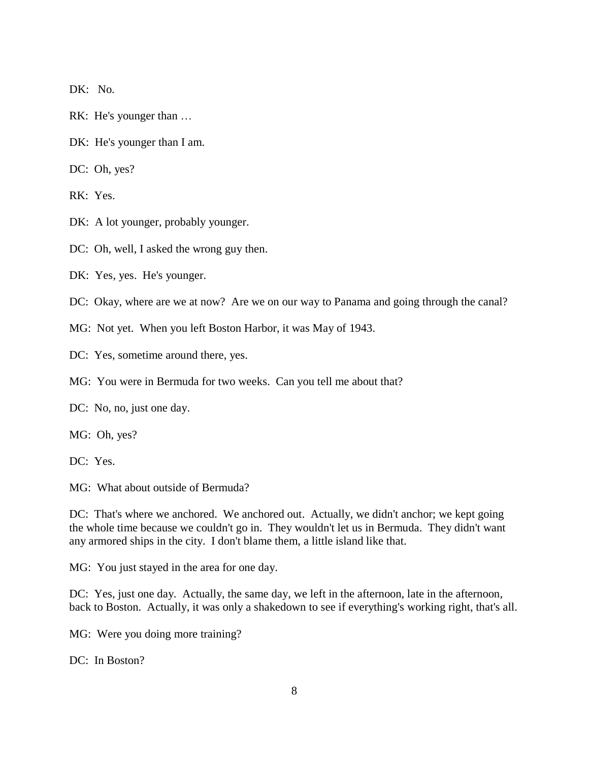DK: No.

RK: He's younger than …

DK: He's younger than I am.

DC: Oh, yes?

RK: Yes.

DK: A lot younger, probably younger.

DC: Oh, well, I asked the wrong guy then.

DK: Yes, yes. He's younger.

DC: Okay, where are we at now? Are we on our way to Panama and going through the canal?

MG: Not yet. When you left Boston Harbor, it was May of 1943.

DC: Yes, sometime around there, yes.

MG: You were in Bermuda for two weeks. Can you tell me about that?

DC: No, no, just one day.

MG: Oh, yes?

DC: Yes.

MG: What about outside of Bermuda?

DC: That's where we anchored. We anchored out. Actually, we didn't anchor; we kept going the whole time because we couldn't go in. They wouldn't let us in Bermuda. They didn't want any armored ships in the city. I don't blame them, a little island like that.

MG: You just stayed in the area for one day.

DC: Yes, just one day. Actually, the same day, we left in the afternoon, late in the afternoon, back to Boston. Actually, it was only a shakedown to see if everything's working right, that's all.

MG: Were you doing more training?

DC: In Boston?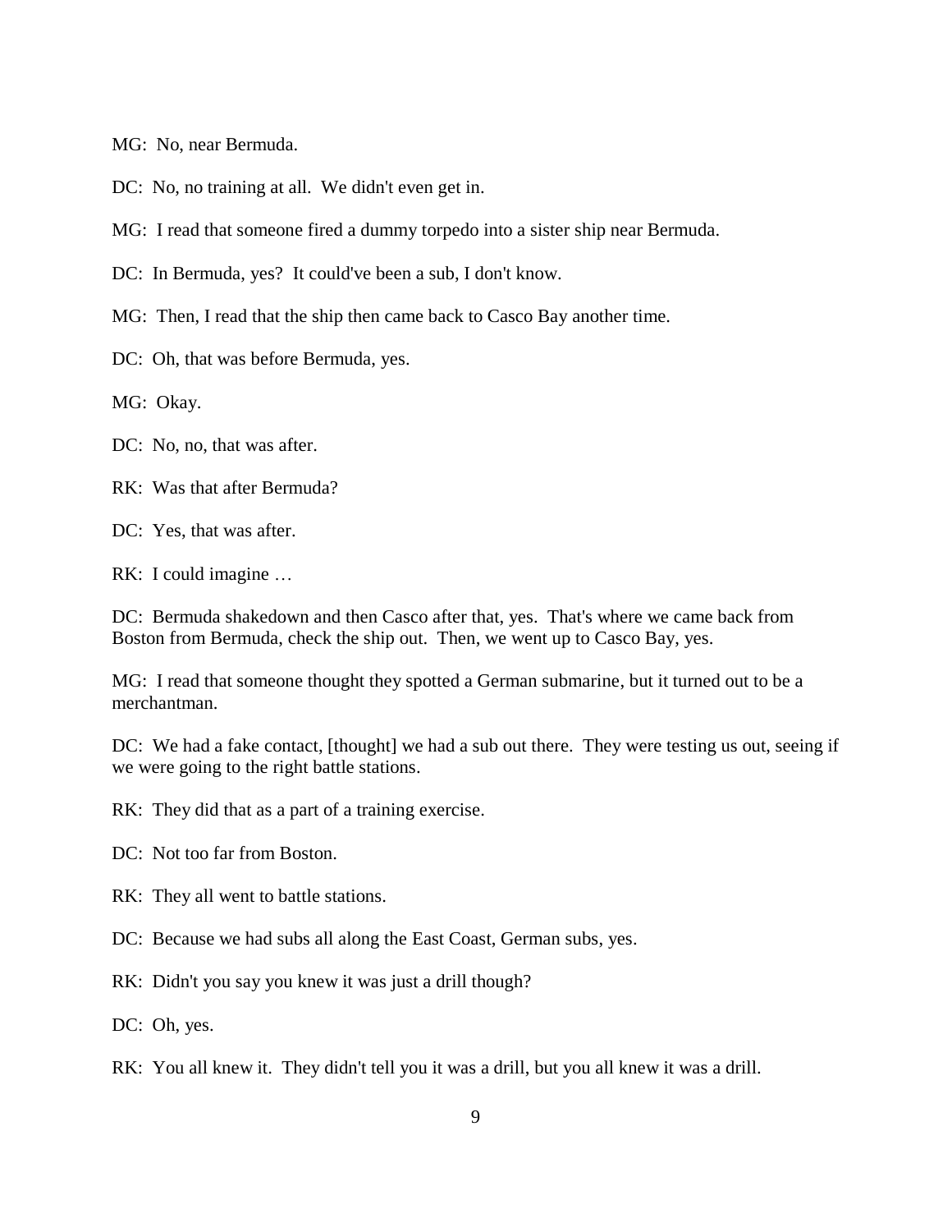MG: No, near Bermuda.

DC: No, no training at all. We didn't even get in.

MG: I read that someone fired a dummy torpedo into a sister ship near Bermuda.

DC: In Bermuda, yes? It could've been a sub, I don't know.

MG: Then, I read that the ship then came back to Casco Bay another time.

DC: Oh, that was before Bermuda, yes.

MG: Okay.

DC: No, no, that was after.

RK: Was that after Bermuda?

DC: Yes, that was after.

RK: I could imagine …

DC: Bermuda shakedown and then Casco after that, yes. That's where we came back from Boston from Bermuda, check the ship out. Then, we went up to Casco Bay, yes.

MG: I read that someone thought they spotted a German submarine, but it turned out to be a merchantman.

DC: We had a fake contact, [thought] we had a sub out there. They were testing us out, seeing if we were going to the right battle stations.

RK: They did that as a part of a training exercise.

DC: Not too far from Boston.

RK: They all went to battle stations.

DC: Because we had subs all along the East Coast, German subs, yes.

RK: Didn't you say you knew it was just a drill though?

DC: Oh, yes.

RK: You all knew it. They didn't tell you it was a drill, but you all knew it was a drill.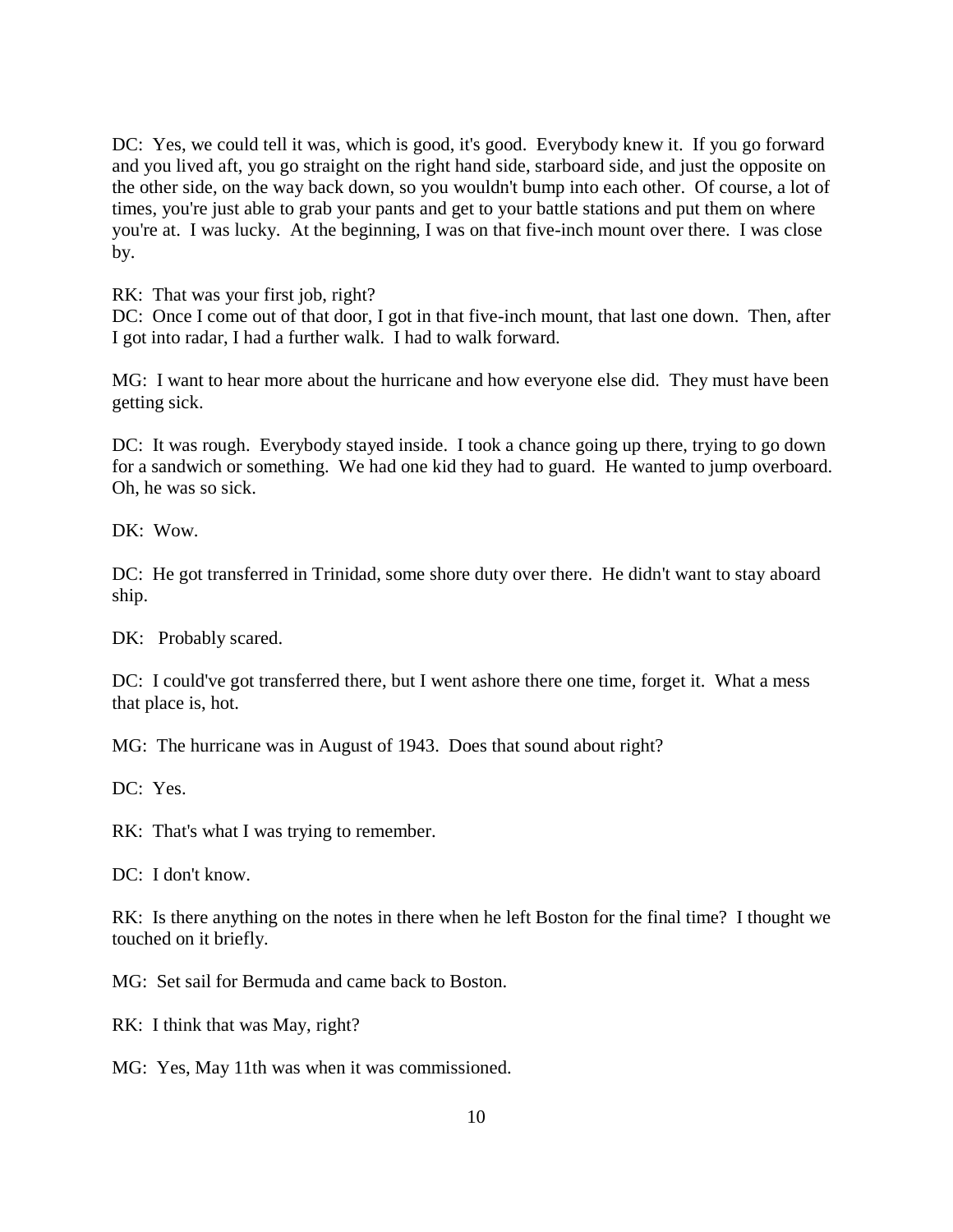DC: Yes, we could tell it was, which is good, it's good. Everybody knew it. If you go forward and you lived aft, you go straight on the right hand side, starboard side, and just the opposite on the other side, on the way back down, so you wouldn't bump into each other. Of course, a lot of times, you're just able to grab your pants and get to your battle stations and put them on where you're at. I was lucky. At the beginning, I was on that five-inch mount over there. I was close by.

RK: That was your first job, right?
DC: Once I come out of that door, I got in that five-inch mount, that last one down. Then, after I got into radar, I had a further walk. I had to walk forward.

MG: I want to hear more about the hurricane and how everyone else did. They must have been getting sick.

DC: It was rough. Everybody stayed inside. I took a chance going up there, trying to go down for a sandwich or something. We had one kid they had to guard. He wanted to jump overboard. Oh, he was so sick.

DK: Wow.

DC: He got transferred in Trinidad, some shore duty over there. He didn't want to stay aboard ship.

DK: Probably scared.

DC: I could've got transferred there, but I went ashore there one time, forget it. What a mess that place is, hot.

MG: The hurricane was in August of 1943. Does that sound about right?

DC: Yes.

RK: That's what I was trying to remember.

DC: I don't know.

RK: Is there anything on the notes in there when he left Boston for the final time? I thought we touched on it briefly.

MG: Set sail for Bermuda and came back to Boston.

RK: I think that was May, right?

MG: Yes, May 11th was when it was commissioned.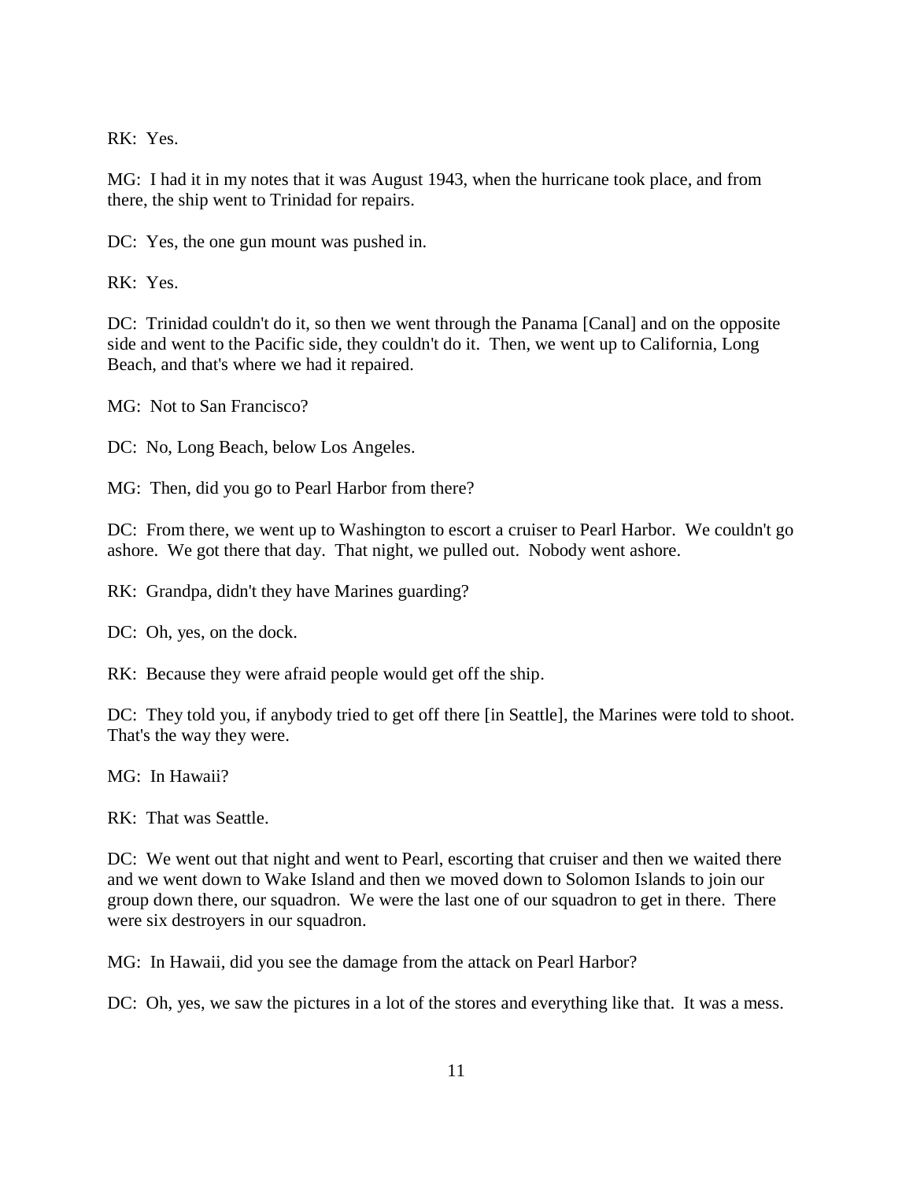RK: Yes.

MG: I had it in my notes that it was August 1943, when the hurricane took place, and from there, the ship went to Trinidad for repairs.

DC: Yes, the one gun mount was pushed in.

RK: Yes.

DC: Trinidad couldn't do it, so then we went through the Panama [Canal] and on the opposite side and went to the Pacific side, they couldn't do it. Then, we went up to California, Long Beach, and that's where we had it repaired.

MG: Not to San Francisco?

DC: No, Long Beach, below Los Angeles.

MG: Then, did you go to Pearl Harbor from there?

DC: From there, we went up to Washington to escort a cruiser to Pearl Harbor. We couldn't go ashore. We got there that day. That night, we pulled out. Nobody went ashore.

RK: Grandpa, didn't they have Marines guarding?

DC: Oh, yes, on the dock.

RK: Because they were afraid people would get off the ship.

DC: They told you, if anybody tried to get off there [in Seattle], the Marines were told to shoot. That's the way they were.

MG: In Hawaii?

RK: That was Seattle.

DC: We went out that night and went to Pearl, escorting that cruiser and then we waited there and we went down to Wake Island and then we moved down to Solomon Islands to join our group down there, our squadron. We were the last one of our squadron to get in there. There were six destroyers in our squadron.

MG: In Hawaii, did you see the damage from the attack on Pearl Harbor?

DC: Oh, yes, we saw the pictures in a lot of the stores and everything like that. It was a mess.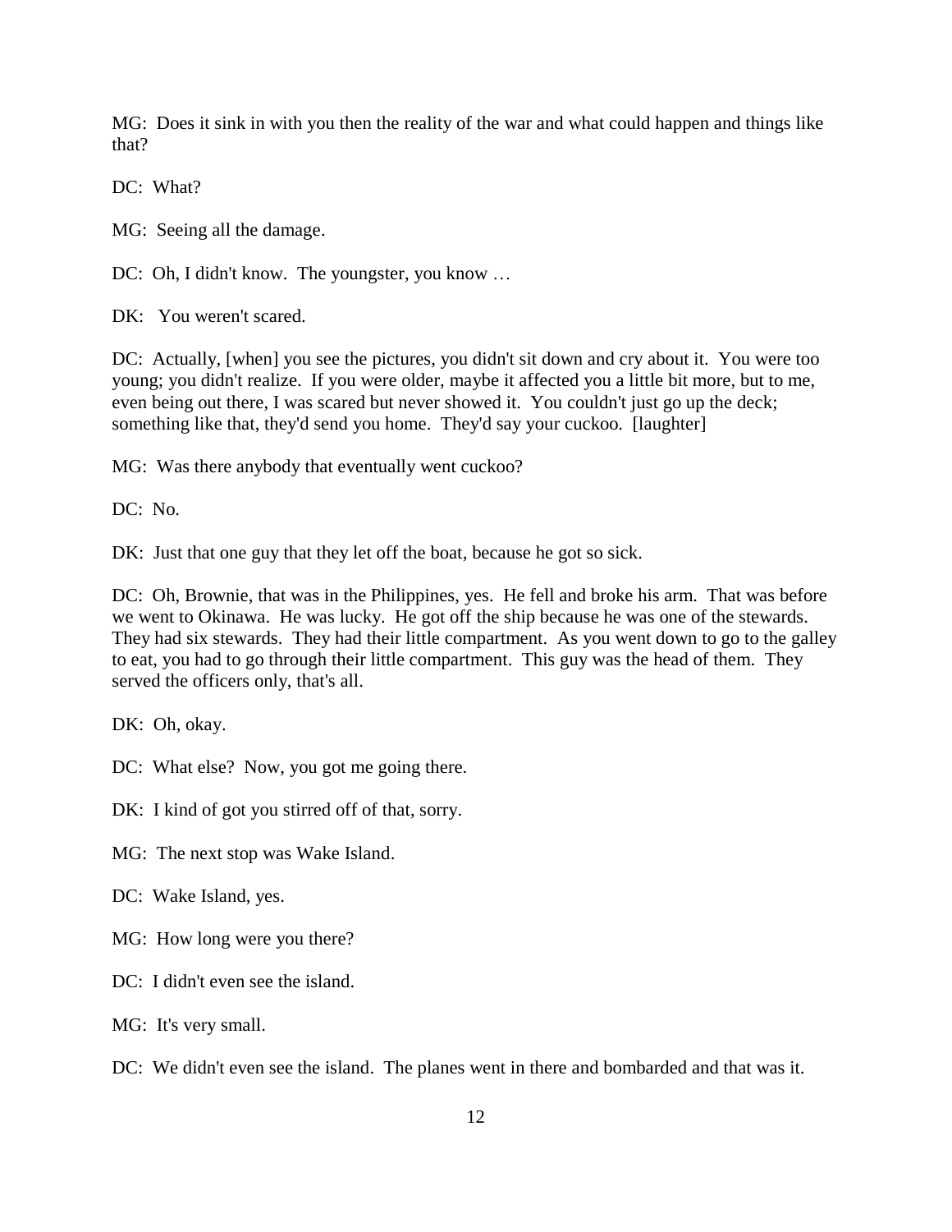MG: Does it sink in with you then the reality of the war and what could happen and things like that?

DC: What?

MG: Seeing all the damage.

DC: Oh, I didn't know. The youngster, you know …

DK: You weren't scared.

DC: Actually, [when] you see the pictures, you didn't sit down and cry about it. You were too young; you didn't realize. If you were older, maybe it affected you a little bit more, but to me, even being out there, I was scared but never showed it. You couldn't just go up the deck; something like that, they'd send you home. They'd say your cuckoo. [laughter]

MG: Was there anybody that eventually went cuckoo?

DC: No.

DK: Just that one guy that they let off the boat, because he got so sick.

DC: Oh, Brownie, that was in the Philippines, yes. He fell and broke his arm. That was before we went to Okinawa. He was lucky. He got off the ship because he was one of the stewards. They had six stewards. They had their little compartment. As you went down to go to the galley to eat, you had to go through their little compartment. This guy was the head of them. They served the officers only, that's all.

DK: Oh, okay.

DC: What else? Now, you got me going there.

DK: I kind of got you stirred off of that, sorry.

MG: The next stop was Wake Island.

DC: Wake Island, yes.

MG: How long were you there?

DC: I didn't even see the island.

MG: It's very small.

DC: We didn't even see the island. The planes went in there and bombarded and that was it.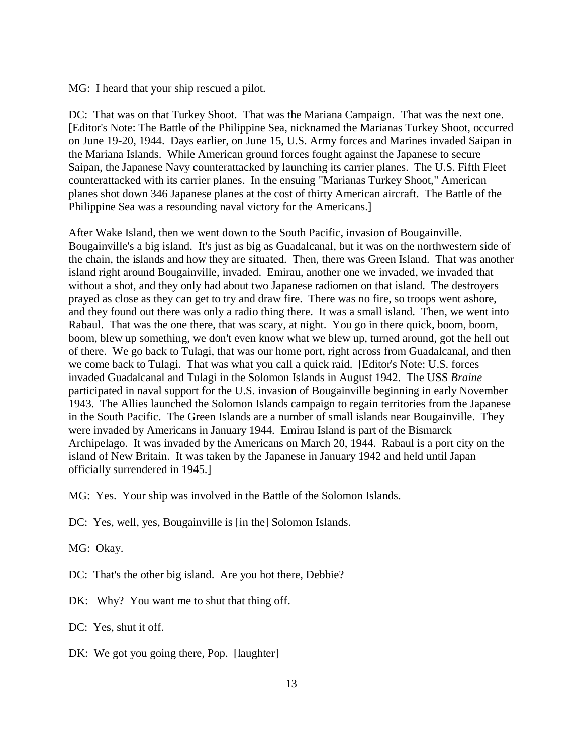MG: I heard that your ship rescued a pilot.

DC: That was on that Turkey Shoot. That was the Mariana Campaign. That was the next one. [Editor's Note: The Battle of the Philippine Sea, nicknamed the Marianas Turkey Shoot, occurred on June 19-20, 1944. Days earlier, on June 15, U.S. Army forces and Marines invaded Saipan in the Mariana Islands. While American ground forces fought against the Japanese to secure Saipan, the Japanese Navy counterattacked by launching its carrier planes. The U.S. Fifth Fleet counterattacked with its carrier planes. In the ensuing "Marianas Turkey Shoot," American planes shot down 346 Japanese planes at the cost of thirty American aircraft. The Battle of the Philippine Sea was a resounding naval victory for the Americans.]

After Wake Island, then we went down to the South Pacific, invasion of Bougainville. Bougainville's a big island. It's just as big as Guadalcanal, but it was on the northwestern side of the chain, the islands and how they are situated. Then, there was Green Island. That was another island right around Bougainville, invaded. Emirau, another one we invaded, we invaded that without a shot, and they only had about two Japanese radiomen on that island. The destroyers prayed as close as they can get to try and draw fire. There was no fire, so troops went ashore, and they found out there was only a radio thing there. It was a small island. Then, we went into Rabaul. That was the one there, that was scary, at night. You go in there quick, boom, boom, boom, blew up something, we don't even know what we blew up, turned around, got the hell out of there. We go back to Tulagi, that was our home port, right across from Guadalcanal, and then we come back to Tulagi. That was what you call a quick raid. [Editor's Note: U.S. forces invaded Guadalcanal and Tulagi in the Solomon Islands in August 1942. The USS *Braine* participated in naval support for the U.S. invasion of Bougainville beginning in early November 1943. The Allies launched the Solomon Islands campaign to regain territories from the Japanese in the South Pacific. The Green Islands are a number of small islands near Bougainville. They were invaded by Americans in January 1944. Emirau Island is part of the Bismarck Archipelago. It was invaded by the Americans on March 20, 1944. Rabaul is a port city on the island of New Britain. It was taken by the Japanese in January 1942 and held until Japan officially surrendered in 1945.]

MG: Yes. Your ship was involved in the Battle of the Solomon Islands.

DC: Yes, well, yes, Bougainville is [in the] Solomon Islands.

MG: Okay.

DC: That's the other big island. Are you hot there, Debbie?

DK: Why? You want me to shut that thing off.

DC: Yes, shut it off.

DK: We got you going there, Pop. [laughter]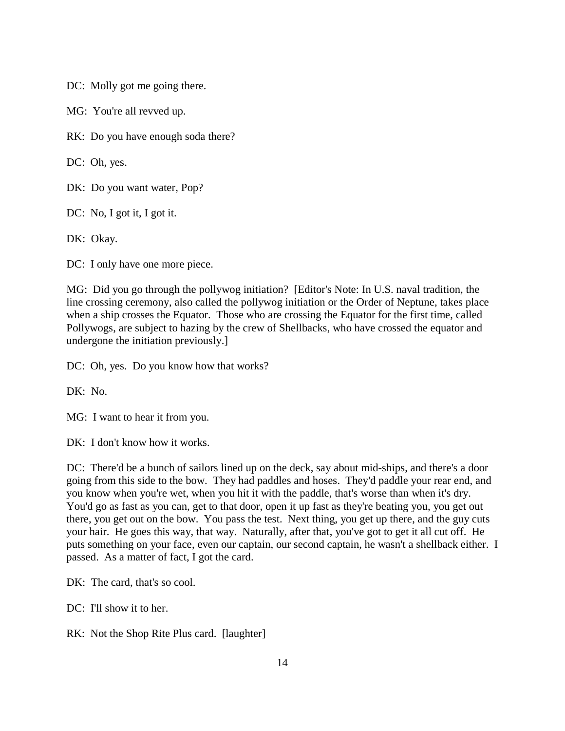DC: Molly got me going there.

MG: You're all revved up.

RK: Do you have enough soda there?

DC: Oh, yes.

DK: Do you want water, Pop?

DC: No, I got it, I got it.

DK: Okay.

DC: I only have one more piece.

MG: Did you go through the pollywog initiation? [Editor's Note: In U.S. naval tradition, the line crossing ceremony, also called the pollywog initiation or the Order of Neptune, takes place when a ship crosses the Equator. Those who are crossing the Equator for the first time, called Pollywogs, are subject to hazing by the crew of Shellbacks, who have crossed the equator and undergone the initiation previously.]

DC: Oh, yes. Do you know how that works?

DK: No.

MG: I want to hear it from you.

DK: I don't know how it works.

DC: There'd be a bunch of sailors lined up on the deck, say about mid-ships, and there's a door going from this side to the bow. They had paddles and hoses. They'd paddle your rear end, and you know when you're wet, when you hit it with the paddle, that's worse than when it's dry. You'd go as fast as you can, get to that door, open it up fast as they're beating you, you get out there, you get out on the bow. You pass the test. Next thing, you get up there, and the guy cuts your hair. He goes this way, that way. Naturally, after that, you've got to get it all cut off. He puts something on your face, even our captain, our second captain, he wasn't a shellback either. I passed. As a matter of fact, I got the card.

DK: The card, that's so cool.

DC: I'll show it to her.

RK: Not the Shop Rite Plus card. [laughter]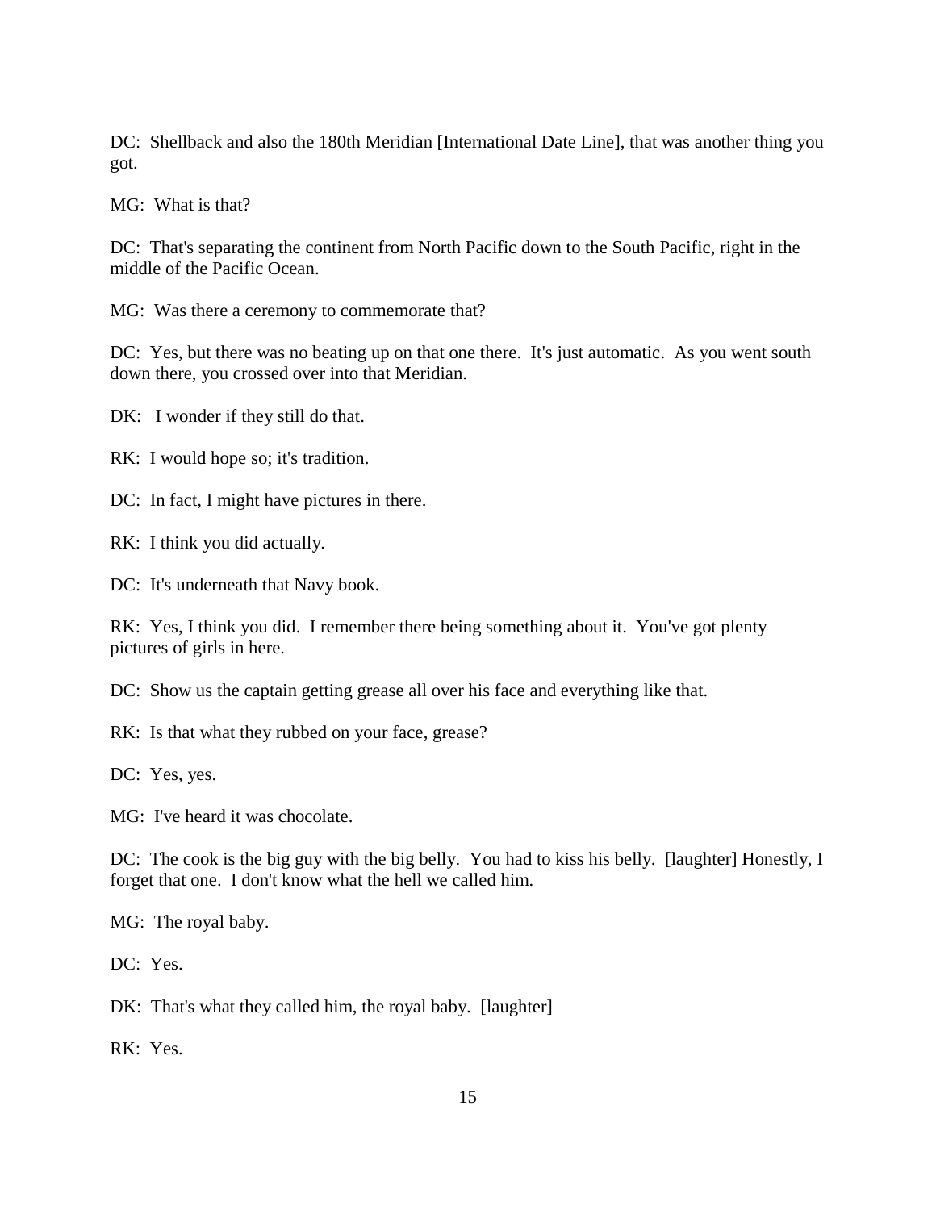DC: Shellback and also the 180th Meridian [International Date Line], that was another thing you got.

MG: What is that?

DC: That's separating the continent from North Pacific down to the South Pacific, right in the middle of the Pacific Ocean.

MG: Was there a ceremony to commemorate that?

DC: Yes, but there was no beating up on that one there. It's just automatic. As you went south down there, you crossed over into that Meridian.

DK: I wonder if they still do that.

RK: I would hope so; it's tradition.

DC: In fact, I might have pictures in there.

RK: I think you did actually.

DC: It's underneath that Navy book.

RK: Yes, I think you did. I remember there being something about it. You've got plenty pictures of girls in here.

DC: Show us the captain getting grease all over his face and everything like that.

RK: Is that what they rubbed on your face, grease?

DC: Yes, yes.

MG: I've heard it was chocolate.

DC: The cook is the big guy with the big belly. You had to kiss his belly. [laughter] Honestly, I forget that one. I don't know what the hell we called him.

MG: The royal baby.

DC: Yes.

DK: That's what they called him, the royal baby. [laughter]

RK: Yes.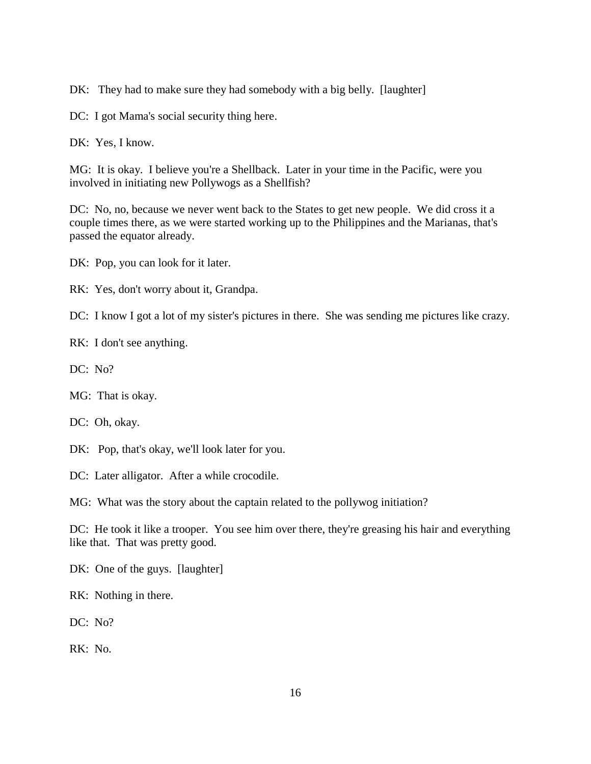DK: They had to make sure they had somebody with a big belly. [laughter]

DC: I got Mama's social security thing here.

DK: Yes, I know.

MG: It is okay. I believe you're a Shellback. Later in your time in the Pacific, were you involved in initiating new Pollywogs as a Shellfish?

DC: No, no, because we never went back to the States to get new people. We did cross it a couple times there, as we were started working up to the Philippines and the Marianas, that's passed the equator already.

DK: Pop, you can look for it later.

RK: Yes, don't worry about it, Grandpa.

DC: I know I got a lot of my sister's pictures in there. She was sending me pictures like crazy.

RK: I don't see anything.

DC: No?

MG: That is okay.

DC: Oh, okay.

DK: Pop, that's okay, we'll look later for you.

DC: Later alligator. After a while crocodile.

MG: What was the story about the captain related to the pollywog initiation?

DC: He took it like a trooper. You see him over there, they're greasing his hair and everything like that. That was pretty good.

DK: One of the guys. [laughter]

RK: Nothing in there.

DC: No?

RK: No.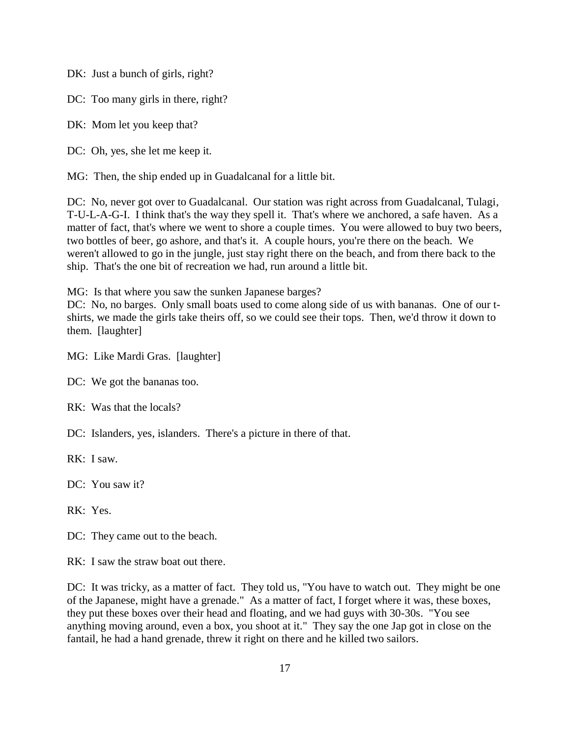DK: Just a bunch of girls, right?

DC: Too many girls in there, right?

DK: Mom let you keep that?

DC: Oh, yes, she let me keep it.

MG: Then, the ship ended up in Guadalcanal for a little bit.

DC: No, never got over to Guadalcanal. Our station was right across from Guadalcanal, Tulagi, T-U-L-A-G-I. I think that's the way they spell it. That's where we anchored, a safe haven. As a matter of fact, that's where we went to shore a couple times. You were allowed to buy two beers, two bottles of beer, go ashore, and that's it. A couple hours, you're there on the beach. We weren't allowed to go in the jungle, just stay right there on the beach, and from there back to the ship. That's the one bit of recreation we had, run around a little bit.

MG: Is that where you saw the sunken Japanese barges?

DC: No, no barges. Only small boats used to come along side of us with bananas. One of our t-shirts, we made the girls take theirs off, so we could see their tops. Then, we'd throw it down to them. [laughter]

MG: Like Mardi Gras. [laughter]

DC: We got the bananas too.

RK: Was that the locals?

DC: Islanders, yes, islanders. There's a picture in there of that.

RK: I saw.

DC: You saw it?

RK: Yes.

DC: They came out to the beach.

RK: I saw the straw boat out there.

DC: It was tricky, as a matter of fact. They told us, "You have to watch out. They might be one of the Japanese, might have a grenade." As a matter of fact, I forget where it was, these boxes, they put these boxes over their head and floating, and we had guys with 30-30s. "You see anything moving around, even a box, you shoot at it." They say the one Jap got in close on the fantail, he had a hand grenade, threw it right on there and he killed two sailors.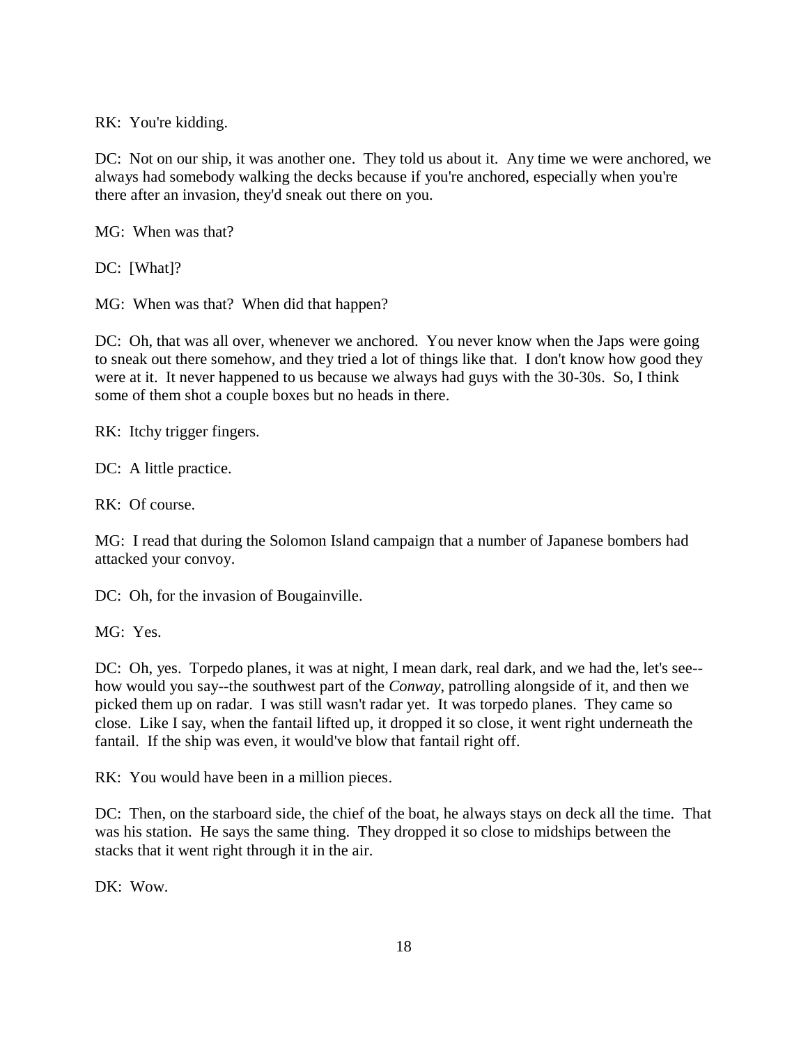RK: You're kidding.

DC: Not on our ship, it was another one. They told us about it. Any time we were anchored, we always had somebody walking the decks because if you're anchored, especially when you're there after an invasion, they'd sneak out there on you.

MG: When was that?

DC: [What]?

MG: When was that? When did that happen?

DC: Oh, that was all over, whenever we anchored. You never know when the Japs were going to sneak out there somehow, and they tried a lot of things like that. I don't know how good they were at it. It never happened to us because we always had guys with the 30-30s. So, I think some of them shot a couple boxes but no heads in there.

RK: Itchy trigger fingers.

DC: A little practice.

RK: Of course.

MG: I read that during the Solomon Island campaign that a number of Japanese bombers had attacked your convoy.

DC: Oh, for the invasion of Bougainville.

MG: Yes.

DC: Oh, yes. Torpedo planes, it was at night, I mean dark, real dark, and we had the, let's see--how would you say--the southwest part of the *Conway*, patrolling alongside of it, and then we picked them up on radar. I was still wasn't radar yet. It was torpedo planes. They came so close. Like I say, when the fantail lifted up, it dropped it so close, it went right underneath the fantail. If the ship was even, it would've blow that fantail right off.

RK: You would have been in a million pieces.

DC: Then, on the starboard side, the chief of the boat, he always stays on deck all the time. That was his station. He says the same thing. They dropped it so close to midships between the stacks that it went right through it in the air.

DK: Wow.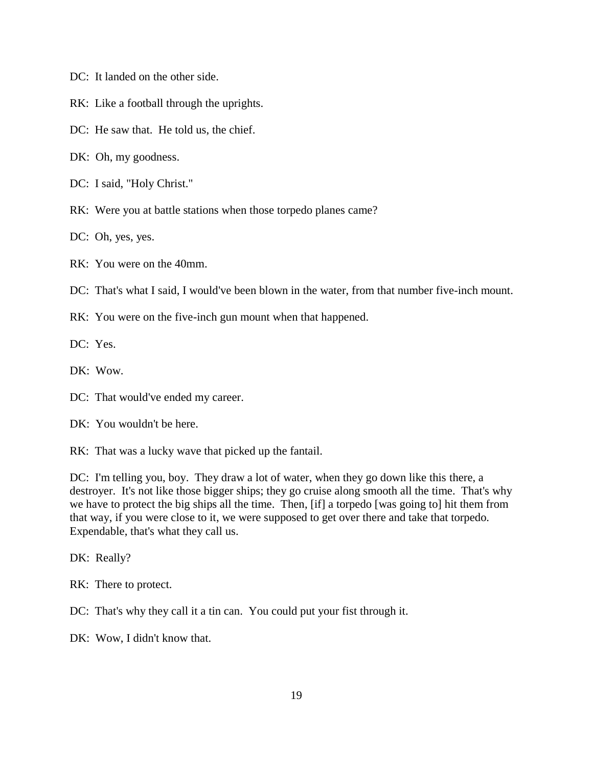DC: It landed on the other side.

RK: Like a football through the uprights.

DC: He saw that. He told us, the chief.

DK: Oh, my goodness.

DC: I said, "Holy Christ."

RK: Were you at battle stations when those torpedo planes came?

DC: Oh, yes, yes.

RK: You were on the 40mm.

DC: That's what I said, I would've been blown in the water, from that number five-inch mount.

RK: You were on the five-inch gun mount when that happened.

DC: Yes.

DK: Wow.

DC: That would've ended my career.

DK: You wouldn't be here.

RK: That was a lucky wave that picked up the fantail.

DC: I'm telling you, boy. They draw a lot of water, when they go down like this there, a destroyer. It's not like those bigger ships; they go cruise along smooth all the time. That's why we have to protect the big ships all the time. Then, [if] a torpedo [was going to] hit them from that way, if you were close to it, we were supposed to get over there and take that torpedo. Expendable, that's what they call us.

DK: Really?

RK: There to protect.

DC: That's why they call it a tin can. You could put your fist through it.

DK: Wow, I didn't know that.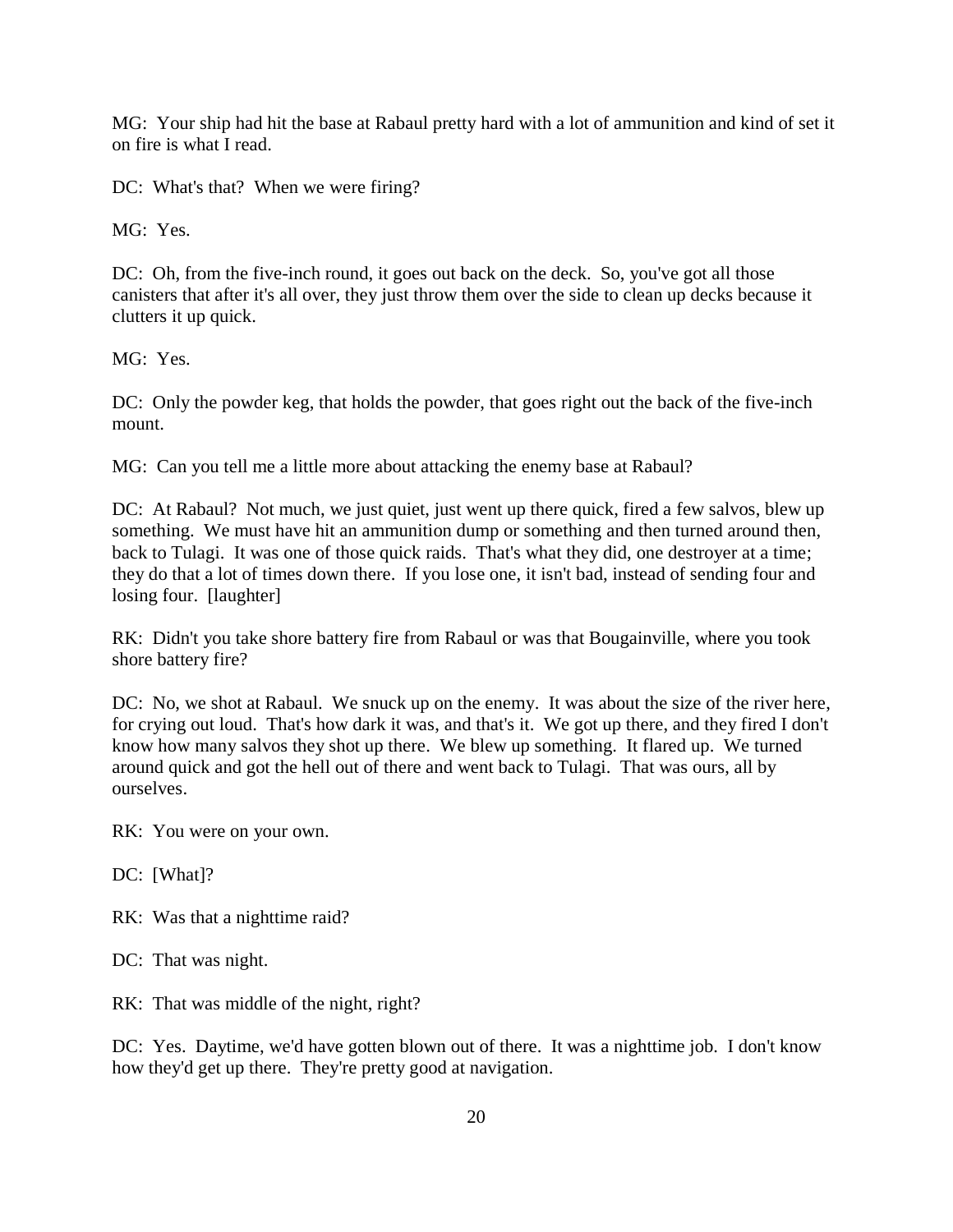MG: Your ship had hit the base at Rabaul pretty hard with a lot of ammunition and kind of set it on fire is what I read.

DC: What's that? When we were firing?

MG: Yes.

DC: Oh, from the five-inch round, it goes out back on the deck. So, you've got all those canisters that after it's all over, they just throw them over the side to clean up decks because it clutters it up quick.

MG: Yes.

DC: Only the powder keg, that holds the powder, that goes right out the back of the five-inch mount.

MG: Can you tell me a little more about attacking the enemy base at Rabaul?

DC: At Rabaul? Not much, we just quiet, just went up there quick, fired a few salvos, blew up something. We must have hit an ammunition dump or something and then turned around then, back to Tulagi. It was one of those quick raids. That's what they did, one destroyer at a time; they do that a lot of times down there. If you lose one, it isn't bad, instead of sending four and losing four. [laughter]

RK: Didn't you take shore battery fire from Rabaul or was that Bougainville, where you took shore battery fire?

DC: No, we shot at Rabaul. We snuck up on the enemy. It was about the size of the river here, for crying out loud. That's how dark it was, and that's it. We got up there, and they fired I don't know how many salvos they shot up there. We blew up something. It flared up. We turned around quick and got the hell out of there and went back to Tulagi. That was ours, all by ourselves.

RK: You were on your own.

DC: [What]?

RK: Was that a nighttime raid?

DC: That was night.

RK: That was middle of the night, right?

DC: Yes. Daytime, we'd have gotten blown out of there. It was a nighttime job. I don't know how they'd get up there. They're pretty good at navigation.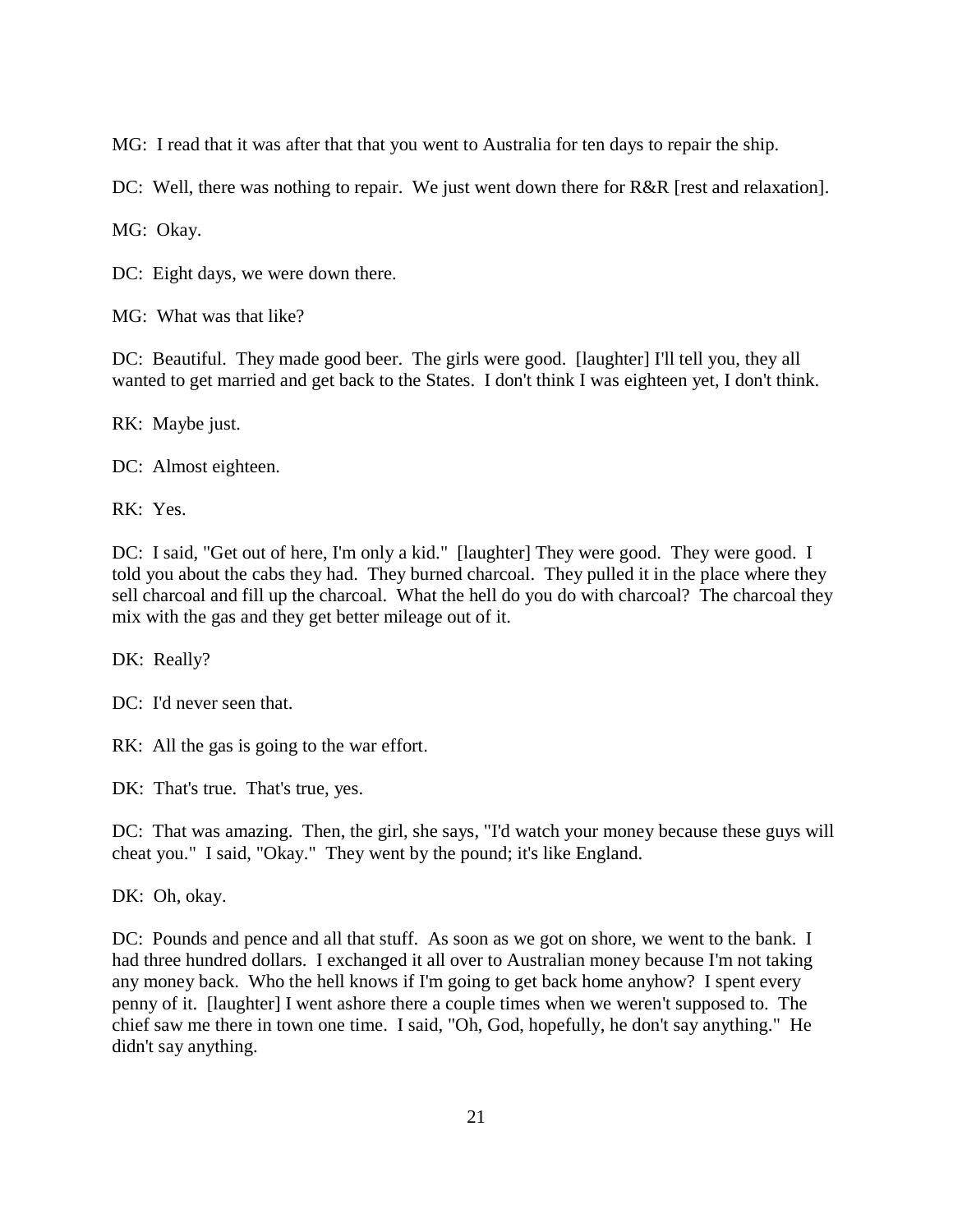MG: I read that it was after that that you went to Australia for ten days to repair the ship.

DC: Well, there was nothing to repair. We just went down there for R&R [rest and relaxation].

MG: Okay.

DC: Eight days, we were down there.

MG: What was that like?

DC: Beautiful. They made good beer. The girls were good. [laughter] I'll tell you, they all wanted to get married and get back to the States. I don't think I was eighteen yet, I don't think.

RK: Maybe just.

DC: Almost eighteen.

RK: Yes.

DC: I said, "Get out of here, I'm only a kid." [laughter] They were good. They were good. I told you about the cabs they had. They burned charcoal. They pulled it in the place where they sell charcoal and fill up the charcoal. What the hell do you do with charcoal? The charcoal they mix with the gas and they get better mileage out of it.

DK: Really?

DC: I'd never seen that.

RK: All the gas is going to the war effort.

DK: That's true. That's true, yes.

DC: That was amazing. Then, the girl, she says, "I'd watch your money because these guys will cheat you." I said, "Okay." They went by the pound; it's like England.

DK: Oh, okay.

DC: Pounds and pence and all that stuff. As soon as we got on shore, we went to the bank. I had three hundred dollars. I exchanged it all over to Australian money because I'm not taking any money back. Who the hell knows if I'm going to get back home anyhow? I spent every penny of it. [laughter] I went ashore there a couple times when we weren't supposed to. The chief saw me there in town one time. I said, "Oh, God, hopefully, he don't say anything." He didn't say anything.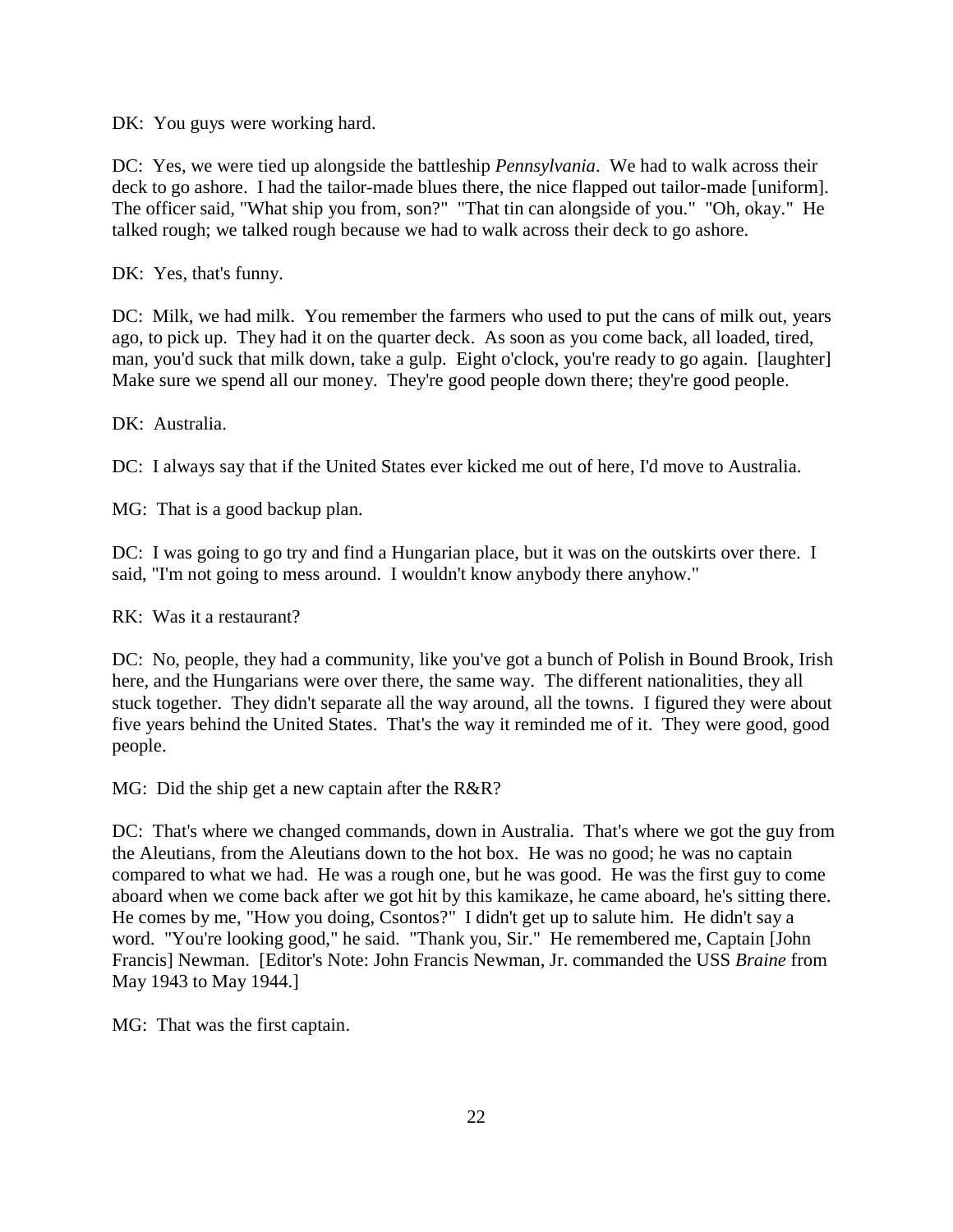DK: You guys were working hard.

DC: Yes, we were tied up alongside the battleship *Pennsylvania*. We had to walk across their deck to go ashore. I had the tailor-made blues there, the nice flapped out tailor-made [uniform]. The officer said, "What ship you from, son?" "That tin can alongside of you." "Oh, okay." He talked rough; we talked rough because we had to walk across their deck to go ashore.

DK: Yes, that's funny.

DC: Milk, we had milk. You remember the farmers who used to put the cans of milk out, years ago, to pick up. They had it on the quarter deck. As soon as you come back, all loaded, tired, man, you'd suck that milk down, take a gulp. Eight o'clock, you're ready to go again. [laughter] Make sure we spend all our money. They're good people down there; they're good people.

DK: Australia.

DC: I always say that if the United States ever kicked me out of here, I'd move to Australia.

MG: That is a good backup plan.

DC: I was going to go try and find a Hungarian place, but it was on the outskirts over there. I said, "I'm not going to mess around. I wouldn't know anybody there anyhow."

RK: Was it a restaurant?

DC: No, people, they had a community, like you've got a bunch of Polish in Bound Brook, Irish here, and the Hungarians were over there, the same way. The different nationalities, they all stuck together. They didn't separate all the way around, all the towns. I figured they were about five years behind the United States. That's the way it reminded me of it. They were good, good people.

MG: Did the ship get a new captain after the R&R?

DC: That's where we changed commands, down in Australia. That's where we got the guy from the Aleutians, from the Aleutians down to the hot box. He was no good; he was no captain compared to what we had. He was a rough one, but he was good. He was the first guy to come aboard when we come back after we got hit by this kamikaze, he came aboard, he's sitting there. He comes by me, "How you doing, Csontos?" I didn't get up to salute him. He didn't say a word. "You're looking good," he said. "Thank you, Sir." He remembered me, Captain [John Francis] Newman. [Editor's Note: John Francis Newman, Jr. commanded the USS *Braine* from May 1943 to May 1944.]

MG: That was the first captain.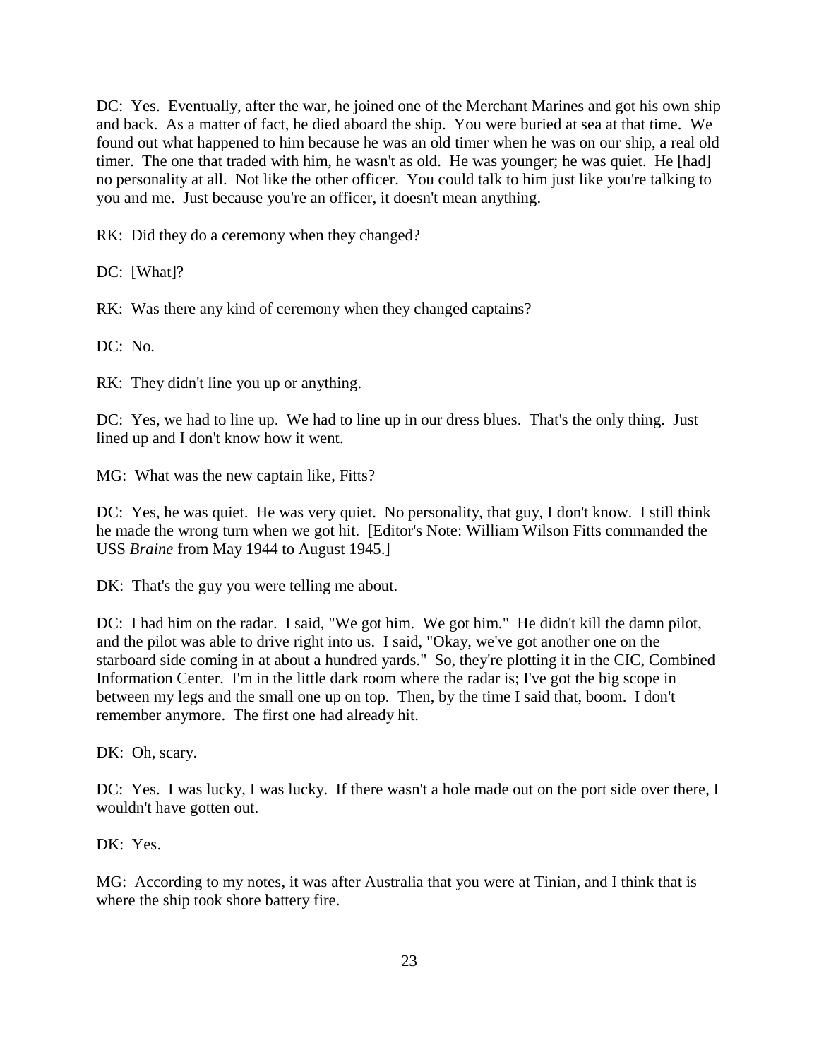DC: Yes. Eventually, after the war, he joined one of the Merchant Marines and got his own ship and back. As a matter of fact, he died aboard the ship. You were buried at sea at that time. We found out what happened to him because he was an old timer when he was on our ship, a real old timer. The one that traded with him, he wasn't as old. He was younger; he was quiet. He [had] no personality at all. Not like the other officer. You could talk to him just like you're talking to you and me. Just because you're an officer, it doesn't mean anything.

RK: Did they do a ceremony when they changed?

DC: [What]?

RK: Was there any kind of ceremony when they changed captains?

DC: No.

RK: They didn't line you up or anything.

DC: Yes, we had to line up. We had to line up in our dress blues. That's the only thing. Just lined up and I don't know how it went.

MG: What was the new captain like, Fitts?

DC: Yes, he was quiet. He was very quiet. No personality, that guy, I don't know. I still think he made the wrong turn when we got hit. [Editor's Note: William Wilson Fitts commanded the USS *Braine* from May 1944 to August 1945.]

DK: That's the guy you were telling me about.

DC: I had him on the radar. I said, "We got him. We got him." He didn't kill the damn pilot, and the pilot was able to drive right into us. I said, "Okay, we've got another one on the starboard side coming in at about a hundred yards." So, they're plotting it in the CIC, Combined Information Center. I'm in the little dark room where the radar is; I've got the big scope in between my legs and the small one up on top. Then, by the time I said that, boom. I don't remember anymore. The first one had already hit.

DK: Oh, scary.

DC: Yes. I was lucky, I was lucky. If there wasn't a hole made out on the port side over there, I wouldn't have gotten out.

DK: Yes.

MG: According to my notes, it was after Australia that you were at Tinian, and I think that is where the ship took shore battery fire.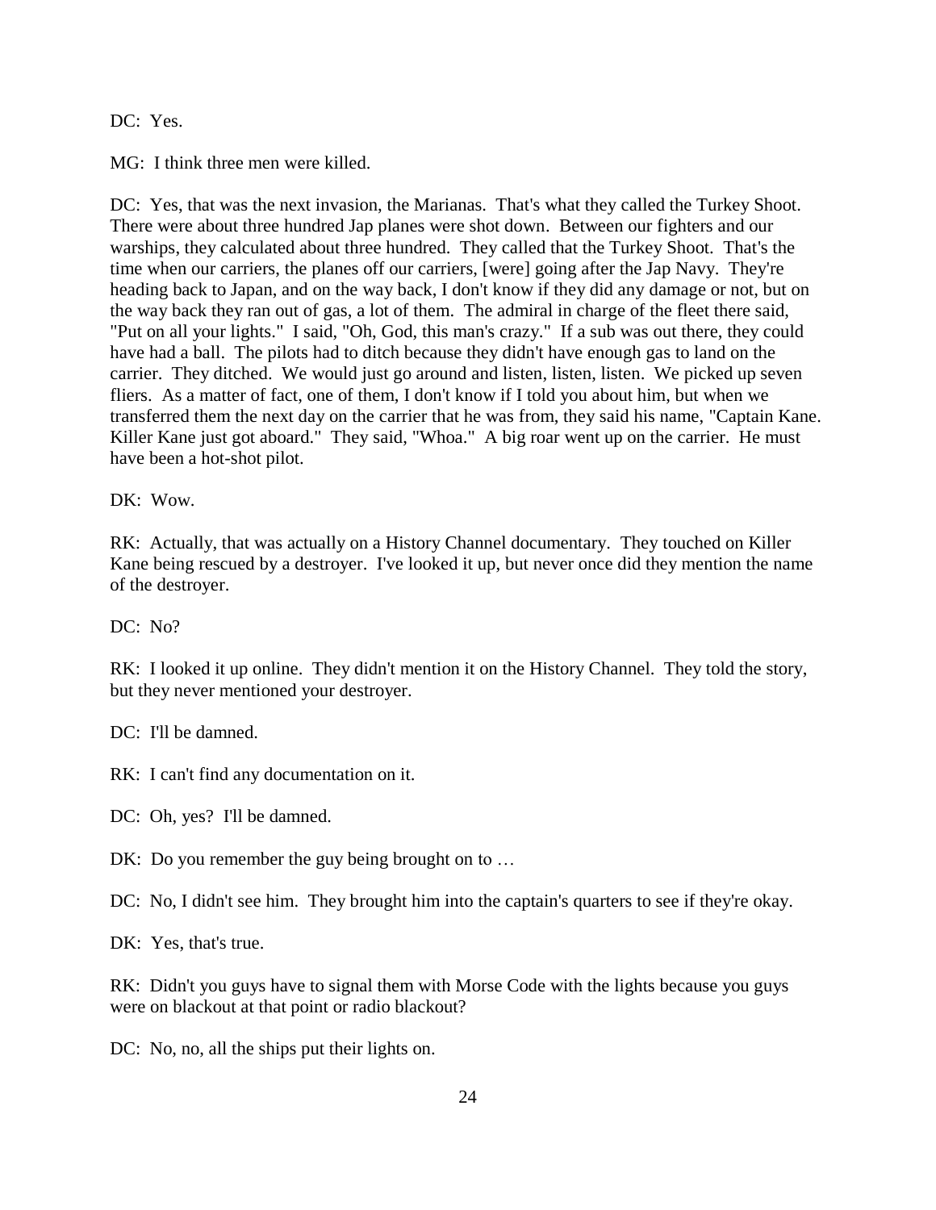DC: Yes.

MG: I think three men were killed.

DC: Yes, that was the next invasion, the Marianas. That's what they called the Turkey Shoot. There were about three hundred Jap planes were shot down. Between our fighters and our warships, they calculated about three hundred. They called that the Turkey Shoot. That's the time when our carriers, the planes off our carriers, [were] going after the Jap Navy. They're heading back to Japan, and on the way back, I don't know if they did any damage or not, but on the way back they ran out of gas, a lot of them. The admiral in charge of the fleet there said, "Put on all your lights." I said, "Oh, God, this man's crazy." If a sub was out there, they could have had a ball. The pilots had to ditch because they didn't have enough gas to land on the carrier. They ditched. We would just go around and listen, listen, listen. We picked up seven fliers. As a matter of fact, one of them, I don't know if I told you about him, but when we transferred them the next day on the carrier that he was from, they said his name, "Captain Kane. Killer Kane just got aboard." They said, "Whoa." A big roar went up on the carrier. He must have been a hot-shot pilot.

DK: Wow.

RK: Actually, that was actually on a History Channel documentary. They touched on Killer Kane being rescued by a destroyer. I've looked it up, but never once did they mention the name of the destroyer.

DC: No?

RK: I looked it up online. They didn't mention it on the History Channel. They told the story, but they never mentioned your destroyer.

DC: I'll be damned.

RK: I can't find any documentation on it.

DC: Oh, yes? I'll be damned.

DK: Do you remember the guy being brought on to …

DC: No, I didn't see him. They brought him into the captain's quarters to see if they're okay.

DK: Yes, that's true.

RK: Didn't you guys have to signal them with Morse Code with the lights because you guys were on blackout at that point or radio blackout?

DC: No, no, all the ships put their lights on.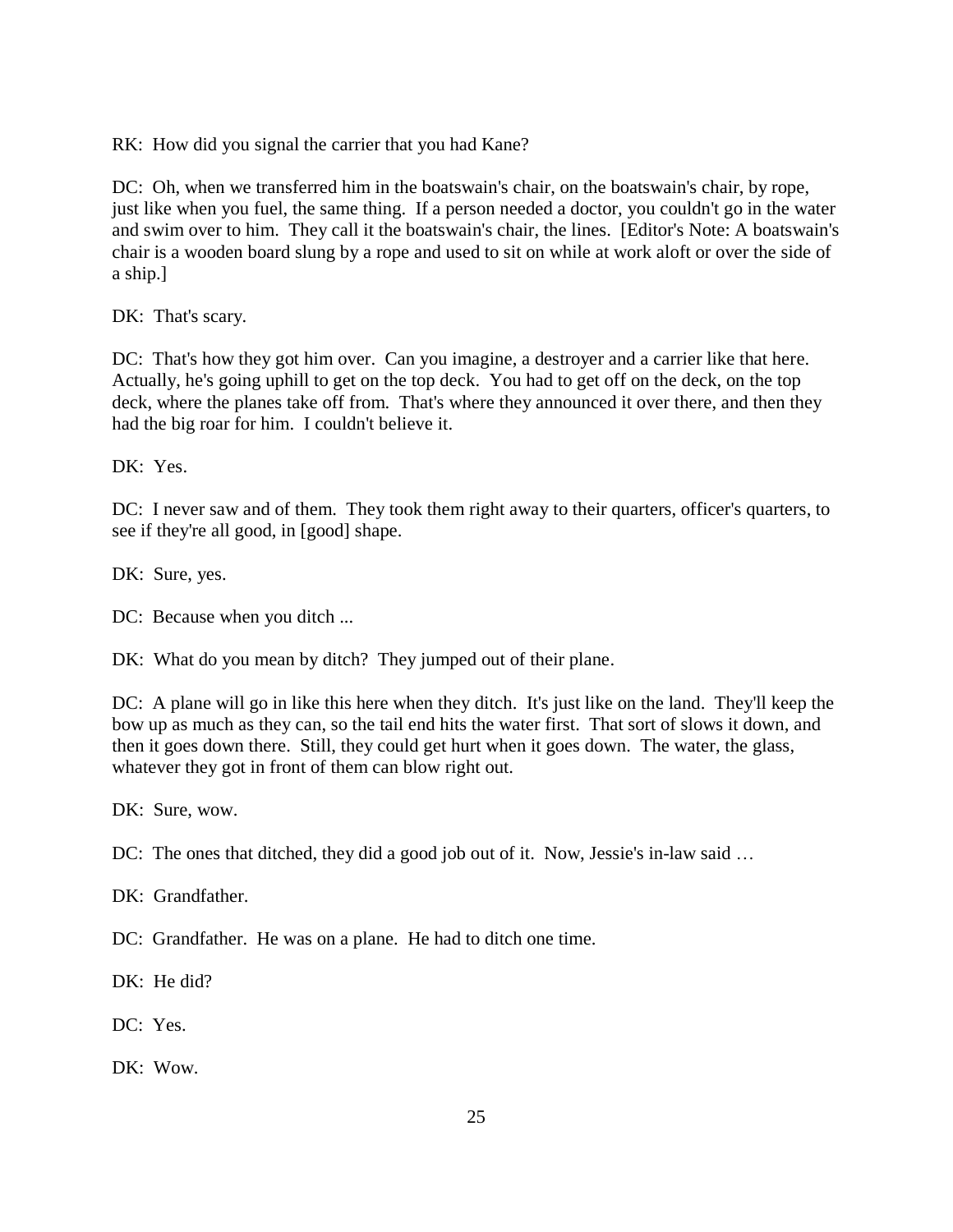RK: How did you signal the carrier that you had Kane?

DC: Oh, when we transferred him in the boatswain's chair, on the boatswain's chair, by rope, just like when you fuel, the same thing. If a person needed a doctor, you couldn't go in the water and swim over to him. They call it the boatswain's chair, the lines. [Editor's Note: A boatswain's chair is a wooden board slung by a rope and used to sit on while at work aloft or over the side of a ship.]

DK: That's scary.

DC: That's how they got him over. Can you imagine, a destroyer and a carrier like that here. Actually, he's going uphill to get on the top deck. You had to get off on the deck, on the top deck, where the planes take off from. That's where they announced it over there, and then they had the big roar for him. I couldn't believe it.

DK: Yes.

DC: I never saw and of them. They took them right away to their quarters, officer's quarters, to see if they're all good, in [good] shape.

DK: Sure, yes.

DC: Because when you ditch ...

DK: What do you mean by ditch? They jumped out of their plane.

DC: A plane will go in like this here when they ditch. It's just like on the land. They'll keep the bow up as much as they can, so the tail end hits the water first. That sort of slows it down, and then it goes down there. Still, they could get hurt when it goes down. The water, the glass, whatever they got in front of them can blow right out.

DK: Sure, wow.

DC: The ones that ditched, they did a good job out of it. Now, Jessie's in-law said …

DK: Grandfather.

DC: Grandfather. He was on a plane. He had to ditch one time.

DK: He did?

DC: Yes.

DK: Wow.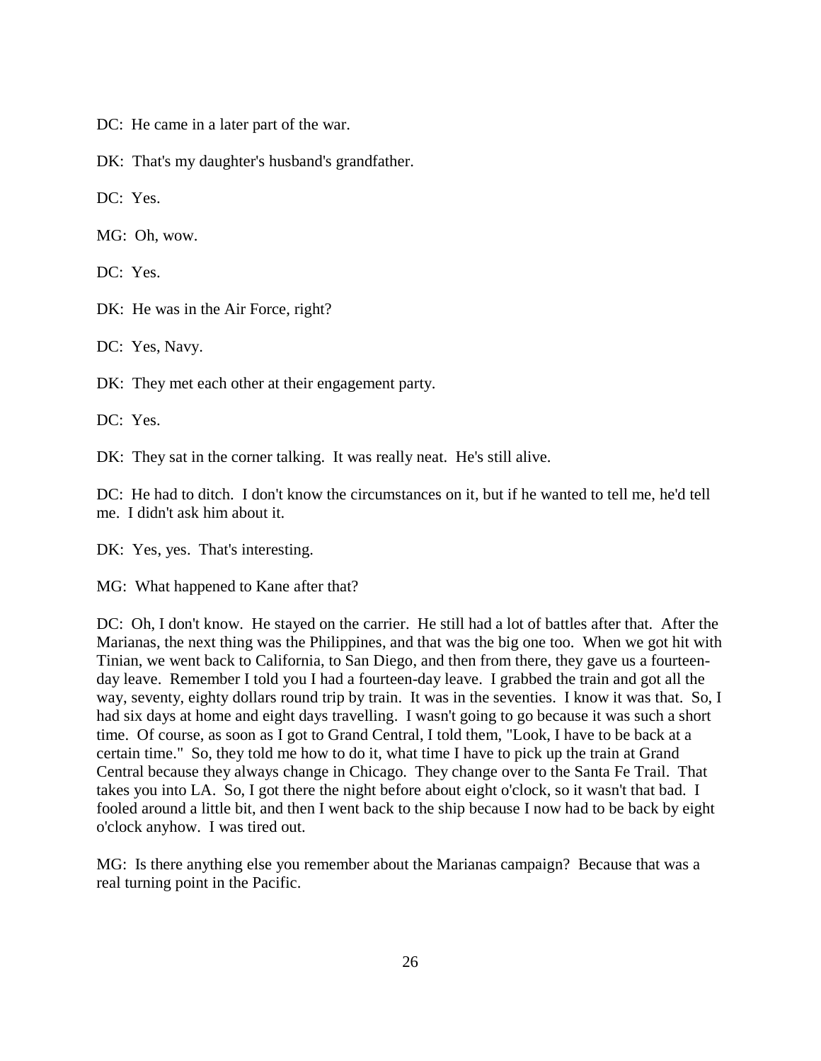DC: He came in a later part of the war.

DK: That's my daughter's husband's grandfather.

DC: Yes.

MG: Oh, wow.

DC: Yes.

DK: He was in the Air Force, right?

DC: Yes, Navy.

DK: They met each other at their engagement party.

DC: Yes.

DK: They sat in the corner talking. It was really neat. He's still alive.

DC: He had to ditch. I don't know the circumstances on it, but if he wanted to tell me, he'd tell me. I didn't ask him about it.

DK: Yes, yes. That's interesting.

MG: What happened to Kane after that?

DC: Oh, I don't know. He stayed on the carrier. He still had a lot of battles after that. After the Marianas, the next thing was the Philippines, and that was the big one too. When we got hit with Tinian, we went back to California, to San Diego, and then from there, they gave us a fourteen-day leave. Remember I told you I had a fourteen-day leave. I grabbed the train and got all the way, seventy, eighty dollars round trip by train. It was in the seventies. I know it was that. So, I had six days at home and eight days travelling. I wasn't going to go because it was such a short time. Of course, as soon as I got to Grand Central, I told them, "Look, I have to be back at a certain time." So, they told me how to do it, what time I have to pick up the train at Grand Central because they always change in Chicago. They change over to the Santa Fe Trail. That takes you into LA. So, I got there the night before about eight o'clock, so it wasn't that bad. I fooled around a little bit, and then I went back to the ship because I now had to be back by eight o'clock anyhow. I was tired out.

MG: Is there anything else you remember about the Marianas campaign? Because that was a real turning point in the Pacific.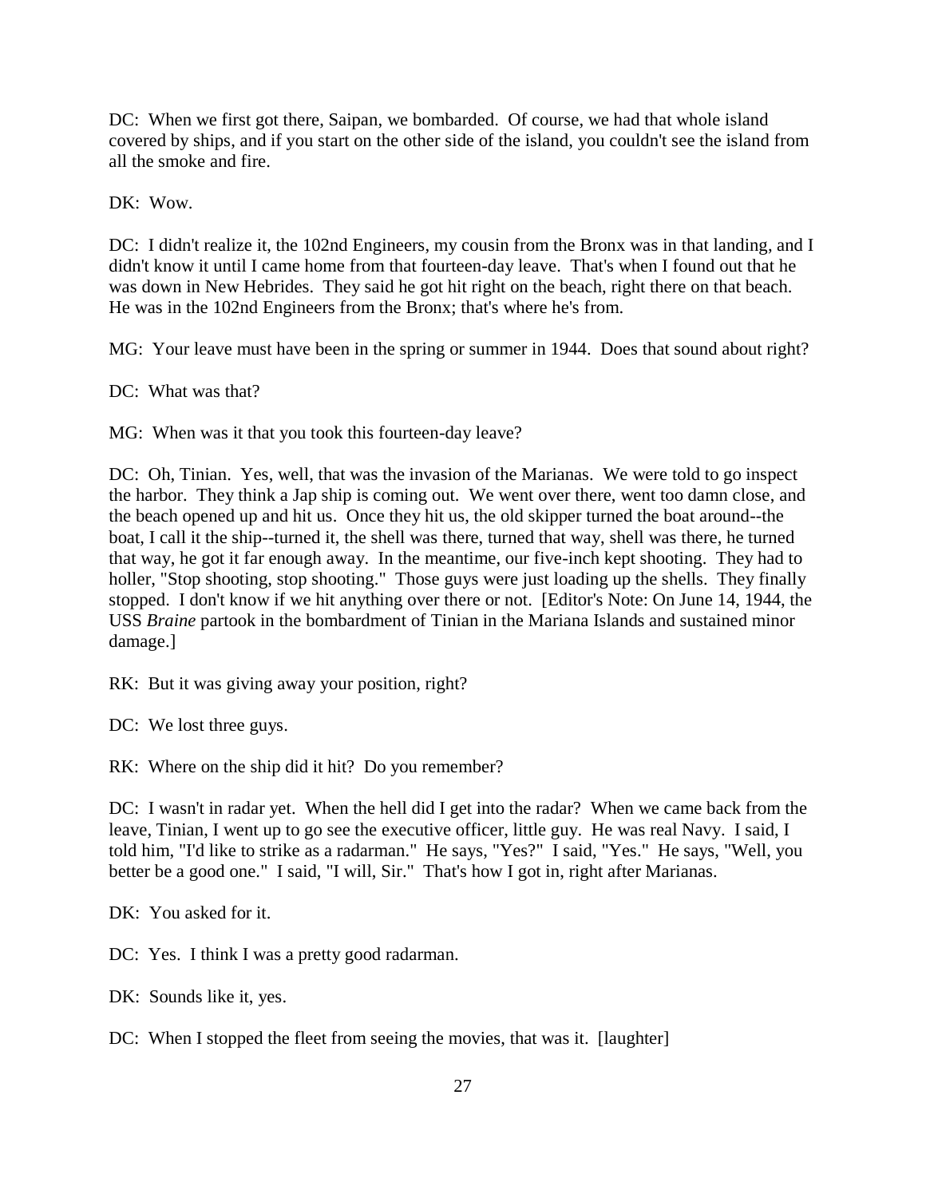DC: When we first got there, Saipan, we bombarded. Of course, we had that whole island covered by ships, and if you start on the other side of the island, you couldn't see the island from all the smoke and fire.

DK: Wow.

DC: I didn't realize it, the 102nd Engineers, my cousin from the Bronx was in that landing, and I didn't know it until I came home from that fourteen-day leave. That's when I found out that he was down in New Hebrides. They said he got hit right on the beach, right there on that beach. He was in the 102nd Engineers from the Bronx; that's where he's from.

MG: Your leave must have been in the spring or summer in 1944. Does that sound about right?

DC: What was that?

MG: When was it that you took this fourteen-day leave?

DC: Oh, Tinian. Yes, well, that was the invasion of the Marianas. We were told to go inspect the harbor. They think a Jap ship is coming out. We went over there, went too damn close, and the beach opened up and hit us. Once they hit us, the old skipper turned the boat around--the boat, I call it the ship--turned it, the shell was there, turned that way, shell was there, he turned that way, he got it far enough away. In the meantime, our five-inch kept shooting. They had to holler, "Stop shooting, stop shooting." Those guys were just loading up the shells. They finally stopped. I don't know if we hit anything over there or not. [Editor's Note: On June 14, 1944, the USS *Braine* partook in the bombardment of Tinian in the Mariana Islands and sustained minor damage.]

RK: But it was giving away your position, right?

DC: We lost three guys.

RK: Where on the ship did it hit? Do you remember?

DC: I wasn't in radar yet. When the hell did I get into the radar? When we came back from the leave, Tinian, I went up to go see the executive officer, little guy. He was real Navy. I said, I told him, "I'd like to strike as a radarman." He says, "Yes?" I said, "Yes." He says, "Well, you better be a good one." I said, "I will, Sir." That's how I got in, right after Marianas.

DK: You asked for it.

DC: Yes. I think I was a pretty good radarman.

DK: Sounds like it, yes.

DC: When I stopped the fleet from seeing the movies, that was it. [laughter]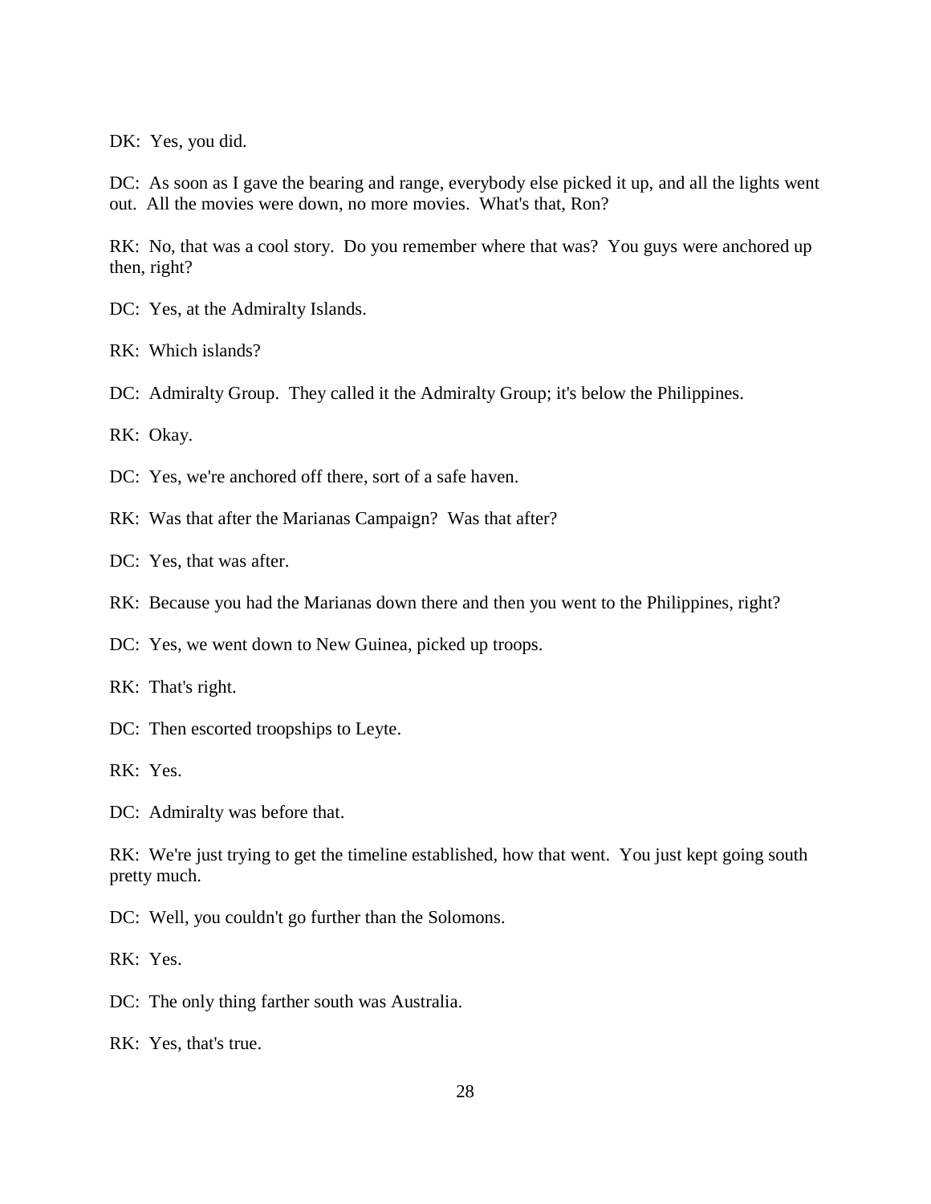DK: Yes, you did.

DC: As soon as I gave the bearing and range, everybody else picked it up, and all the lights went out. All the movies were down, no more movies. What's that, Ron?

RK: No, that was a cool story. Do you remember where that was? You guys were anchored up then, right?

DC: Yes, at the Admiralty Islands.

RK: Which islands?

DC: Admiralty Group. They called it the Admiralty Group; it's below the Philippines.

RK: Okay.

DC: Yes, we're anchored off there, sort of a safe haven.

RK: Was that after the Marianas Campaign? Was that after?

DC: Yes, that was after.

RK: Because you had the Marianas down there and then you went to the Philippines, right?

DC: Yes, we went down to New Guinea, picked up troops.

RK: That's right.

DC: Then escorted troopships to Leyte.

RK: Yes.

DC: Admiralty was before that.

RK: We're just trying to get the timeline established, how that went. You just kept going south pretty much.

DC: Well, you couldn't go further than the Solomons.

RK: Yes.

DC: The only thing farther south was Australia.

RK: Yes, that's true.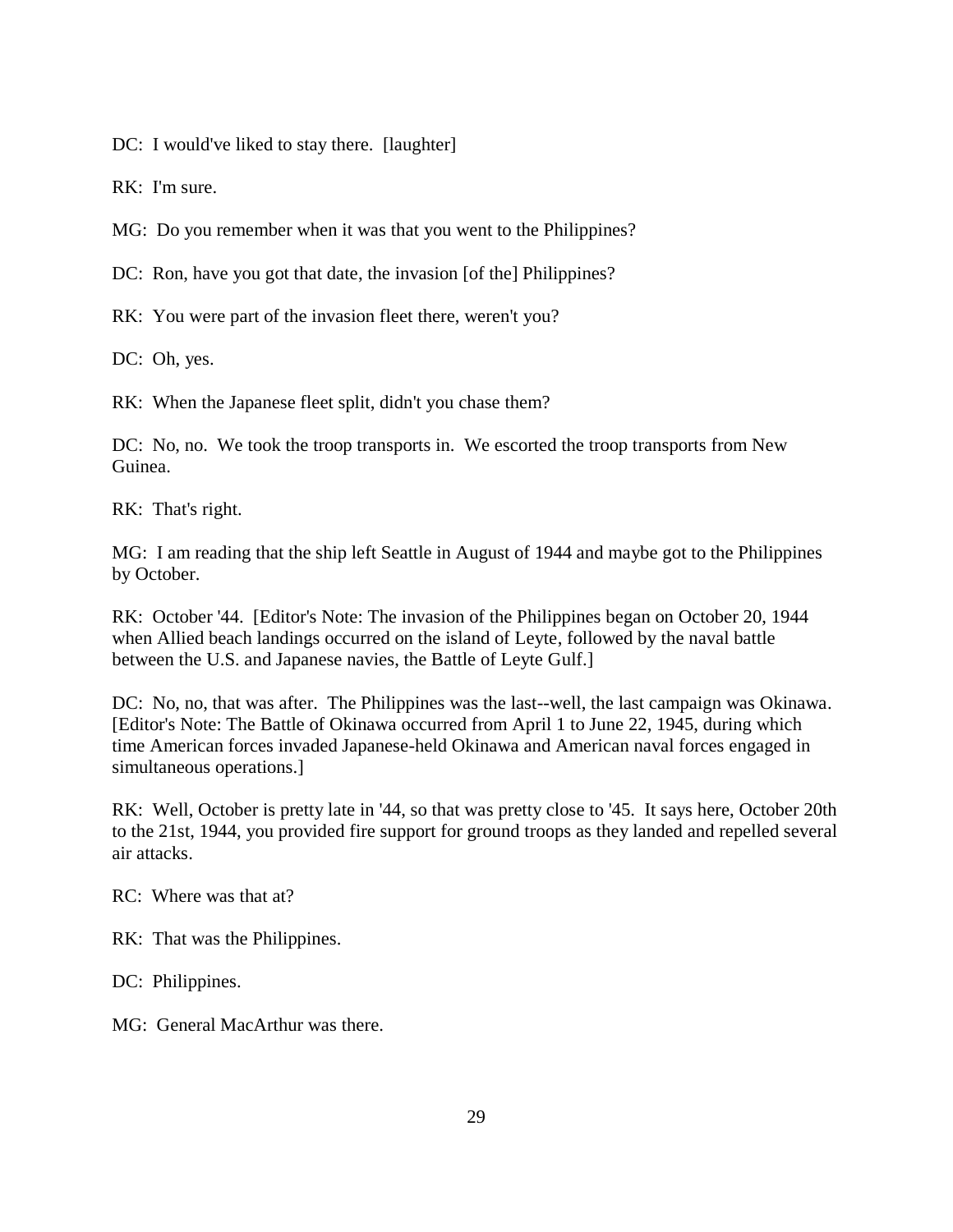DC: I would've liked to stay there. [laughter]

RK: I'm sure.

MG: Do you remember when it was that you went to the Philippines?

DC: Ron, have you got that date, the invasion [of the] Philippines?

RK: You were part of the invasion fleet there, weren't you?

DC: Oh, yes.

RK: When the Japanese fleet split, didn't you chase them?

DC: No, no. We took the troop transports in. We escorted the troop transports from New Guinea.

RK: That's right.

MG: I am reading that the ship left Seattle in August of 1944 and maybe got to the Philippines by October.

RK: October '44. [Editor's Note: The invasion of the Philippines began on October 20, 1944 when Allied beach landings occurred on the island of Leyte, followed by the naval battle between the U.S. and Japanese navies, the Battle of Leyte Gulf.]

DC: No, no, that was after. The Philippines was the last--well, the last campaign was Okinawa. [Editor's Note: The Battle of Okinawa occurred from April 1 to June 22, 1945, during which time American forces invaded Japanese-held Okinawa and American naval forces engaged in simultaneous operations.]

RK: Well, October is pretty late in '44, so that was pretty close to '45. It says here, October 20th to the 21st, 1944, you provided fire support for ground troops as they landed and repelled several air attacks.

RC: Where was that at?

RK: That was the Philippines.

DC: Philippines.

MG: General MacArthur was there.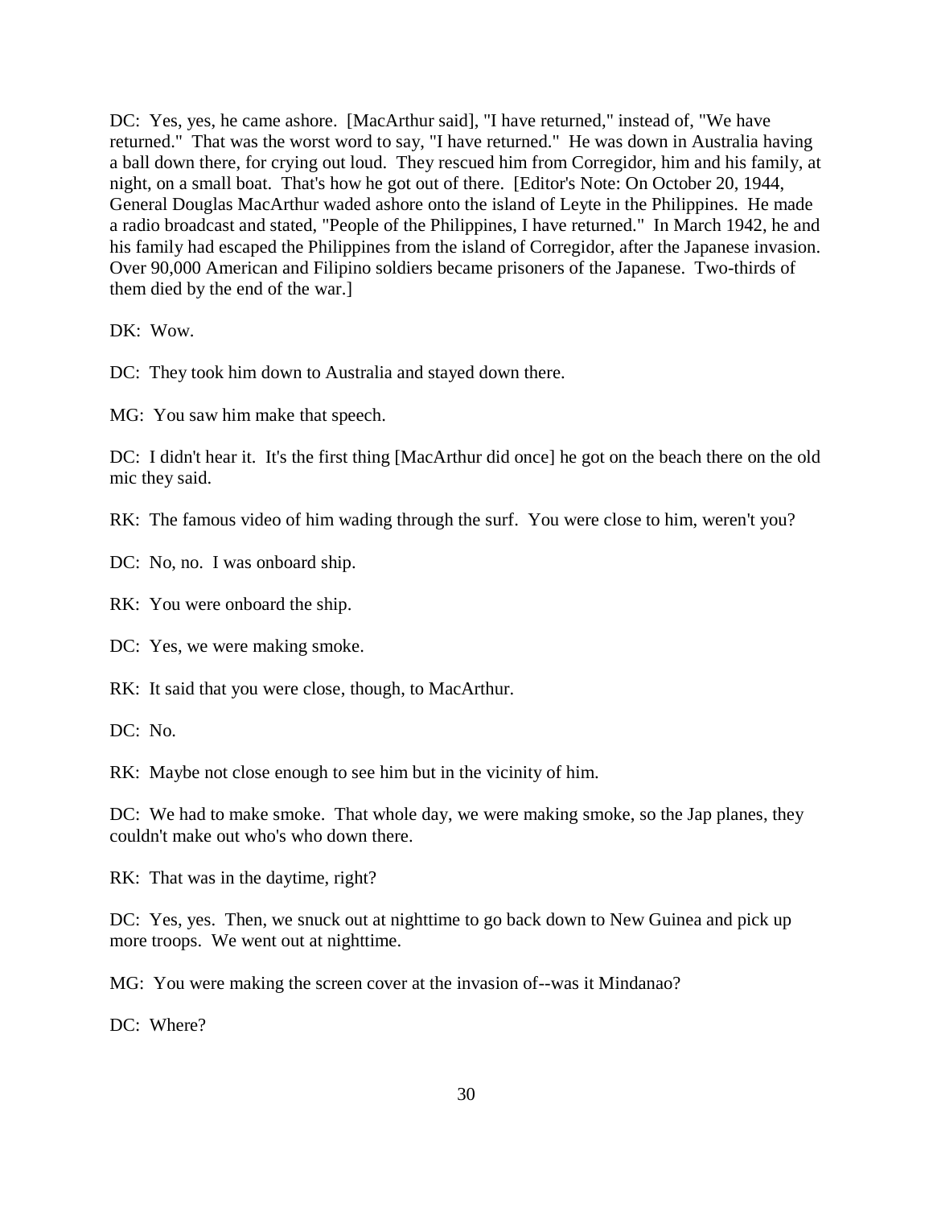DC: Yes, yes, he came ashore. [MacArthur said], "I have returned," instead of, "We have returned." That was the worst word to say, "I have returned." He was down in Australia having a ball down there, for crying out loud. They rescued him from Corregidor, him and his family, at night, on a small boat. That's how he got out of there. [Editor's Note: On October 20, 1944, General Douglas MacArthur waded ashore onto the island of Leyte in the Philippines. He made a radio broadcast and stated, "People of the Philippines, I have returned." In March 1942, he and his family had escaped the Philippines from the island of Corregidor, after the Japanese invasion. Over 90,000 American and Filipino soldiers became prisoners of the Japanese. Two-thirds of them died by the end of the war.]

DK: Wow.

DC: They took him down to Australia and stayed down there.

MG: You saw him make that speech.

DC: I didn't hear it. It's the first thing [MacArthur did once] he got on the beach there on the old mic they said.

RK: The famous video of him wading through the surf. You were close to him, weren't you?

DC: No, no. I was onboard ship.

RK: You were onboard the ship.

DC: Yes, we were making smoke.

RK: It said that you were close, though, to MacArthur.

DC: No.

RK: Maybe not close enough to see him but in the vicinity of him.

DC: We had to make smoke. That whole day, we were making smoke, so the Jap planes, they couldn't make out who's who down there.

RK: That was in the daytime, right?

DC: Yes, yes. Then, we snuck out at nighttime to go back down to New Guinea and pick up more troops. We went out at nighttime.

MG: You were making the screen cover at the invasion of--was it Mindanao?

DC: Where?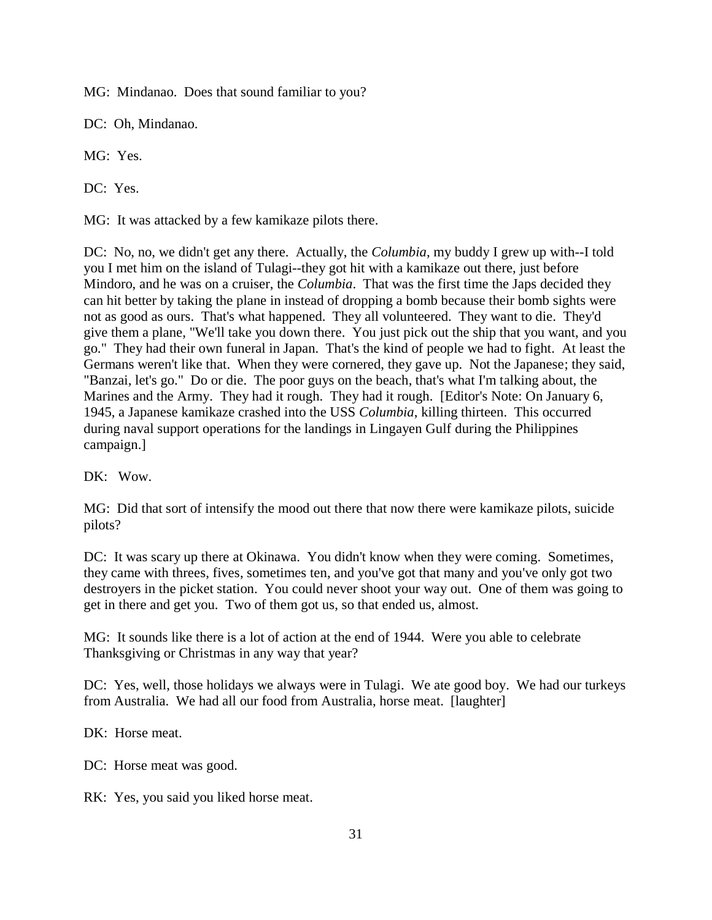MG: Mindanao. Does that sound familiar to you?

DC: Oh, Mindanao.

MG: Yes.

DC: Yes.

MG: It was attacked by a few kamikaze pilots there.

DC: No, no, we didn't get any there. Actually, the *Columbia*, my buddy I grew up with--I told you I met him on the island of Tulagi--they got hit with a kamikaze out there, just before Mindoro, and he was on a cruiser, the *Columbia*. That was the first time the Japs decided they can hit better by taking the plane in instead of dropping a bomb because their bomb sights were not as good as ours. That's what happened. They all volunteered. They want to die. They'd give them a plane, "We'll take you down there. You just pick out the ship that you want, and you go." They had their own funeral in Japan. That's the kind of people we had to fight. At least the Germans weren't like that. When they were cornered, they gave up. Not the Japanese; they said, "Banzai, let's go." Do or die. The poor guys on the beach, that's what I'm talking about, the Marines and the Army. They had it rough. They had it rough. [Editor's Note: On January 6, 1945, a Japanese kamikaze crashed into the USS *Columbia*, killing thirteen. This occurred during naval support operations for the landings in Lingayen Gulf during the Philippines campaign.]

DK: Wow.

MG: Did that sort of intensify the mood out there that now there were kamikaze pilots, suicide pilots?

DC: It was scary up there at Okinawa. You didn't know when they were coming. Sometimes, they came with threes, fives, sometimes ten, and you've got that many and you've only got two destroyers in the picket station. You could never shoot your way out. One of them was going to get in there and get you. Two of them got us, so that ended us, almost.

MG: It sounds like there is a lot of action at the end of 1944. Were you able to celebrate Thanksgiving or Christmas in any way that year?

DC: Yes, well, those holidays we always were in Tulagi. We ate good boy. We had our turkeys from Australia. We had all our food from Australia, horse meat. [laughter]

DK: Horse meat.

DC: Horse meat was good.

RK: Yes, you said you liked horse meat.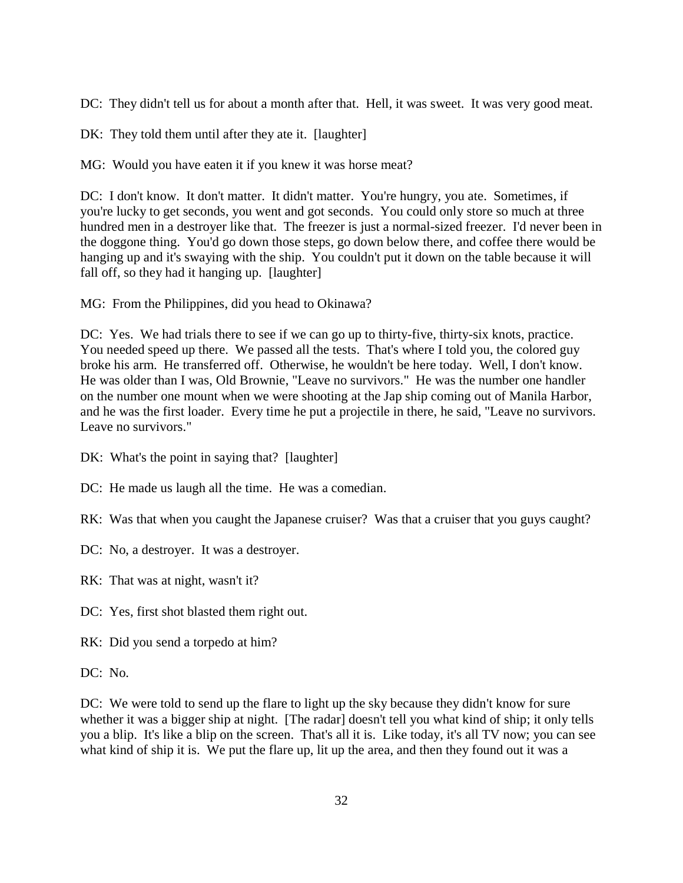DC: They didn't tell us for about a month after that. Hell, it was sweet. It was very good meat.

DK: They told them until after they ate it. [laughter]

MG: Would you have eaten it if you knew it was horse meat?

DC: I don't know. It don't matter. It didn't matter. You're hungry, you ate. Sometimes, if you're lucky to get seconds, you went and got seconds. You could only store so much at three hundred men in a destroyer like that. The freezer is just a normal-sized freezer. I'd never been in the doggone thing. You'd go down those steps, go down below there, and coffee there would be hanging up and it's swaying with the ship. You couldn't put it down on the table because it will fall off, so they had it hanging up. [laughter]

MG: From the Philippines, did you head to Okinawa?

DC: Yes. We had trials there to see if we can go up to thirty-five, thirty-six knots, practice. You needed speed up there. We passed all the tests. That's where I told you, the colored guy broke his arm. He transferred off. Otherwise, he wouldn't be here today. Well, I don't know. He was older than I was, Old Brownie, "Leave no survivors." He was the number one handler on the number one mount when we were shooting at the Jap ship coming out of Manila Harbor, and he was the first loader. Every time he put a projectile in there, he said, "Leave no survivors. Leave no survivors."

DK: What's the point in saying that? [laughter]

DC: He made us laugh all the time. He was a comedian.

RK: Was that when you caught the Japanese cruiser? Was that a cruiser that you guys caught?

DC: No, a destroyer. It was a destroyer.

RK: That was at night, wasn't it?

DC: Yes, first shot blasted them right out.

RK: Did you send a torpedo at him?

DC: No.

DC: We were told to send up the flare to light up the sky because they didn't know for sure whether it was a bigger ship at night. [The radar] doesn't tell you what kind of ship; it only tells you a blip. It's like a blip on the screen. That's all it is. Like today, it's all TV now; you can see what kind of ship it is. We put the flare up, lit up the area, and then they found out it was a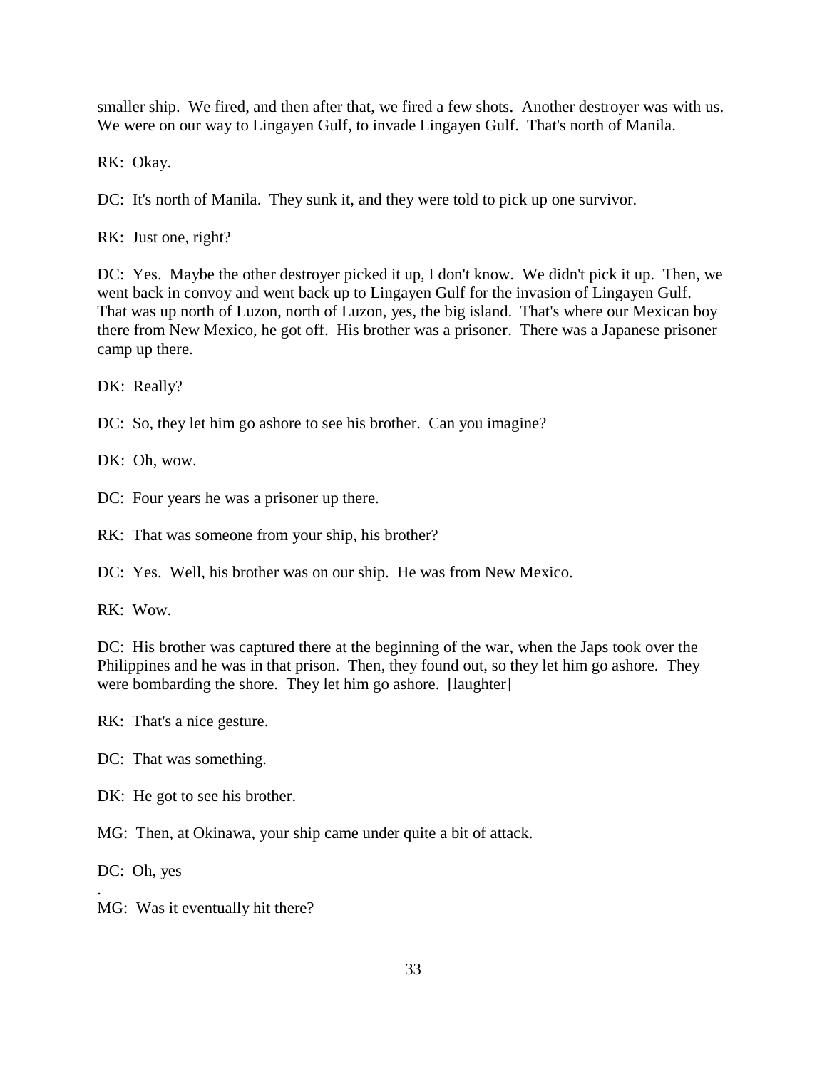smaller ship. We fired, and then after that, we fired a few shots. Another destroyer was with us. We were on our way to Lingayen Gulf, to invade Lingayen Gulf. That's north of Manila.

RK: Okay.

DC: It's north of Manila. They sunk it, and they were told to pick up one survivor.

RK: Just one, right?

DC: Yes. Maybe the other destroyer picked it up, I don't know. We didn't pick it up. Then, we went back in convoy and went back up to Lingayen Gulf for the invasion of Lingayen Gulf. That was up north of Luzon, north of Luzon, yes, the big island. That's where our Mexican boy there from New Mexico, he got off. His brother was a prisoner. There was a Japanese prisoner camp up there.

DK: Really?

DC: So, they let him go ashore to see his brother. Can you imagine?

DK: Oh, wow.

DC: Four years he was a prisoner up there.

RK: That was someone from your ship, his brother?

DC: Yes. Well, his brother was on our ship. He was from New Mexico.

RK: Wow.

DC: His brother was captured there at the beginning of the war, when the Japs took over the Philippines and he was in that prison. Then, they found out, so they let him go ashore. They were bombarding the shore. They let him go ashore. [laughter]

RK: That's a nice gesture.

DC: That was something.

DK: He got to see his brother.

MG: Then, at Okinawa, your ship came under quite a bit of attack.

DC: Oh, yes
.
MG: Was it eventually hit there?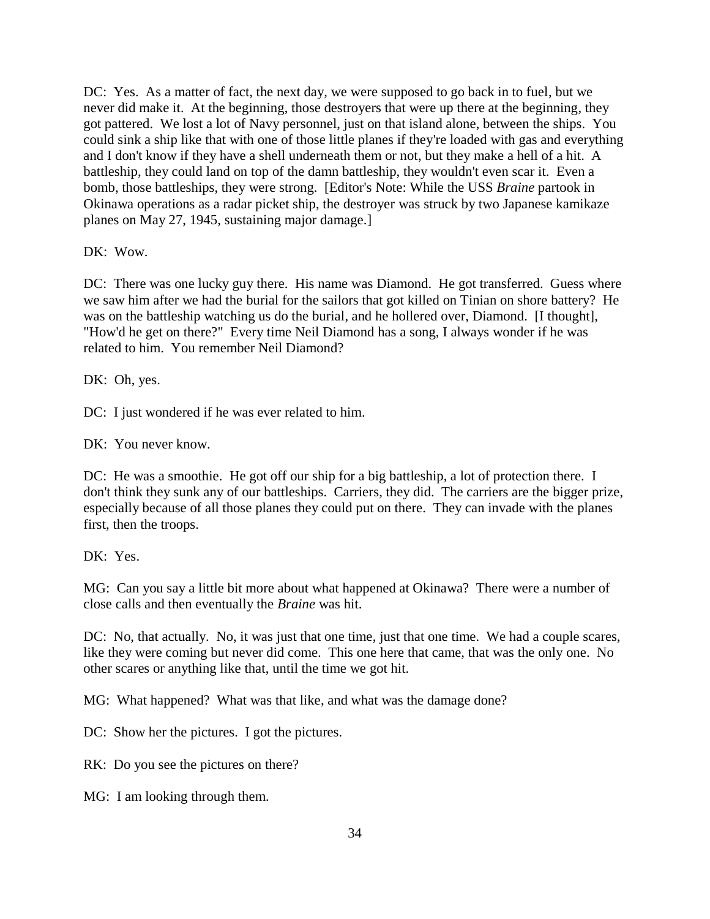DC: Yes. As a matter of fact, the next day, we were supposed to go back in to fuel, but we never did make it. At the beginning, those destroyers that were up there at the beginning, they got pattered. We lost a lot of Navy personnel, just on that island alone, between the ships. You could sink a ship like that with one of those little planes if they're loaded with gas and everything and I don't know if they have a shell underneath them or not, but they make a hell of a hit. A battleship, they could land on top of the damn battleship, they wouldn't even scar it. Even a bomb, those battleships, they were strong. [Editor's Note: While the USS *Braine* partook in Okinawa operations as a radar picket ship, the destroyer was struck by two Japanese kamikaze planes on May 27, 1945, sustaining major damage.]

DK: Wow.

DC: There was one lucky guy there. His name was Diamond. He got transferred. Guess where we saw him after we had the burial for the sailors that got killed on Tinian on shore battery? He was on the battleship watching us do the burial, and he hollered over, Diamond. [I thought], "How'd he get on there?" Every time Neil Diamond has a song, I always wonder if he was related to him. You remember Neil Diamond?

DK: Oh, yes.

DC: I just wondered if he was ever related to him.

DK: You never know.

DC: He was a smoothie. He got off our ship for a big battleship, a lot of protection there. I don't think they sunk any of our battleships. Carriers, they did. The carriers are the bigger prize, especially because of all those planes they could put on there. They can invade with the planes first, then the troops.

DK: Yes.

MG: Can you say a little bit more about what happened at Okinawa? There were a number of close calls and then eventually the *Braine* was hit.

DC: No, that actually. No, it was just that one time, just that one time. We had a couple scares, like they were coming but never did come. This one here that came, that was the only one. No other scares or anything like that, until the time we got hit.

MG: What happened? What was that like, and what was the damage done?

DC: Show her the pictures. I got the pictures.

RK: Do you see the pictures on there?

MG: I am looking through them.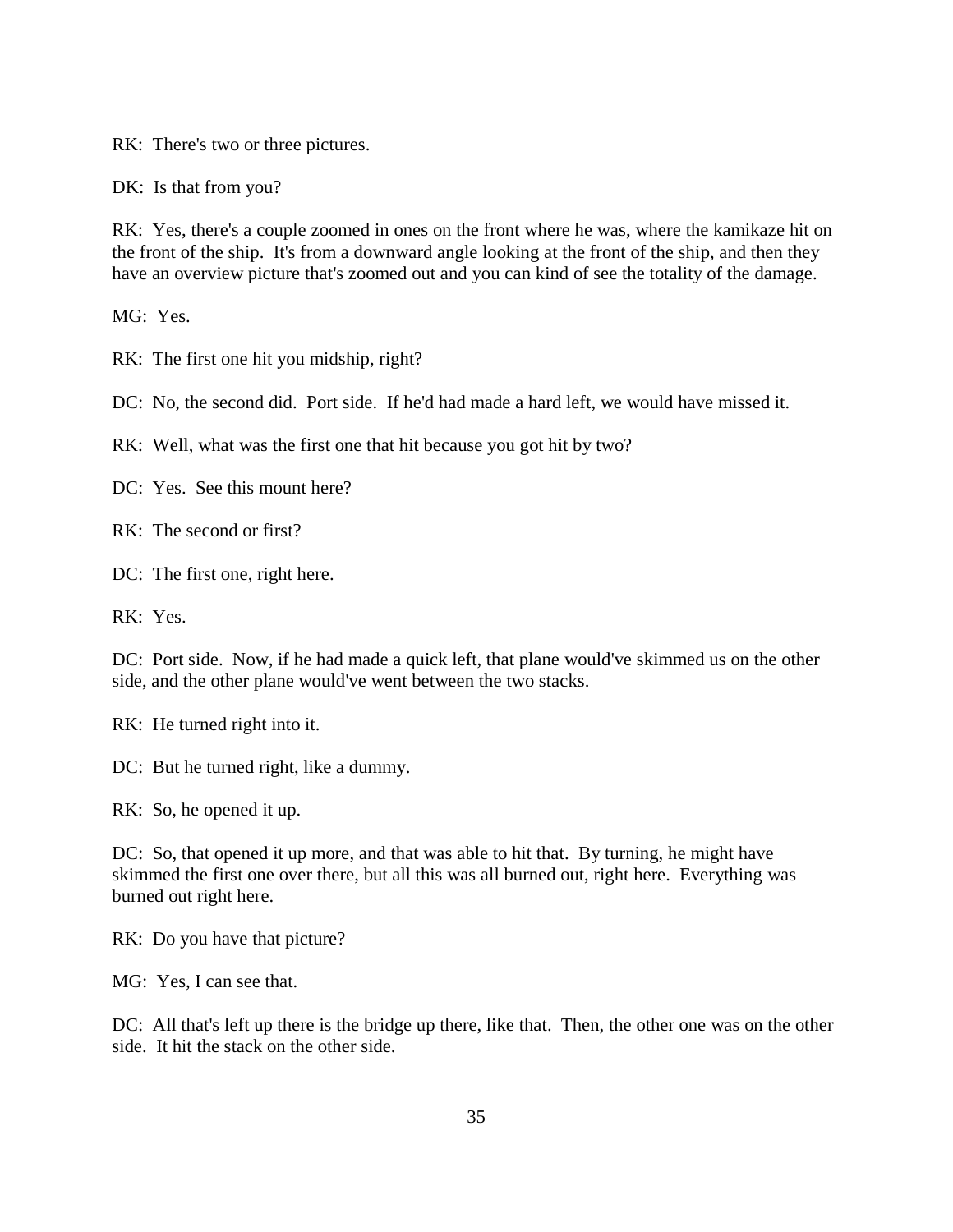RK: There's two or three pictures.

DK: Is that from you?

RK: Yes, there's a couple zoomed in ones on the front where he was, where the kamikaze hit on the front of the ship. It's from a downward angle looking at the front of the ship, and then they have an overview picture that's zoomed out and you can kind of see the totality of the damage.

MG: Yes.

RK: The first one hit you midship, right?

DC: No, the second did. Port side. If he'd had made a hard left, we would have missed it.

RK: Well, what was the first one that hit because you got hit by two?

DC: Yes. See this mount here?

RK: The second or first?

DC: The first one, right here.

RK: Yes.

DC: Port side. Now, if he had made a quick left, that plane would've skimmed us on the other side, and the other plane would've went between the two stacks.

RK: He turned right into it.

DC: But he turned right, like a dummy.

RK: So, he opened it up.

DC: So, that opened it up more, and that was able to hit that. By turning, he might have skimmed the first one over there, but all this was all burned out, right here. Everything was burned out right here.

RK: Do you have that picture?

MG: Yes, I can see that.

DC: All that's left up there is the bridge up there, like that. Then, the other one was on the other side. It hit the stack on the other side.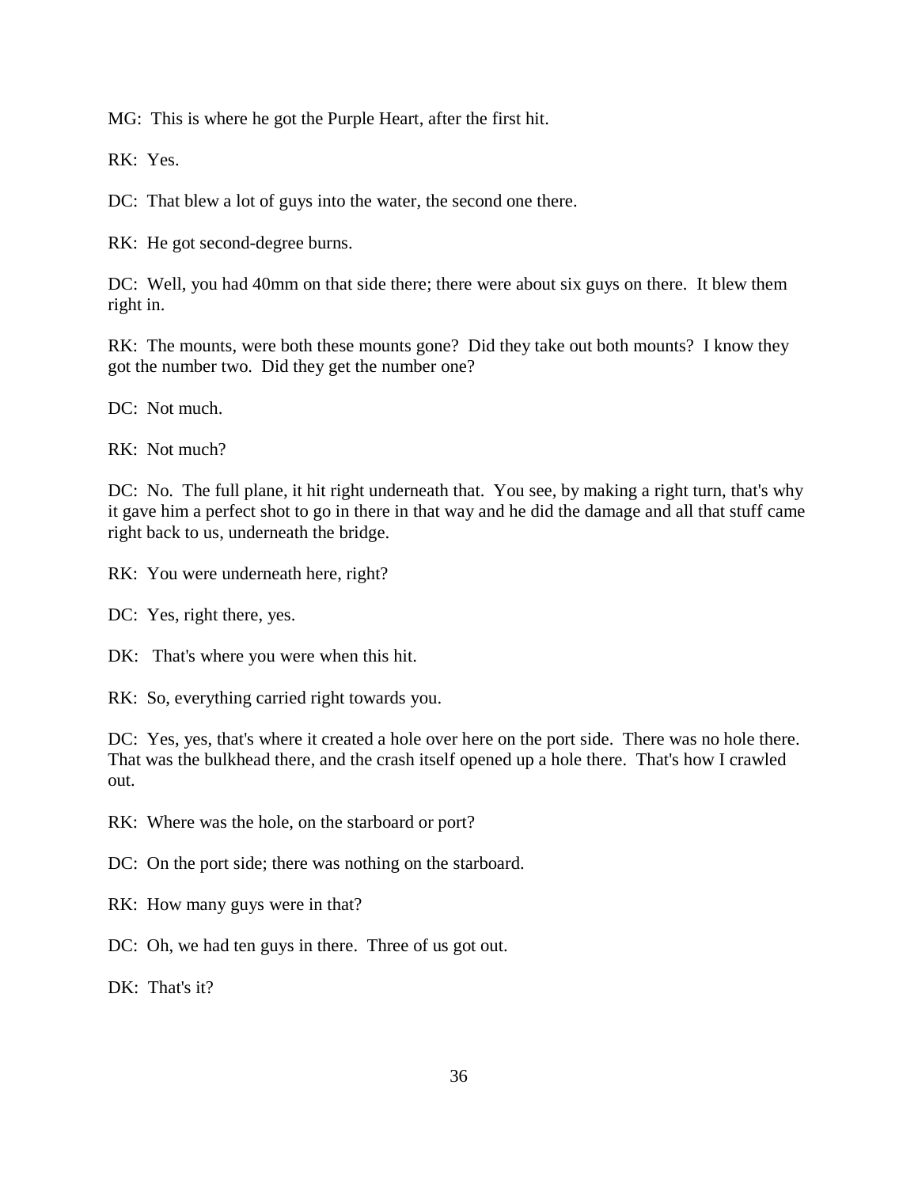MG: This is where he got the Purple Heart, after the first hit.

RK: Yes.

DC: That blew a lot of guys into the water, the second one there.

RK: He got second-degree burns.

DC: Well, you had 40mm on that side there; there were about six guys on there. It blew them right in.

RK: The mounts, were both these mounts gone? Did they take out both mounts? I know they got the number two. Did they get the number one?

DC: Not much.

RK: Not much?

DC: No. The full plane, it hit right underneath that. You see, by making a right turn, that's why it gave him a perfect shot to go in there in that way and he did the damage and all that stuff came right back to us, underneath the bridge.

RK: You were underneath here, right?

DC: Yes, right there, yes.

DK: That's where you were when this hit.

RK: So, everything carried right towards you.

DC: Yes, yes, that's where it created a hole over here on the port side. There was no hole there. That was the bulkhead there, and the crash itself opened up a hole there. That's how I crawled out.

RK: Where was the hole, on the starboard or port?

DC: On the port side; there was nothing on the starboard.

RK: How many guys were in that?

DC: Oh, we had ten guys in there. Three of us got out.

DK: That's it?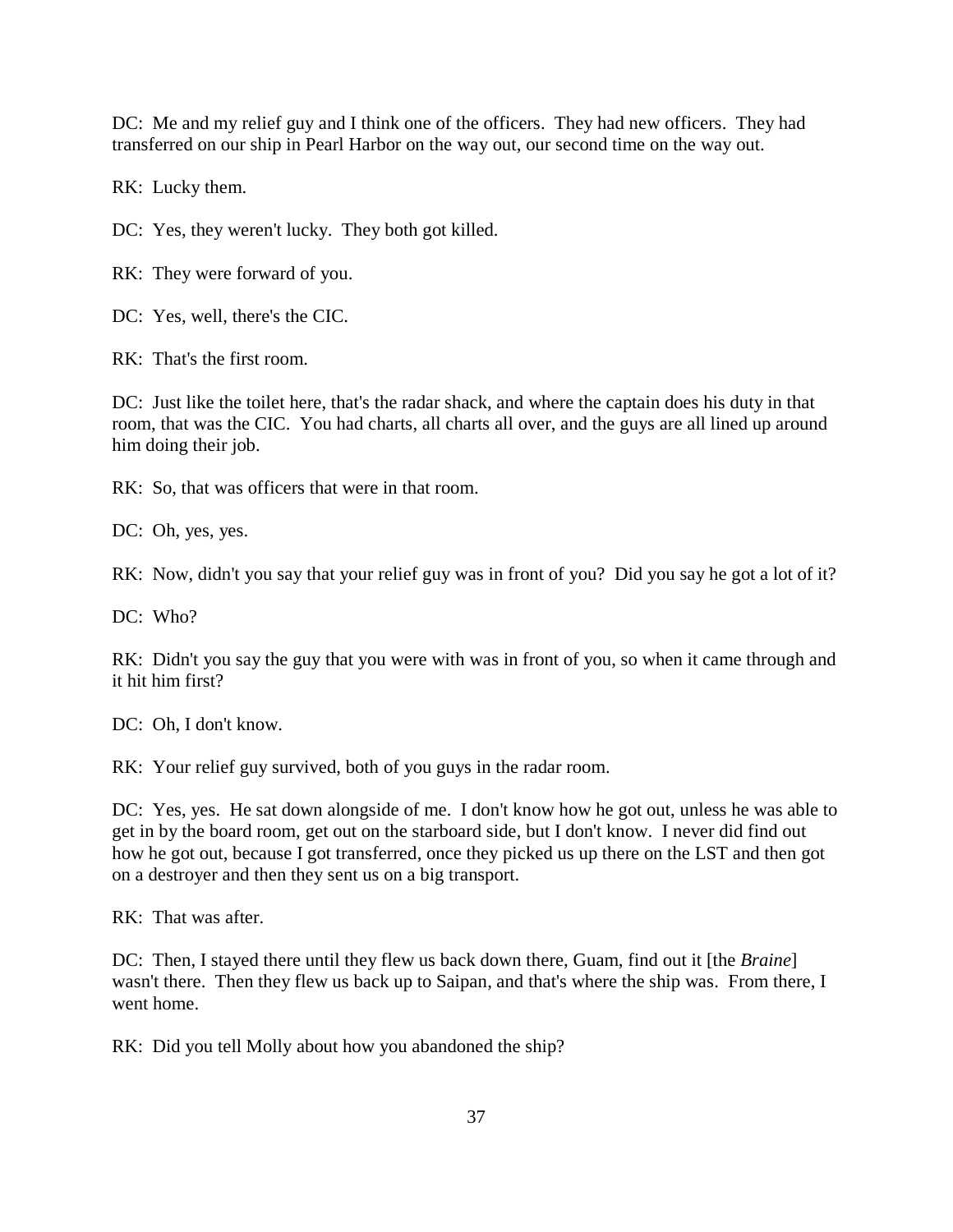DC: Me and my relief guy and I think one of the officers. They had new officers. They had transferred on our ship in Pearl Harbor on the way out, our second time on the way out.

RK: Lucky them.

DC: Yes, they weren't lucky. They both got killed.

RK: They were forward of you.

DC: Yes, well, there's the CIC.

RK: That's the first room.

DC: Just like the toilet here, that's the radar shack, and where the captain does his duty in that room, that was the CIC. You had charts, all charts all over, and the guys are all lined up around him doing their job.

RK: So, that was officers that were in that room.

DC: Oh, yes, yes.

RK: Now, didn't you say that your relief guy was in front of you? Did you say he got a lot of it?

DC: Who?

RK: Didn't you say the guy that you were with was in front of you, so when it came through and it hit him first?

DC: Oh, I don't know.

RK: Your relief guy survived, both of you guys in the radar room.

DC: Yes, yes. He sat down alongside of me. I don't know how he got out, unless he was able to get in by the board room, get out on the starboard side, but I don't know. I never did find out how he got out, because I got transferred, once they picked us up there on the LST and then got on a destroyer and then they sent us on a big transport.

RK: That was after.

DC: Then, I stayed there until they flew us back down there, Guam, find out it [the *Braine*] wasn't there. Then they flew us back up to Saipan, and that's where the ship was. From there, I went home.

RK: Did you tell Molly about how you abandoned the ship?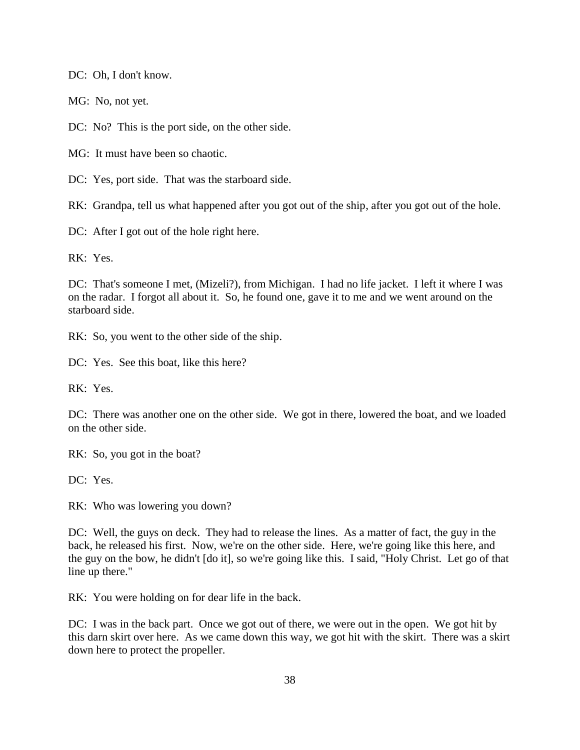DC: Oh, I don't know.

MG: No, not yet.

DC: No? This is the port side, on the other side.

MG: It must have been so chaotic.

DC: Yes, port side. That was the starboard side.

RK: Grandpa, tell us what happened after you got out of the ship, after you got out of the hole.

DC: After I got out of the hole right here.

RK: Yes.

DC: That's someone I met, (Mizeli?), from Michigan. I had no life jacket. I left it where I was on the radar. I forgot all about it. So, he found one, gave it to me and we went around on the starboard side.

RK: So, you went to the other side of the ship.

DC: Yes. See this boat, like this here?

RK: Yes.

DC: There was another one on the other side. We got in there, lowered the boat, and we loaded on the other side.

RK: So, you got in the boat?

DC: Yes.

RK: Who was lowering you down?

DC: Well, the guys on deck. They had to release the lines. As a matter of fact, the guy in the back, he released his first. Now, we're on the other side. Here, we're going like this here, and the guy on the bow, he didn't [do it], so we're going like this. I said, "Holy Christ. Let go of that line up there."

RK: You were holding on for dear life in the back.

DC: I was in the back part. Once we got out of there, we were out in the open. We got hit by this darn skirt over here. As we came down this way, we got hit with the skirt. There was a skirt down here to protect the propeller.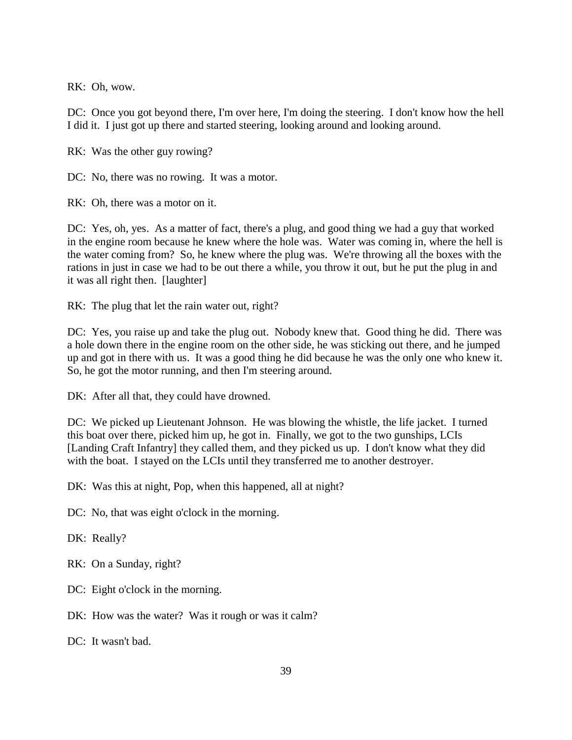RK: Oh, wow.

DC: Once you got beyond there, I'm over here, I'm doing the steering. I don't know how the hell I did it. I just got up there and started steering, looking around and looking around.

RK: Was the other guy rowing?

DC: No, there was no rowing. It was a motor.

RK: Oh, there was a motor on it.

DC: Yes, oh, yes. As a matter of fact, there's a plug, and good thing we had a guy that worked in the engine room because he knew where the hole was. Water was coming in, where the hell is the water coming from? So, he knew where the plug was. We're throwing all the boxes with the rations in just in case we had to be out there a while, you throw it out, but he put the plug in and it was all right then. [laughter]

RK: The plug that let the rain water out, right?

DC: Yes, you raise up and take the plug out. Nobody knew that. Good thing he did. There was a hole down there in the engine room on the other side, he was sticking out there, and he jumped up and got in there with us. It was a good thing he did because he was the only one who knew it. So, he got the motor running, and then I'm steering around.

DK: After all that, they could have drowned.

DC: We picked up Lieutenant Johnson. He was blowing the whistle, the life jacket. I turned this boat over there, picked him up, he got in. Finally, we got to the two gunships, LCIs [Landing Craft Infantry] they called them, and they picked us up. I don't know what they did with the boat. I stayed on the LCIs until they transferred me to another destroyer.

DK: Was this at night, Pop, when this happened, all at night?

DC: No, that was eight o'clock in the morning.

DK: Really?

RK: On a Sunday, right?

DC: Eight o'clock in the morning.

DK: How was the water? Was it rough or was it calm?

DC: It wasn't bad.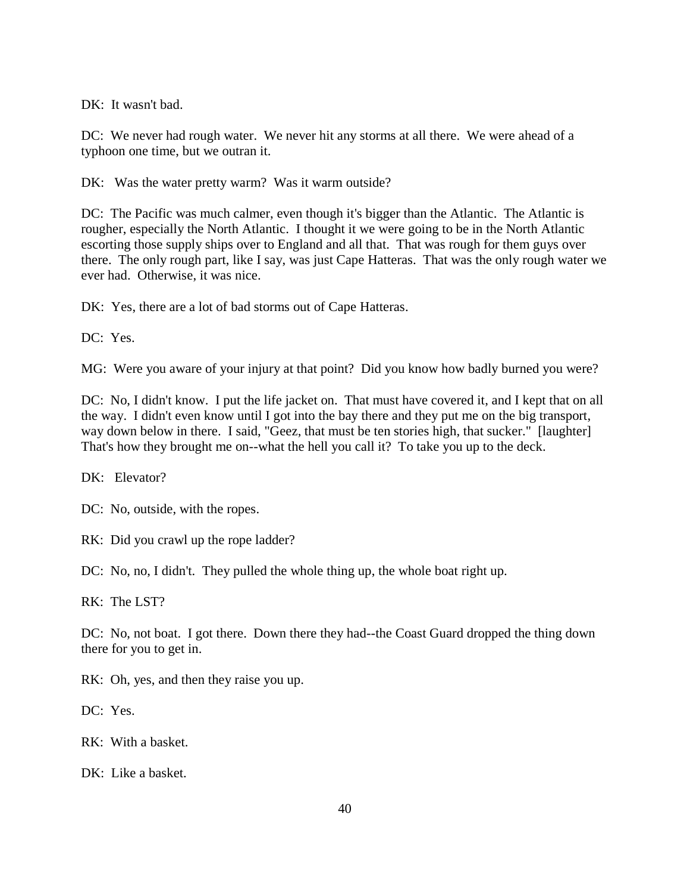DK: It wasn't bad.

DC: We never had rough water. We never hit any storms at all there. We were ahead of a typhoon one time, but we outran it.

DK: Was the water pretty warm? Was it warm outside?

DC: The Pacific was much calmer, even though it's bigger than the Atlantic. The Atlantic is rougher, especially the North Atlantic. I thought it we were going to be in the North Atlantic escorting those supply ships over to England and all that. That was rough for them guys over there. The only rough part, like I say, was just Cape Hatteras. That was the only rough water we ever had. Otherwise, it was nice.

DK: Yes, there are a lot of bad storms out of Cape Hatteras.

DC: Yes.

MG: Were you aware of your injury at that point? Did you know how badly burned you were?

DC: No, I didn't know. I put the life jacket on. That must have covered it, and I kept that on all the way. I didn't even know until I got into the bay there and they put me on the big transport, way down below in there. I said, "Geez, that must be ten stories high, that sucker." [laughter] That's how they brought me on--what the hell you call it? To take you up to the deck.

DK: Elevator?

DC: No, outside, with the ropes.

RK: Did you crawl up the rope ladder?

DC: No, no, I didn't. They pulled the whole thing up, the whole boat right up.

RK: The LST?

DC: No, not boat. I got there. Down there they had--the Coast Guard dropped the thing down there for you to get in.

RK: Oh, yes, and then they raise you up.

DC: Yes.

RK: With a basket.

DK: Like a basket.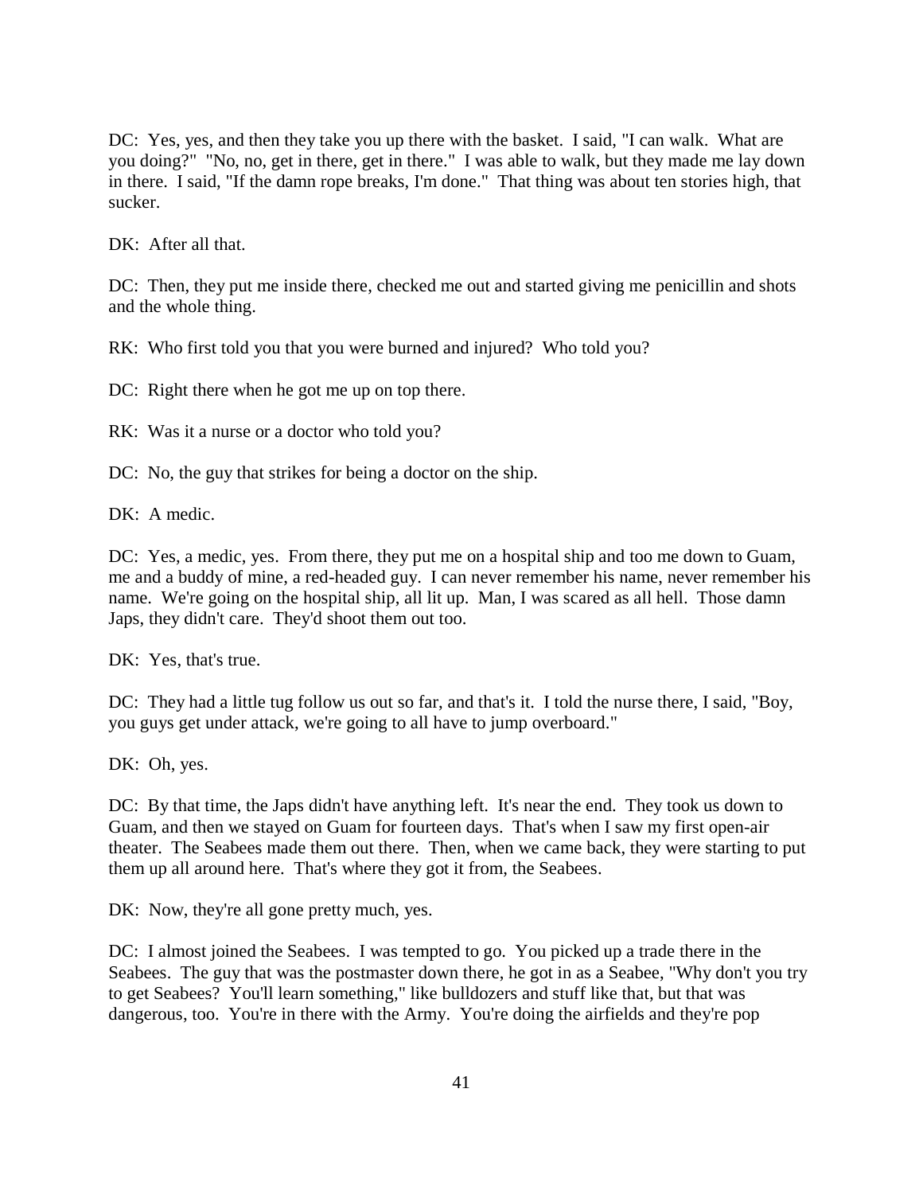DC: Yes, yes, and then they take you up there with the basket. I said, "I can walk. What are you doing?" "No, no, get in there, get in there." I was able to walk, but they made me lay down in there. I said, "If the damn rope breaks, I'm done." That thing was about ten stories high, that sucker.

DK: After all that.

DC: Then, they put me inside there, checked me out and started giving me penicillin and shots and the whole thing.

RK: Who first told you that you were burned and injured? Who told you?

DC: Right there when he got me up on top there.

RK: Was it a nurse or a doctor who told you?

DC: No, the guy that strikes for being a doctor on the ship.

DK: A medic.

DC: Yes, a medic, yes. From there, they put me on a hospital ship and too me down to Guam, me and a buddy of mine, a red-headed guy. I can never remember his name, never remember his name. We're going on the hospital ship, all lit up. Man, I was scared as all hell. Those damn Japs, they didn't care. They'd shoot them out too.

DK: Yes, that's true.

DC: They had a little tug follow us out so far, and that's it. I told the nurse there, I said, "Boy, you guys get under attack, we're going to all have to jump overboard."

DK: Oh, yes.

DC: By that time, the Japs didn't have anything left. It's near the end. They took us down to Guam, and then we stayed on Guam for fourteen days. That's when I saw my first open-air theater. The Seabees made them out there. Then, when we came back, they were starting to put them up all around here. That's where they got it from, the Seabees.

DK: Now, they're all gone pretty much, yes.

DC: I almost joined the Seabees. I was tempted to go. You picked up a trade there in the Seabees. The guy that was the postmaster down there, he got in as a Seabee, "Why don't you try to get Seabees? You'll learn something," like bulldozers and stuff like that, but that was dangerous, too. You're in there with the Army. You're doing the airfields and they're pop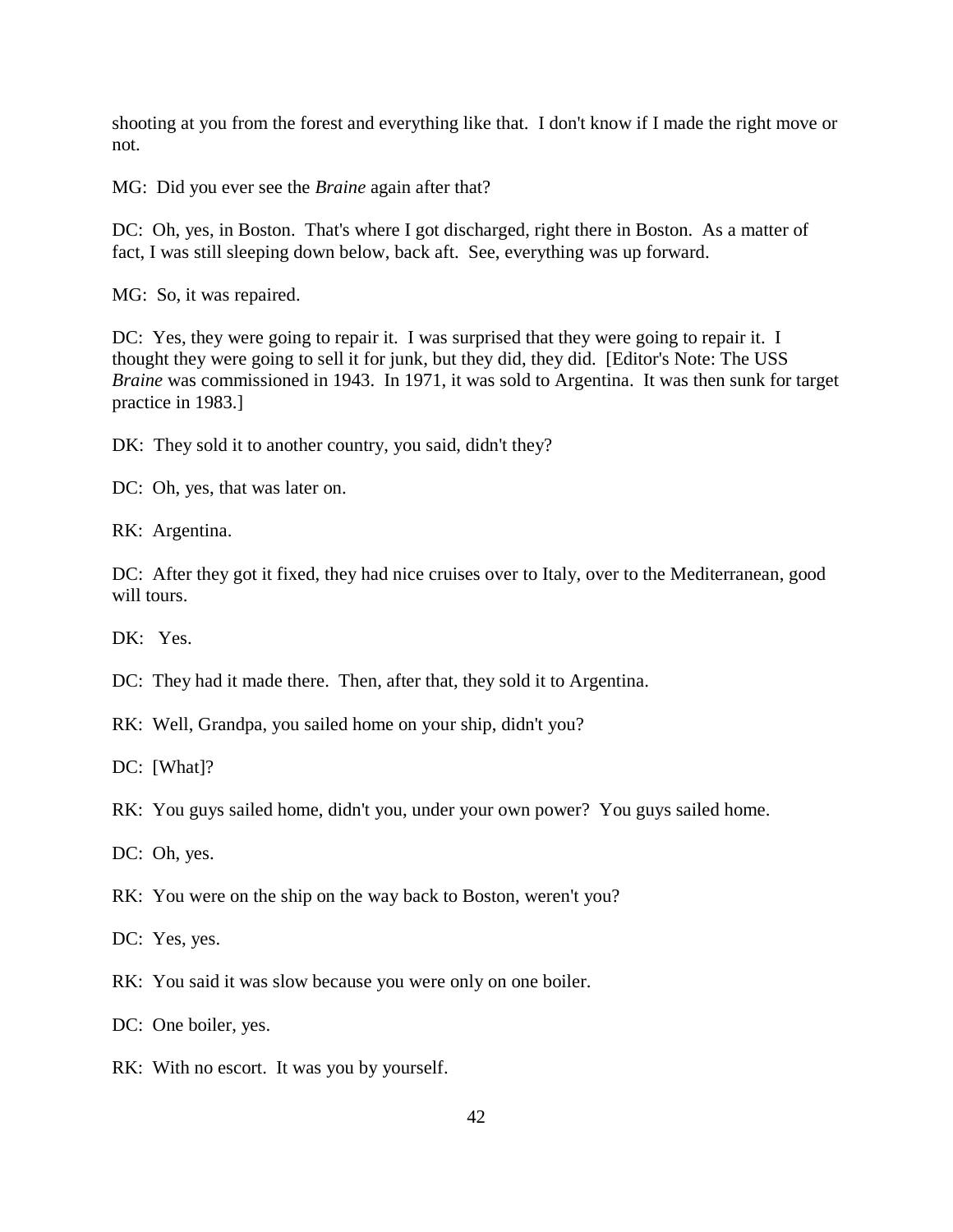shooting at you from the forest and everything like that. I don't know if I made the right move or not.

MG: Did you ever see the *Braine* again after that?

DC: Oh, yes, in Boston. That's where I got discharged, right there in Boston. As a matter of fact, I was still sleeping down below, back aft. See, everything was up forward.

MG: So, it was repaired.

DC: Yes, they were going to repair it. I was surprised that they were going to repair it. I thought they were going to sell it for junk, but they did, they did. [Editor's Note: The USS *Braine* was commissioned in 1943. In 1971, it was sold to Argentina. It was then sunk for target practice in 1983.]

DK: They sold it to another country, you said, didn't they?

DC: Oh, yes, that was later on.

RK: Argentina.

DC: After they got it fixed, they had nice cruises over to Italy, over to the Mediterranean, good will tours.

DK: Yes.

DC: They had it made there. Then, after that, they sold it to Argentina.

RK: Well, Grandpa, you sailed home on your ship, didn't you?

DC: [What]?

RK: You guys sailed home, didn't you, under your own power? You guys sailed home.

DC: Oh, yes.

RK: You were on the ship on the way back to Boston, weren't you?

DC: Yes, yes.

RK: You said it was slow because you were only on one boiler.

DC: One boiler, yes.

RK: With no escort. It was you by yourself.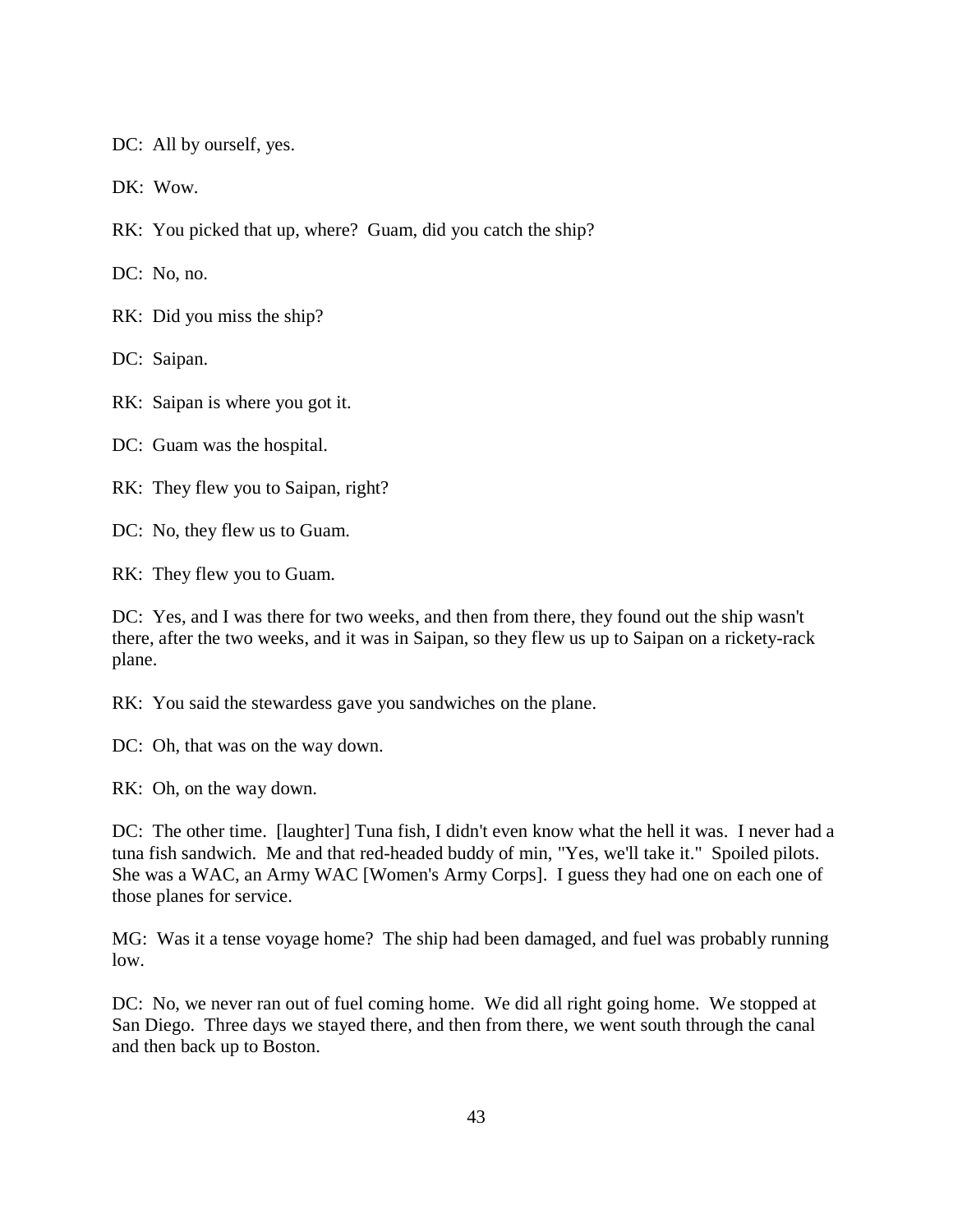DC: All by ourself, yes.

DK: Wow.

RK: You picked that up, where? Guam, did you catch the ship?

DC: No, no.

RK: Did you miss the ship?

DC: Saipan.

RK: Saipan is where you got it.

DC: Guam was the hospital.

RK: They flew you to Saipan, right?

DC: No, they flew us to Guam.

RK: They flew you to Guam.

DC: Yes, and I was there for two weeks, and then from there, they found out the ship wasn't there, after the two weeks, and it was in Saipan, so they flew us up to Saipan on a rickety-rack plane.

RK: You said the stewardess gave you sandwiches on the plane.

DC: Oh, that was on the way down.

RK: Oh, on the way down.

DC: The other time. [laughter] Tuna fish, I didn't even know what the hell it was. I never had a tuna fish sandwich. Me and that red-headed buddy of min, "Yes, we'll take it." Spoiled pilots. She was a WAC, an Army WAC [Women's Army Corps]. I guess they had one on each one of those planes for service.

MG: Was it a tense voyage home? The ship had been damaged, and fuel was probably running low.

DC: No, we never ran out of fuel coming home. We did all right going home. We stopped at San Diego. Three days we stayed there, and then from there, we went south through the canal and then back up to Boston.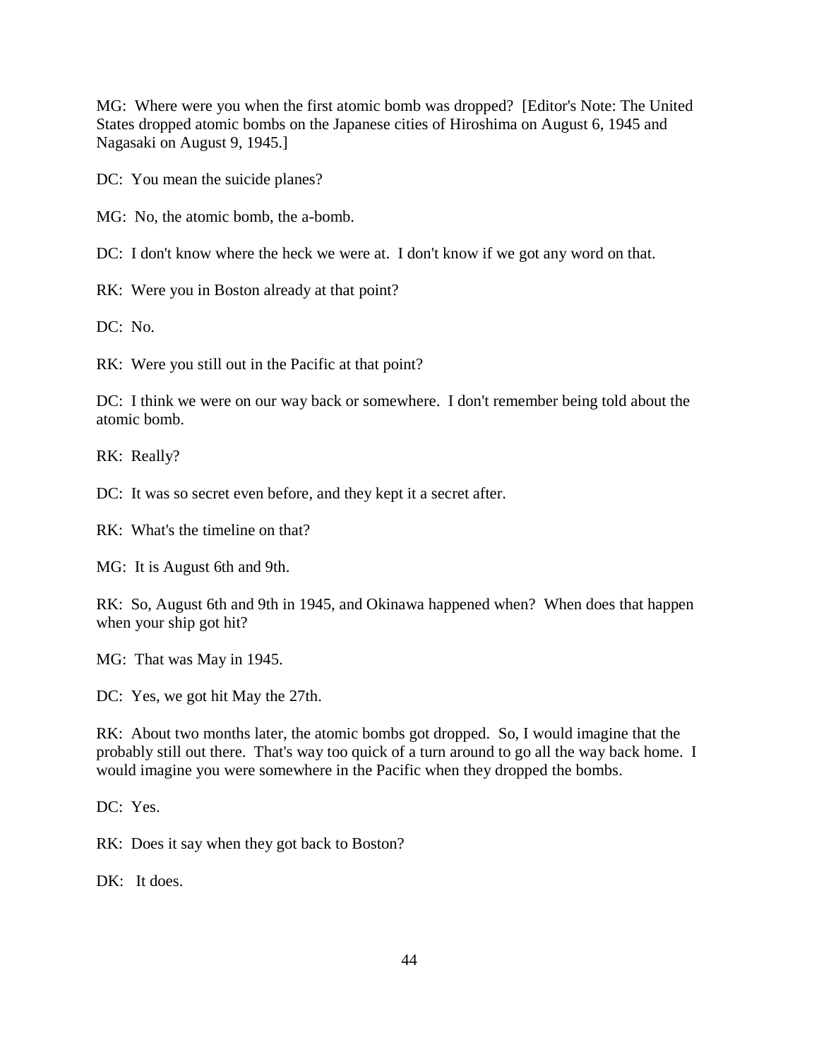MG: Where were you when the first atomic bomb was dropped? [Editor's Note: The United States dropped atomic bombs on the Japanese cities of Hiroshima on August 6, 1945 and Nagasaki on August 9, 1945.]

DC: You mean the suicide planes?

MG: No, the atomic bomb, the a-bomb.

DC: I don't know where the heck we were at. I don't know if we got any word on that.

RK: Were you in Boston already at that point?

DC: No.

RK: Were you still out in the Pacific at that point?

DC: I think we were on our way back or somewhere. I don't remember being told about the atomic bomb.

RK: Really?

DC: It was so secret even before, and they kept it a secret after.

RK: What's the timeline on that?

MG: It is August 6th and 9th.

RK: So, August 6th and 9th in 1945, and Okinawa happened when? When does that happen when your ship got hit?

MG: That was May in 1945.

DC: Yes, we got hit May the 27th.

RK: About two months later, the atomic bombs got dropped. So, I would imagine that the probably still out there. That's way too quick of a turn around to go all the way back home. I would imagine you were somewhere in the Pacific when they dropped the bombs.

DC: Yes.

RK: Does it say when they got back to Boston?

DK: It does.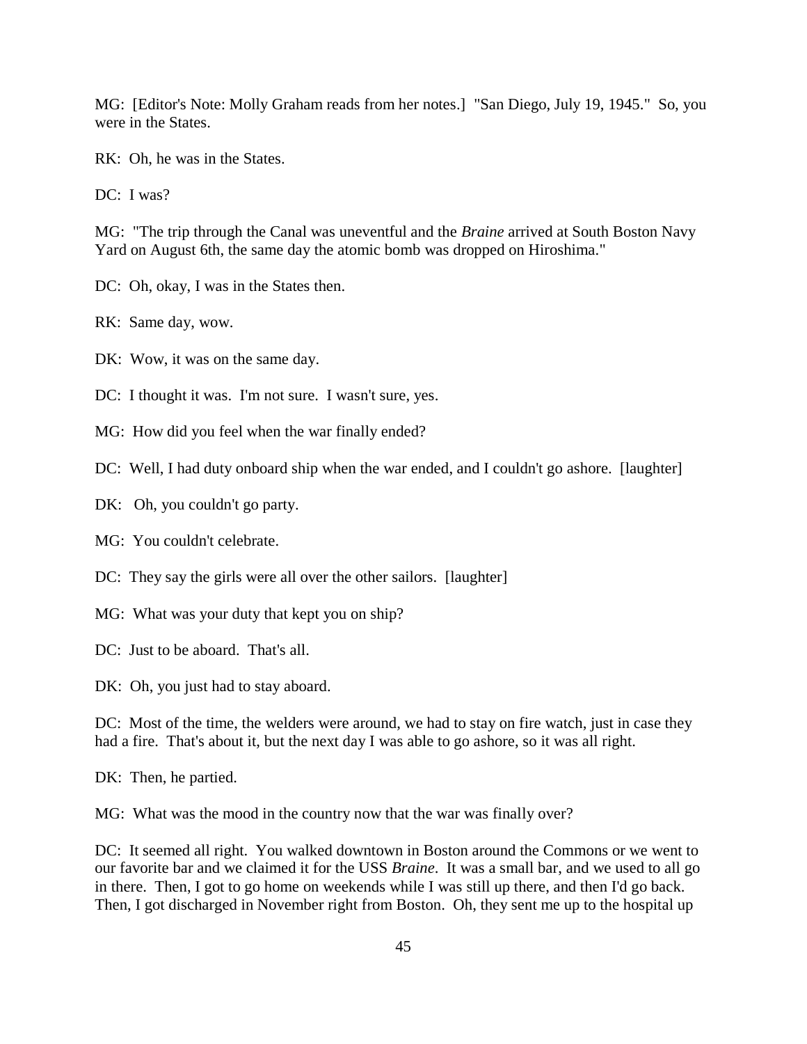MG: [Editor's Note: Molly Graham reads from her notes.] "San Diego, July 19, 1945." So, you were in the States.

RK: Oh, he was in the States.

DC: I was?

MG: "The trip through the Canal was uneventful and the *Braine* arrived at South Boston Navy Yard on August 6th, the same day the atomic bomb was dropped on Hiroshima."

DC: Oh, okay, I was in the States then.

RK: Same day, wow.

DK: Wow, it was on the same day.

DC: I thought it was. I'm not sure. I wasn't sure, yes.

MG: How did you feel when the war finally ended?

DC: Well, I had duty onboard ship when the war ended, and I couldn't go ashore. [laughter]

DK: Oh, you couldn't go party.

MG: You couldn't celebrate.

DC: They say the girls were all over the other sailors. [laughter]

MG: What was your duty that kept you on ship?

DC: Just to be aboard. That's all.

DK: Oh, you just had to stay aboard.

DC: Most of the time, the welders were around, we had to stay on fire watch, just in case they had a fire. That's about it, but the next day I was able to go ashore, so it was all right.

DK: Then, he partied.

MG: What was the mood in the country now that the war was finally over?

DC: It seemed all right. You walked downtown in Boston around the Commons or we went to our favorite bar and we claimed it for the USS *Braine*. It was a small bar, and we used to all go in there. Then, I got to go home on weekends while I was still up there, and then I'd go back. Then, I got discharged in November right from Boston. Oh, they sent me up to the hospital up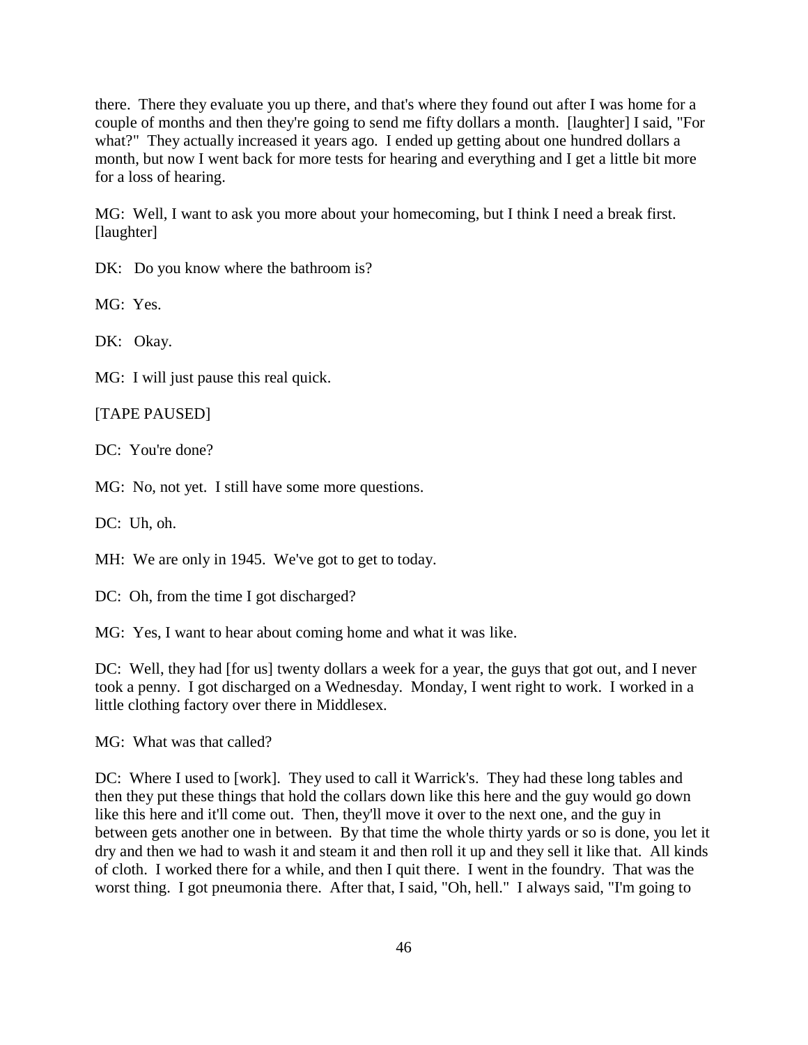there. There they evaluate you up there, and that's where they found out after I was home for a couple of months and then they're going to send me fifty dollars a month. [laughter] I said, "For what?" They actually increased it years ago. I ended up getting about one hundred dollars a month, but now I went back for more tests for hearing and everything and I get a little bit more for a loss of hearing.

MG: Well, I want to ask you more about your homecoming, but I think I need a break first. [laughter]

DK: Do you know where the bathroom is?

MG: Yes.

DK: Okay.

MG: I will just pause this real quick.

[TAPE PAUSED]

DC: You're done?

MG: No, not yet. I still have some more questions.

DC: Uh, oh.

MH: We are only in 1945. We've got to get to today.

DC: Oh, from the time I got discharged?

MG: Yes, I want to hear about coming home and what it was like.

DC: Well, they had [for us] twenty dollars a week for a year, the guys that got out, and I never took a penny. I got discharged on a Wednesday. Monday, I went right to work. I worked in a little clothing factory over there in Middlesex.

MG: What was that called?

DC: Where I used to [work]. They used to call it Warrick's. They had these long tables and then they put these things that hold the collars down like this here and the guy would go down like this here and it'll come out. Then, they'll move it over to the next one, and the guy in between gets another one in between. By that time the whole thirty yards or so is done, you let it dry and then we had to wash it and steam it and then roll it up and they sell it like that. All kinds of cloth. I worked there for a while, and then I quit there. I went in the foundry. That was the worst thing. I got pneumonia there. After that, I said, "Oh, hell." I always said, "I'm going to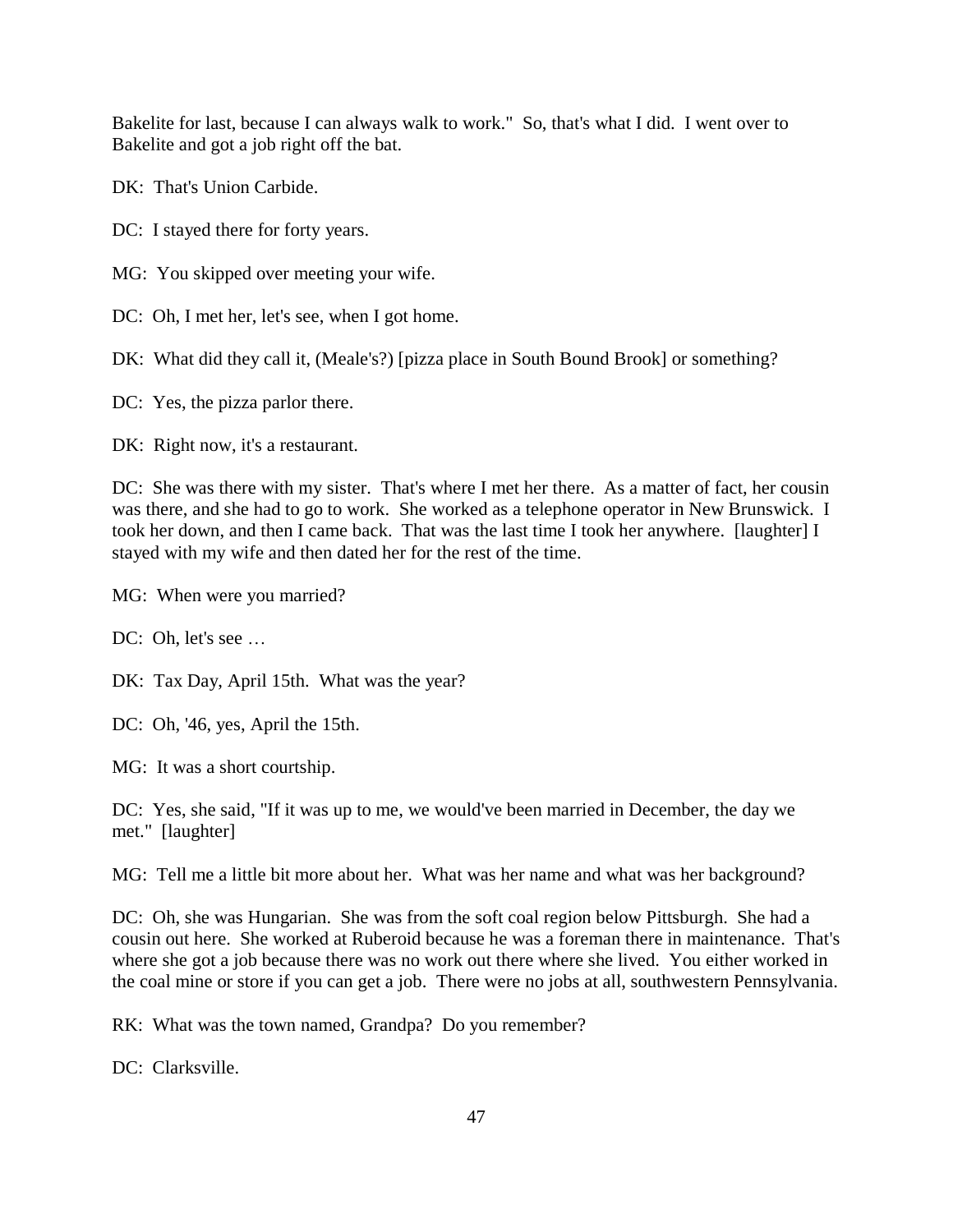Bakelite for last, because I can always walk to work." So, that's what I did. I went over to Bakelite and got a job right off the bat.

DK: That's Union Carbide.

DC: I stayed there for forty years.

MG: You skipped over meeting your wife.

DC: Oh, I met her, let's see, when I got home.

DK: What did they call it, (Meale's?) [pizza place in South Bound Brook] or something?

DC: Yes, the pizza parlor there.

DK: Right now, it's a restaurant.

DC: She was there with my sister. That's where I met her there. As a matter of fact, her cousin was there, and she had to go to work. She worked as a telephone operator in New Brunswick. I took her down, and then I came back. That was the last time I took her anywhere. [laughter] I stayed with my wife and then dated her for the rest of the time.

MG: When were you married?

DC: Oh, let's see …

DK: Tax Day, April 15th. What was the year?

DC: Oh, '46, yes, April the 15th.

MG: It was a short courtship.

DC: Yes, she said, "If it was up to me, we would've been married in December, the day we met." [laughter]

MG: Tell me a little bit more about her. What was her name and what was her background?

DC: Oh, she was Hungarian. She was from the soft coal region below Pittsburgh. She had a cousin out here. She worked at Ruberoid because he was a foreman there in maintenance. That's where she got a job because there was no work out there where she lived. You either worked in the coal mine or store if you can get a job. There were no jobs at all, southwestern Pennsylvania.

RK: What was the town named, Grandpa? Do you remember?

DC: Clarksville.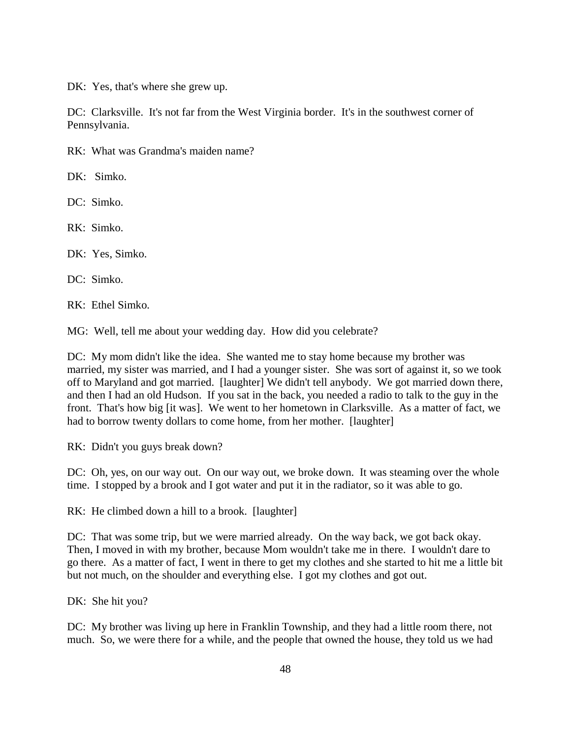DK: Yes, that's where she grew up.

DC: Clarksville. It's not far from the West Virginia border. It's in the southwest corner of Pennsylvania.

RK: What was Grandma's maiden name?

DK: Simko.

DC: Simko.

RK: Simko.

DK: Yes, Simko.

DC: Simko.

RK: Ethel Simko.

MG: Well, tell me about your wedding day. How did you celebrate?

DC: My mom didn't like the idea. She wanted me to stay home because my brother was married, my sister was married, and I had a younger sister. She was sort of against it, so we took off to Maryland and got married. [laughter] We didn't tell anybody. We got married down there, and then I had an old Hudson. If you sat in the back, you needed a radio to talk to the guy in the front. That's how big [it was]. We went to her hometown in Clarksville. As a matter of fact, we had to borrow twenty dollars to come home, from her mother. [laughter]

RK: Didn't you guys break down?

DC: Oh, yes, on our way out. On our way out, we broke down. It was steaming over the whole time. I stopped by a brook and I got water and put it in the radiator, so it was able to go.

RK: He climbed down a hill to a brook. [laughter]

DC: That was some trip, but we were married already. On the way back, we got back okay. Then, I moved in with my brother, because Mom wouldn't take me in there. I wouldn't dare to go there. As a matter of fact, I went in there to get my clothes and she started to hit me a little bit but not much, on the shoulder and everything else. I got my clothes and got out.

DK: She hit you?

DC: My brother was living up here in Franklin Township, and they had a little room there, not much. So, we were there for a while, and the people that owned the house, they told us we had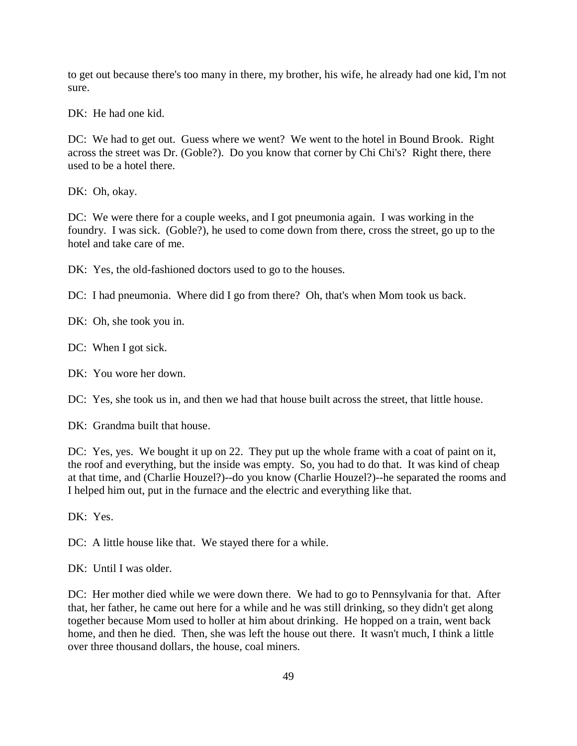to get out because there's too many in there, my brother, his wife, he already had one kid, I'm not sure.

DK: He had one kid.

DC: We had to get out. Guess where we went? We went to the hotel in Bound Brook. Right across the street was Dr. (Goble?). Do you know that corner by Chi Chi's? Right there, there used to be a hotel there.

DK: Oh, okay.

DC: We were there for a couple weeks, and I got pneumonia again. I was working in the foundry. I was sick. (Goble?), he used to come down from there, cross the street, go up to the hotel and take care of me.

DK: Yes, the old-fashioned doctors used to go to the houses.

DC: I had pneumonia. Where did I go from there? Oh, that's when Mom took us back.

DK: Oh, she took you in.

DC: When I got sick.

DK: You wore her down.

DC: Yes, she took us in, and then we had that house built across the street, that little house.

DK: Grandma built that house.

DC: Yes, yes. We bought it up on 22. They put up the whole frame with a coat of paint on it, the roof and everything, but the inside was empty. So, you had to do that. It was kind of cheap at that time, and (Charlie Houzel?)--do you know (Charlie Houzel?)--he separated the rooms and I helped him out, put in the furnace and the electric and everything like that.

DK: Yes.

DC: A little house like that. We stayed there for a while.

DK: Until I was older.

DC: Her mother died while we were down there. We had to go to Pennsylvania for that. After that, her father, he came out here for a while and he was still drinking, so they didn't get along together because Mom used to holler at him about drinking. He hopped on a train, went back home, and then he died. Then, she was left the house out there. It wasn't much, I think a little over three thousand dollars, the house, coal miners.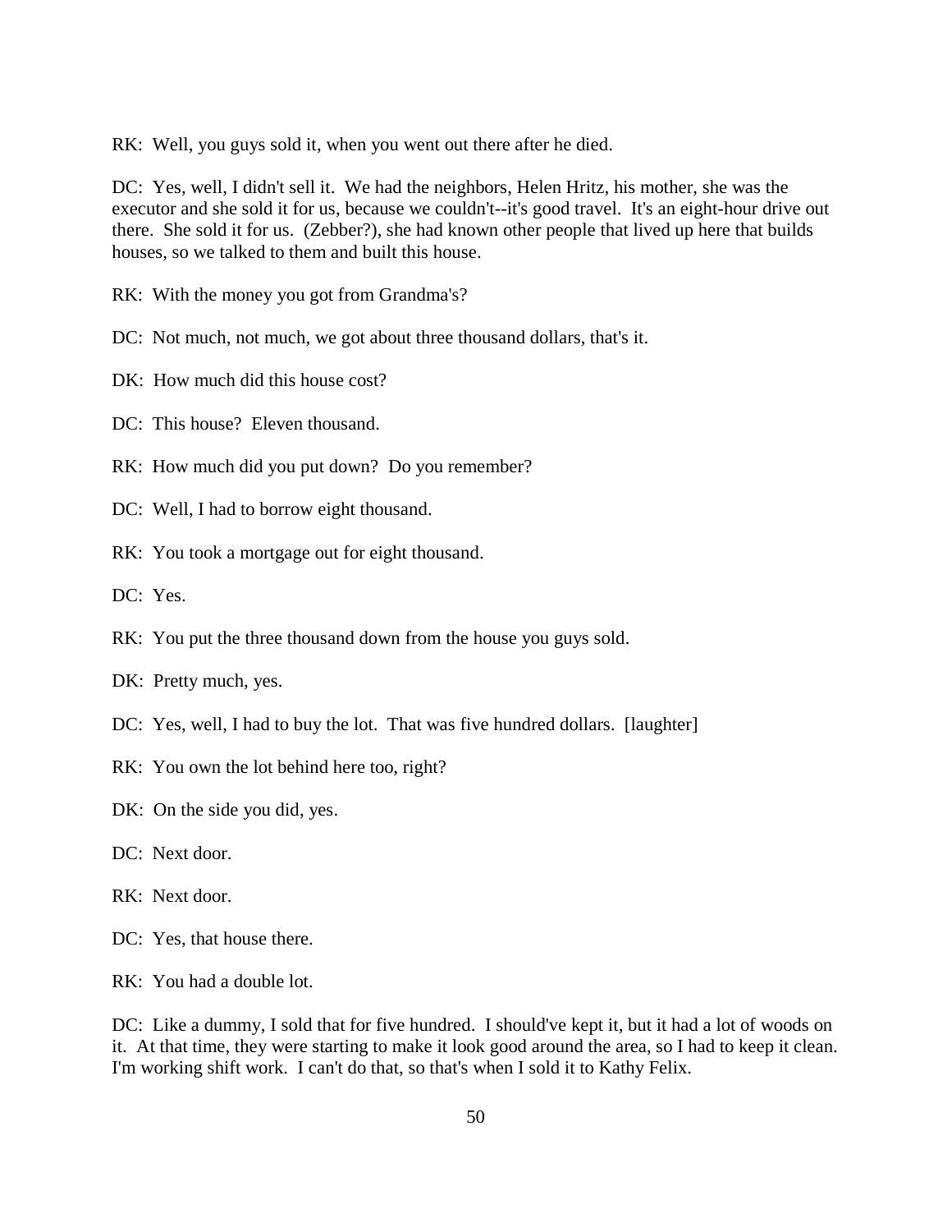RK: Well, you guys sold it, when you went out there after he died.

DC: Yes, well, I didn't sell it. We had the neighbors, Helen Hritz, his mother, she was the executor and she sold it for us, because we couldn't--it's good travel. It's an eight-hour drive out there. She sold it for us. (Zebber?), she had known other people that lived up here that builds houses, so we talked to them and built this house.

RK: With the money you got from Grandma's?

DC: Not much, not much, we got about three thousand dollars, that's it.

DK: How much did this house cost?

DC: This house? Eleven thousand.

RK: How much did you put down? Do you remember?

DC: Well, I had to borrow eight thousand.

RK: You took a mortgage out for eight thousand.

DC: Yes.

RK: You put the three thousand down from the house you guys sold.

DK: Pretty much, yes.

DC: Yes, well, I had to buy the lot. That was five hundred dollars. [laughter]

RK: You own the lot behind here too, right?

DK: On the side you did, yes.

DC: Next door.

RK: Next door.

DC: Yes, that house there.

RK: You had a double lot.

DC: Like a dummy, I sold that for five hundred. I should've kept it, but it had a lot of woods on it. At that time, they were starting to make it look good around the area, so I had to keep it clean. I'm working shift work. I can't do that, so that's when I sold it to Kathy Felix.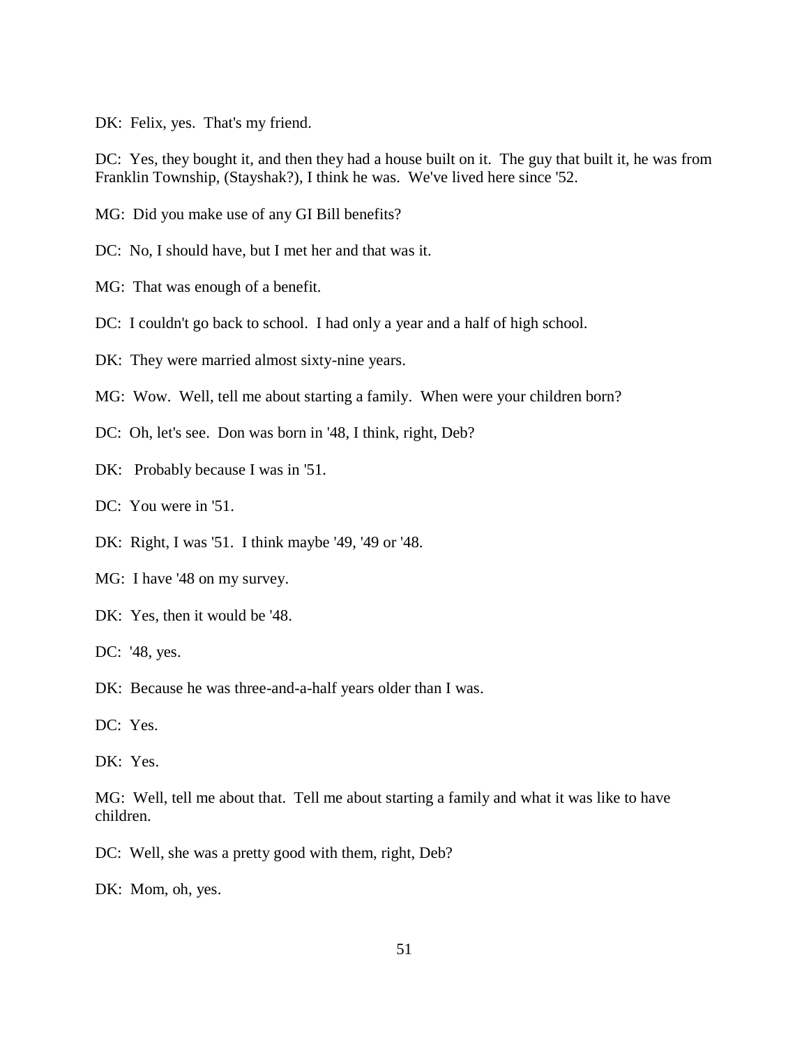DK: Felix, yes. That's my friend.

DC: Yes, they bought it, and then they had a house built on it. The guy that built it, he was from Franklin Township, (Stayshak?), I think he was. We've lived here since '52.

MG: Did you make use of any GI Bill benefits?

DC: No, I should have, but I met her and that was it.

MG: That was enough of a benefit.

DC: I couldn't go back to school. I had only a year and a half of high school.

DK: They were married almost sixty-nine years.

MG: Wow. Well, tell me about starting a family. When were your children born?

DC: Oh, let's see. Don was born in '48, I think, right, Deb?

DK: Probably because I was in '51.

DC: You were in '51.

DK: Right, I was '51. I think maybe '49, '49 or '48.

MG: I have '48 on my survey.

DK: Yes, then it would be '48.

DC: '48, yes.

DK: Because he was three-and-a-half years older than I was.

DC: Yes.

DK: Yes.

MG: Well, tell me about that. Tell me about starting a family and what it was like to have children.

DC: Well, she was a pretty good with them, right, Deb?

DK: Mom, oh, yes.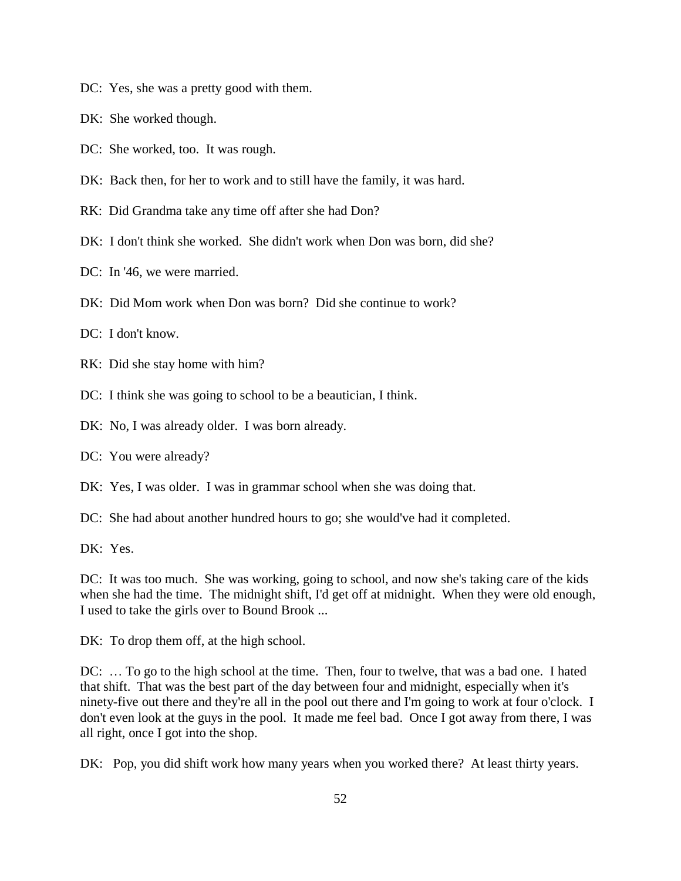DC: Yes, she was a pretty good with them.

DK: She worked though.

DC: She worked, too. It was rough.

DK: Back then, for her to work and to still have the family, it was hard.

RK: Did Grandma take any time off after she had Don?

DK: I don't think she worked. She didn't work when Don was born, did she?

DC: In '46, we were married.

DK: Did Mom work when Don was born? Did she continue to work?

DC: I don't know.

RK: Did she stay home with him?

DC: I think she was going to school to be a beautician, I think.

DK: No, I was already older. I was born already.

DC: You were already?

DK: Yes, I was older. I was in grammar school when she was doing that.

DC: She had about another hundred hours to go; she would've had it completed.

DK: Yes.

DC: It was too much. She was working, going to school, and now she's taking care of the kids when she had the time. The midnight shift, I'd get off at midnight. When they were old enough, I used to take the girls over to Bound Brook ...

DK: To drop them off, at the high school.

DC: … To go to the high school at the time. Then, four to twelve, that was a bad one. I hated that shift. That was the best part of the day between four and midnight, especially when it's ninety-five out there and they're all in the pool out there and I'm going to work at four o'clock. I don't even look at the guys in the pool. It made me feel bad. Once I got away from there, I was all right, once I got into the shop.

DK: Pop, you did shift work how many years when you worked there? At least thirty years.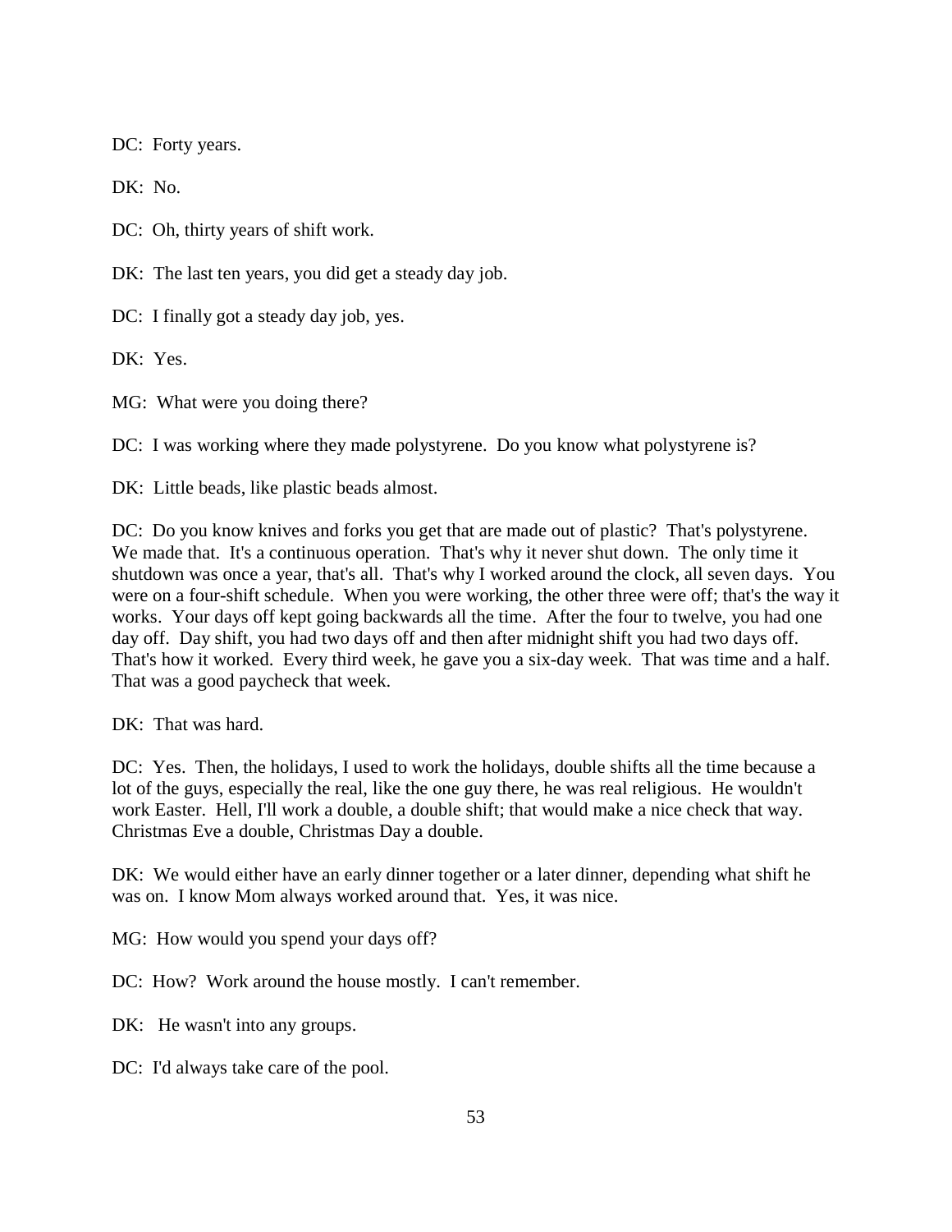DC: Forty years.

DK: No.

DC: Oh, thirty years of shift work.

DK: The last ten years, you did get a steady day job.

DC: I finally got a steady day job, yes.

DK: Yes.

MG: What were you doing there?

DC: I was working where they made polystyrene. Do you know what polystyrene is?

DK: Little beads, like plastic beads almost.

DC: Do you know knives and forks you get that are made out of plastic? That's polystyrene. We made that. It's a continuous operation. That's why it never shut down. The only time it shutdown was once a year, that's all. That's why I worked around the clock, all seven days. You were on a four-shift schedule. When you were working, the other three were off; that's the way it works. Your days off kept going backwards all the time. After the four to twelve, you had one day off. Day shift, you had two days off and then after midnight shift you had two days off. That's how it worked. Every third week, he gave you a six-day week. That was time and a half. That was a good paycheck that week.

DK: That was hard.

DC: Yes. Then, the holidays, I used to work the holidays, double shifts all the time because a lot of the guys, especially the real, like the one guy there, he was real religious. He wouldn't work Easter. Hell, I'll work a double, a double shift; that would make a nice check that way. Christmas Eve a double, Christmas Day a double.

DK: We would either have an early dinner together or a later dinner, depending what shift he was on. I know Mom always worked around that. Yes, it was nice.

MG: How would you spend your days off?

DC: How? Work around the house mostly. I can't remember.

DK: He wasn't into any groups.

DC: I'd always take care of the pool.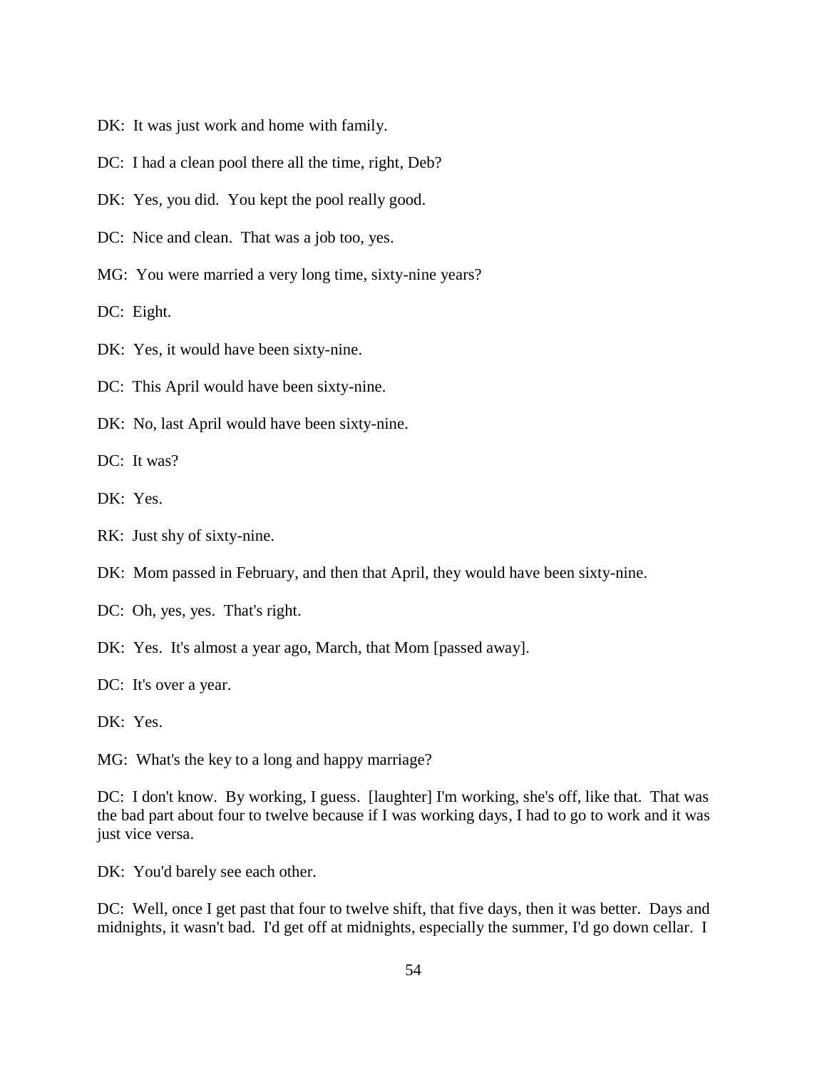DK: It was just work and home with family.

DC: I had a clean pool there all the time, right, Deb?

DK: Yes, you did. You kept the pool really good.

DC: Nice and clean. That was a job too, yes.

MG: You were married a very long time, sixty-nine years?

DC: Eight.

DK: Yes, it would have been sixty-nine.

DC: This April would have been sixty-nine.

DK: No, last April would have been sixty-nine.

DC: It was?

DK: Yes.

RK: Just shy of sixty-nine.

DK: Mom passed in February, and then that April, they would have been sixty-nine.

DC: Oh, yes, yes. That's right.

DK: Yes. It's almost a year ago, March, that Mom [passed away].

DC: It's over a year.

DK: Yes.

MG: What's the key to a long and happy marriage?

DC: I don't know. By working, I guess. [laughter] I'm working, she's off, like that. That was the bad part about four to twelve because if I was working days, I had to go to work and it was just vice versa.

DK: You'd barely see each other.

DC: Well, once I get past that four to twelve shift, that five days, then it was better. Days and midnights, it wasn't bad. I'd get off at midnights, especially the summer, I'd go down cellar. I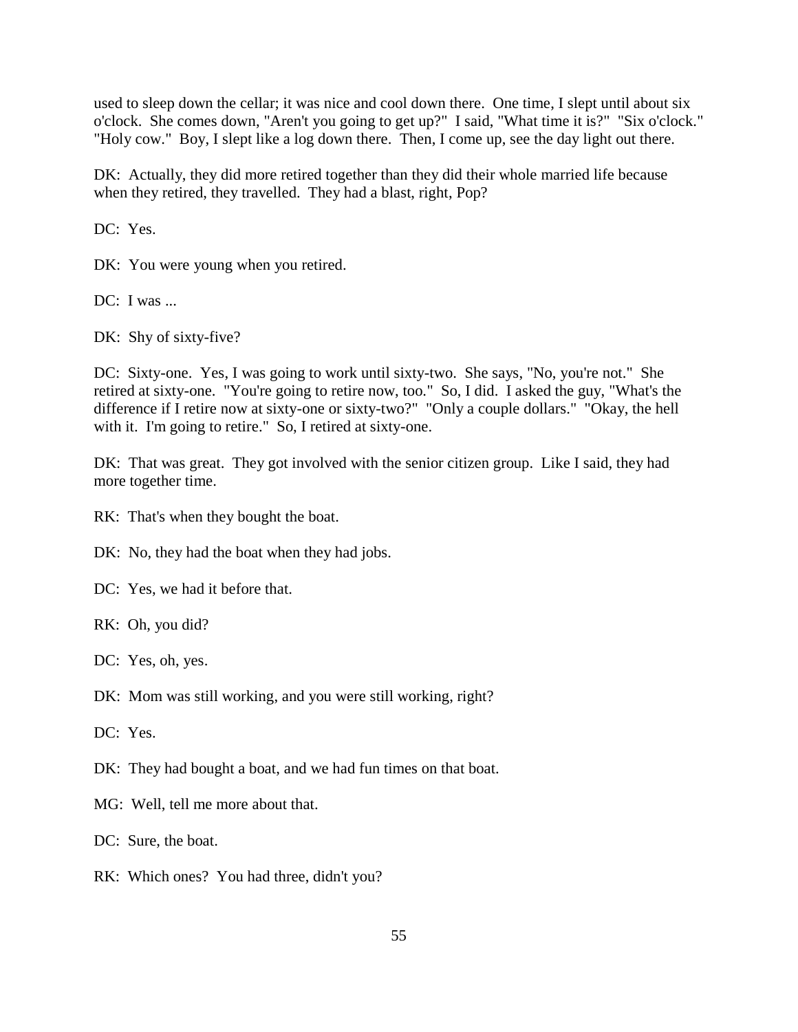used to sleep down the cellar; it was nice and cool down there. One time, I slept until about six o'clock. She comes down, "Aren't you going to get up?" I said, "What time it is?" "Six o'clock." "Holy cow." Boy, I slept like a log down there. Then, I come up, see the day light out there.

DK: Actually, they did more retired together than they did their whole married life because when they retired, they travelled. They had a blast, right, Pop?

DC: Yes.

DK: You were young when you retired.

DC: I was ...

DK: Shy of sixty-five?

DC: Sixty-one. Yes, I was going to work until sixty-two. She says, "No, you're not." She retired at sixty-one. "You're going to retire now, too." So, I did. I asked the guy, "What's the difference if I retire now at sixty-one or sixty-two?" "Only a couple dollars." "Okay, the hell with it. I'm going to retire." So, I retired at sixty-one.

DK: That was great. They got involved with the senior citizen group. Like I said, they had more together time.

RK: That's when they bought the boat.

DK: No, they had the boat when they had jobs.

DC: Yes, we had it before that.

RK: Oh, you did?

DC: Yes, oh, yes.

DK: Mom was still working, and you were still working, right?

DC: Yes.

DK: They had bought a boat, and we had fun times on that boat.

MG: Well, tell me more about that.

DC: Sure, the boat.

RK: Which ones? You had three, didn't you?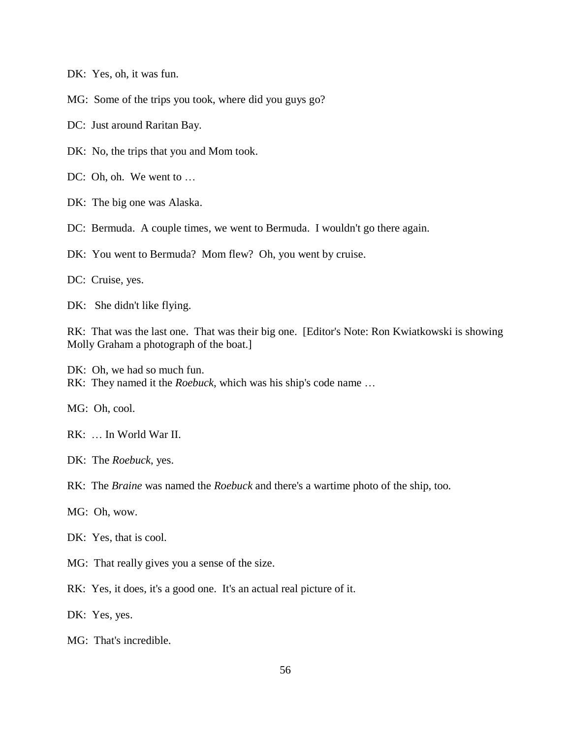DK: Yes, oh, it was fun.

MG: Some of the trips you took, where did you guys go?

DC: Just around Raritan Bay.

DK: No, the trips that you and Mom took.

DC: Oh, oh. We went to …

DK: The big one was Alaska.

DC: Bermuda. A couple times, we went to Bermuda. I wouldn't go there again.

DK: You went to Bermuda? Mom flew? Oh, you went by cruise.

DC: Cruise, yes.

DK: She didn't like flying.

RK: That was the last one. That was their big one. [Editor's Note: Ron Kwiatkowski is showing Molly Graham a photograph of the boat.]

DK: Oh, we had so much fun.
RK: They named it the *Roebuck*, which was his ship's code name …

MG: Oh, cool.

RK: … In World War II.

DK: The *Roebuck*, yes.

RK: The *Braine* was named the *Roebuck* and there's a wartime photo of the ship, too.

MG: Oh, wow.

DK: Yes, that is cool.

MG: That really gives you a sense of the size.

RK: Yes, it does, it's a good one. It's an actual real picture of it.

DK: Yes, yes.

MG: That's incredible.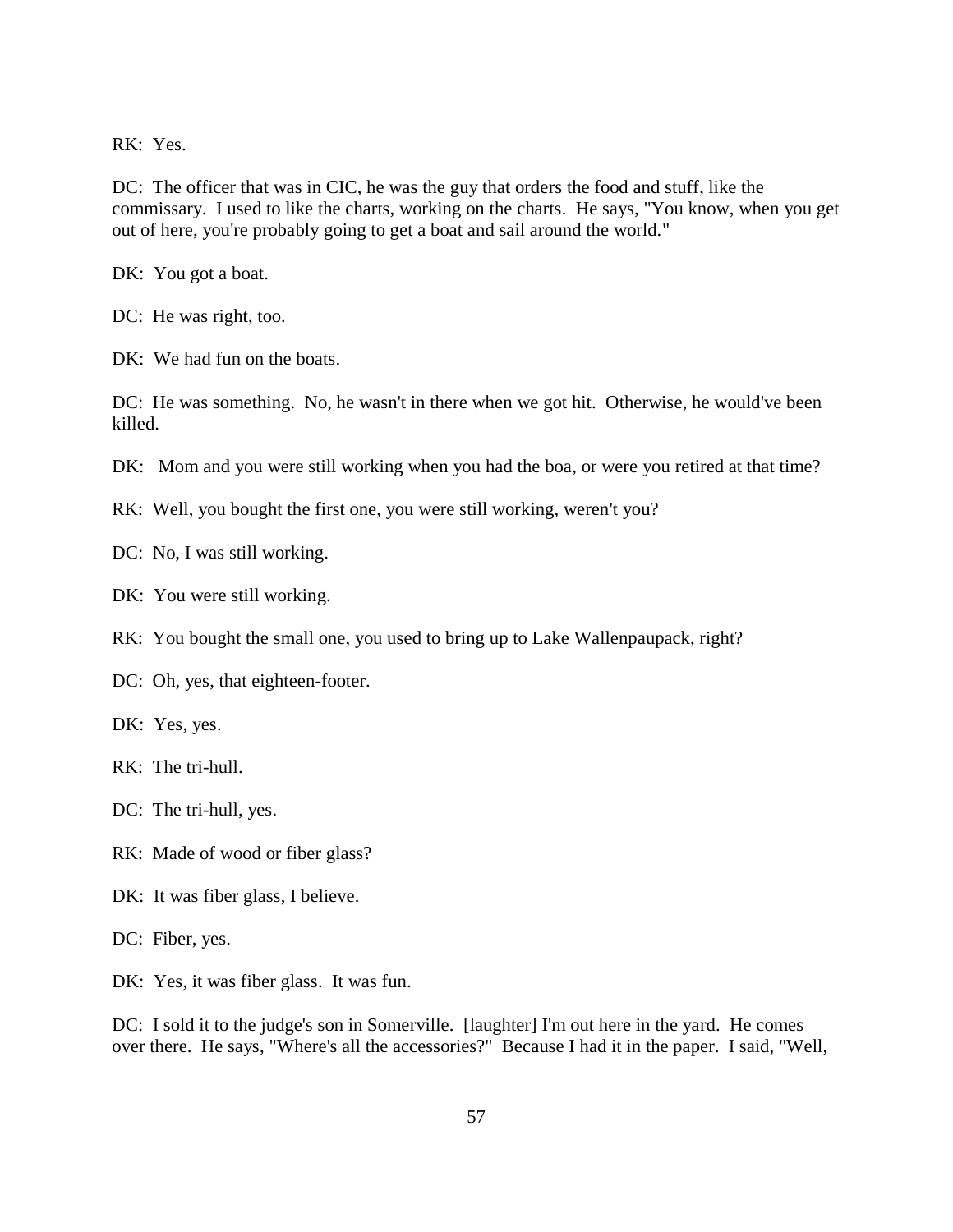RK: Yes.

DC: The officer that was in CIC, he was the guy that orders the food and stuff, like the commissary. I used to like the charts, working on the charts. He says, "You know, when you get out of here, you're probably going to get a boat and sail around the world."

DK: You got a boat.

DC: He was right, too.

DK: We had fun on the boats.

DC: He was something. No, he wasn't in there when we got hit. Otherwise, he would've been killed.

DK: Mom and you were still working when you had the boa, or were you retired at that time?

RK: Well, you bought the first one, you were still working, weren't you?

DC: No, I was still working.

DK: You were still working.

RK: You bought the small one, you used to bring up to Lake Wallenpaupack, right?

DC: Oh, yes, that eighteen-footer.

DK: Yes, yes.

RK: The tri-hull.

DC: The tri-hull, yes.

RK: Made of wood or fiber glass?

DK: It was fiber glass, I believe.

DC: Fiber, yes.

DK: Yes, it was fiber glass. It was fun.

DC: I sold it to the judge's son in Somerville. [laughter] I'm out here in the yard. He comes over there. He says, "Where's all the accessories?" Because I had it in the paper. I said, "Well,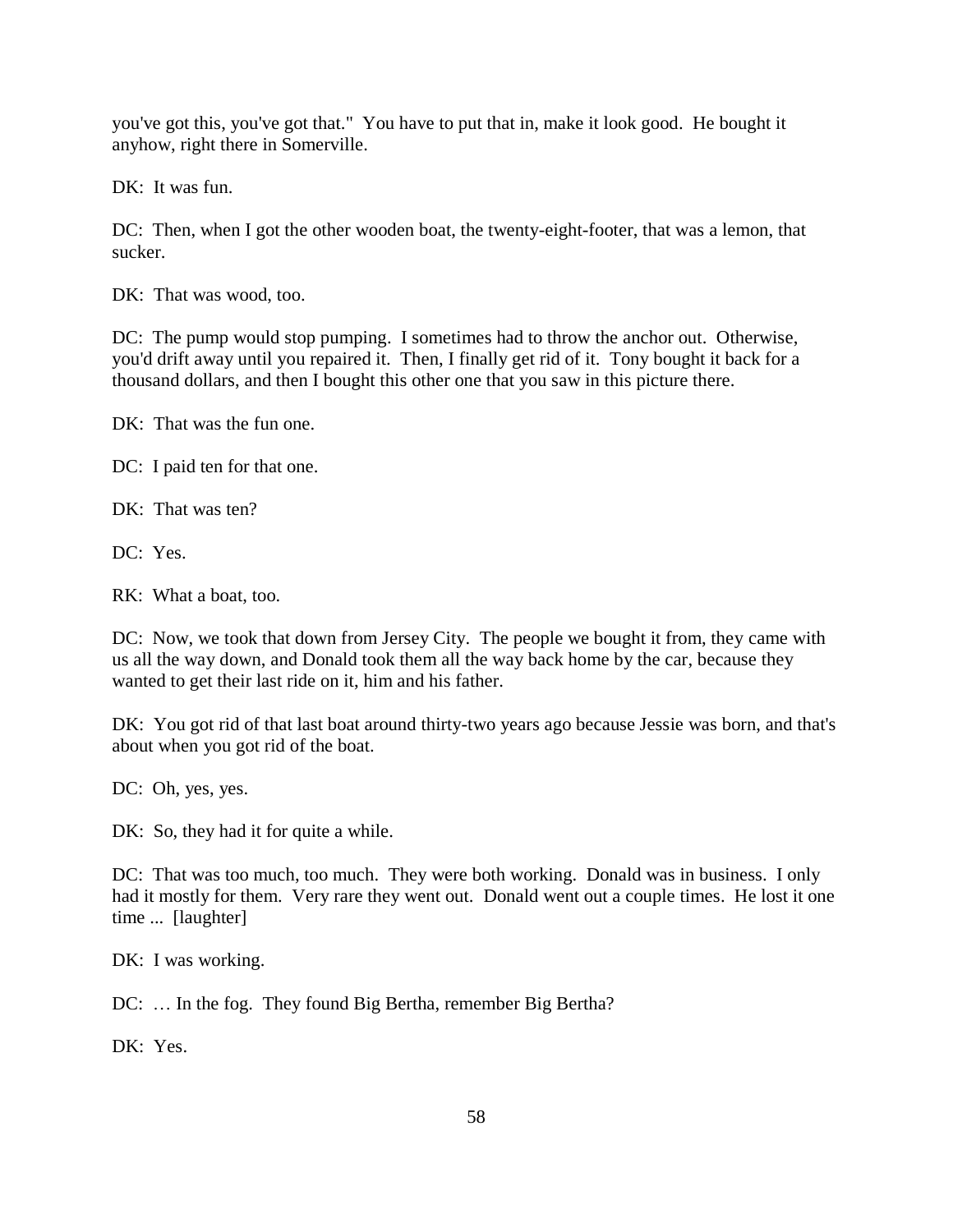you've got this, you've got that." You have to put that in, make it look good. He bought it anyhow, right there in Somerville.

DK: It was fun.

DC: Then, when I got the other wooden boat, the twenty-eight-footer, that was a lemon, that sucker.

DK: That was wood, too.

DC: The pump would stop pumping. I sometimes had to throw the anchor out. Otherwise, you'd drift away until you repaired it. Then, I finally get rid of it. Tony bought it back for a thousand dollars, and then I bought this other one that you saw in this picture there.

DK: That was the fun one.

DC: I paid ten for that one.

DK: That was ten?

DC: Yes.

RK: What a boat, too.

DC: Now, we took that down from Jersey City. The people we bought it from, they came with us all the way down, and Donald took them all the way back home by the car, because they wanted to get their last ride on it, him and his father.

DK: You got rid of that last boat around thirty-two years ago because Jessie was born, and that's about when you got rid of the boat.

DC: Oh, yes, yes.

DK: So, they had it for quite a while.

DC: That was too much, too much. They were both working. Donald was in business. I only had it mostly for them. Very rare they went out. Donald went out a couple times. He lost it one time ... [laughter]

DK: I was working.

DC: … In the fog. They found Big Bertha, remember Big Bertha?

DK: Yes.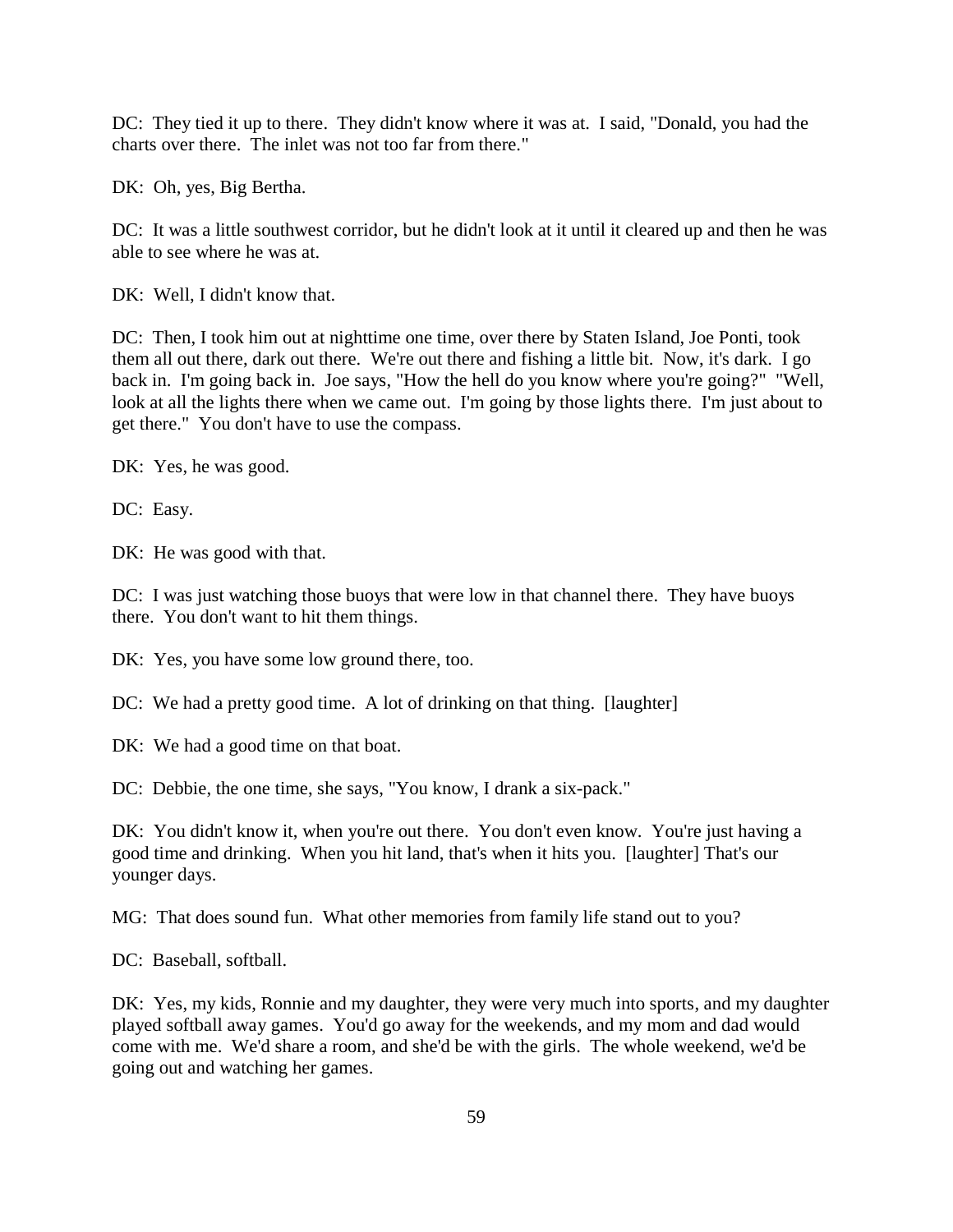DC: They tied it up to there. They didn't know where it was at. I said, "Donald, you had the charts over there. The inlet was not too far from there."

DK: Oh, yes, Big Bertha.

DC: It was a little southwest corridor, but he didn't look at it until it cleared up and then he was able to see where he was at.

DK: Well, I didn't know that.

DC: Then, I took him out at nighttime one time, over there by Staten Island, Joe Ponti, took them all out there, dark out there. We're out there and fishing a little bit. Now, it's dark. I go back in. I'm going back in. Joe says, "How the hell do you know where you're going?" "Well, look at all the lights there when we came out. I'm going by those lights there. I'm just about to get there." You don't have to use the compass.

DK: Yes, he was good.

DC: Easy.

DK: He was good with that.

DC: I was just watching those buoys that were low in that channel there. They have buoys there. You don't want to hit them things.

DK: Yes, you have some low ground there, too.

DC: We had a pretty good time. A lot of drinking on that thing. [laughter]

DK: We had a good time on that boat.

DC: Debbie, the one time, she says, "You know, I drank a six-pack."

DK: You didn't know it, when you're out there. You don't even know. You're just having a good time and drinking. When you hit land, that's when it hits you. [laughter] That's our younger days.

MG: That does sound fun. What other memories from family life stand out to you?

DC: Baseball, softball.

DK: Yes, my kids, Ronnie and my daughter, they were very much into sports, and my daughter played softball away games. You'd go away for the weekends, and my mom and dad would come with me. We'd share a room, and she'd be with the girls. The whole weekend, we'd be going out and watching her games.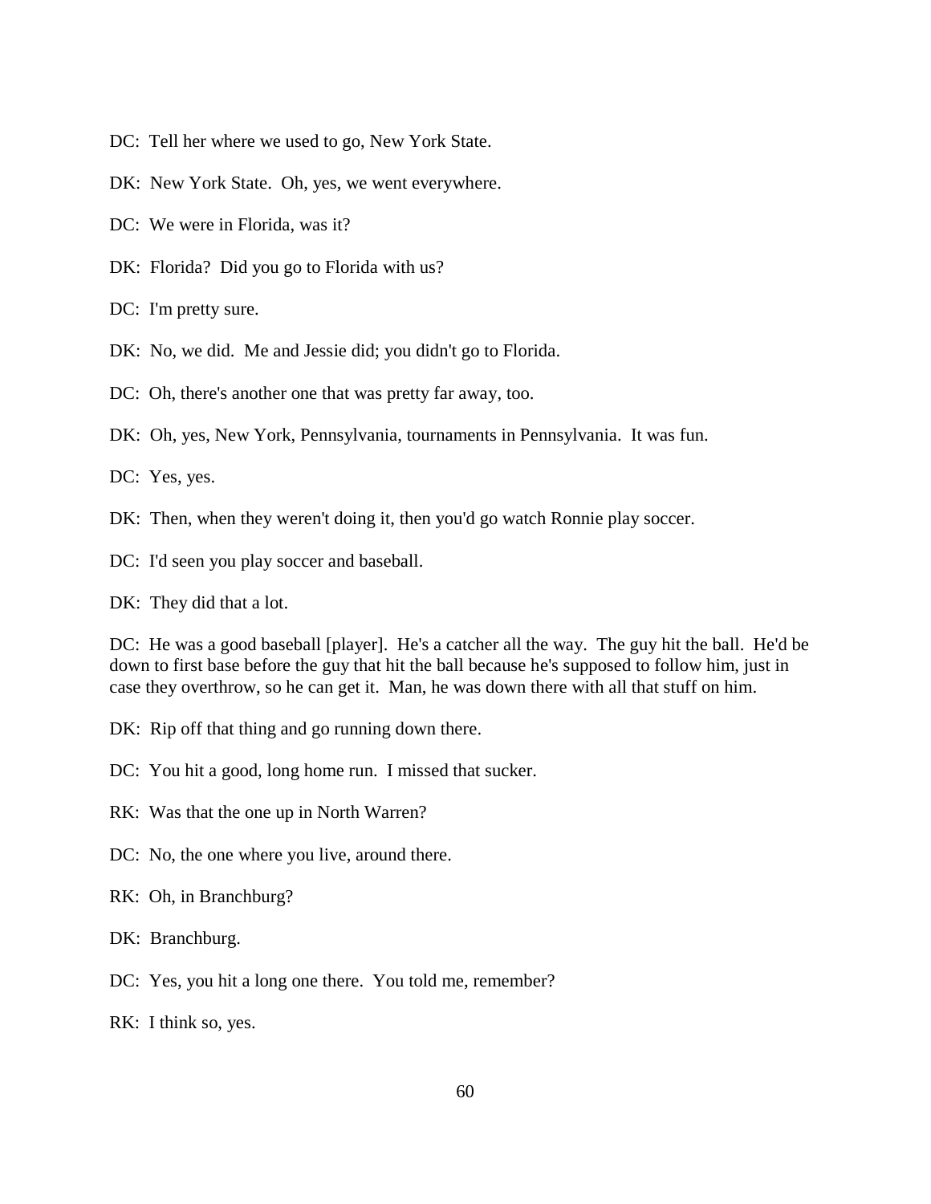DC: Tell her where we used to go, New York State.

DK: New York State. Oh, yes, we went everywhere.

DC: We were in Florida, was it?

DK: Florida? Did you go to Florida with us?

DC: I'm pretty sure.

DK: No, we did. Me and Jessie did; you didn't go to Florida.

DC: Oh, there's another one that was pretty far away, too.

DK: Oh, yes, New York, Pennsylvania, tournaments in Pennsylvania. It was fun.

DC: Yes, yes.

DK: Then, when they weren't doing it, then you'd go watch Ronnie play soccer.

DC: I'd seen you play soccer and baseball.

DK: They did that a lot.

DC: He was a good baseball [player]. He's a catcher all the way. The guy hit the ball. He'd be down to first base before the guy that hit the ball because he's supposed to follow him, just in case they overthrow, so he can get it. Man, he was down there with all that stuff on him.

DK: Rip off that thing and go running down there.

DC: You hit a good, long home run. I missed that sucker.

RK: Was that the one up in North Warren?

DC: No, the one where you live, around there.

RK: Oh, in Branchburg?

DK: Branchburg.

DC: Yes, you hit a long one there. You told me, remember?

RK: I think so, yes.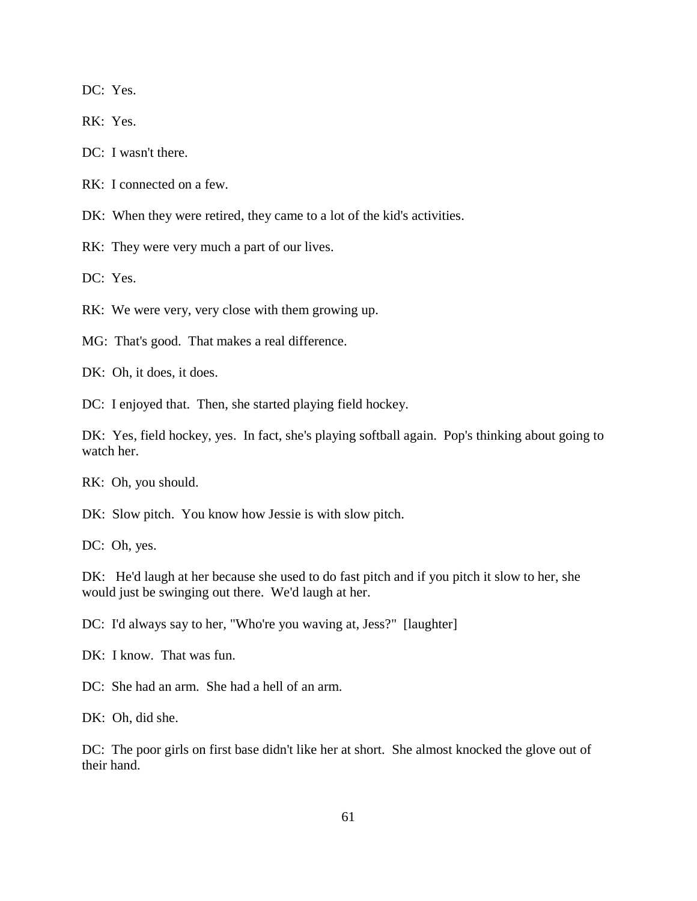DC: Yes.

RK: Yes.

DC: I wasn't there.

RK: I connected on a few.

DK: When they were retired, they came to a lot of the kid's activities.

RK: They were very much a part of our lives.

DC: Yes.

RK: We were very, very close with them growing up.

MG: That's good. That makes a real difference.

DK: Oh, it does, it does.

DC: I enjoyed that. Then, she started playing field hockey.

DK: Yes, field hockey, yes. In fact, she's playing softball again. Pop's thinking about going to watch her.

RK: Oh, you should.

DK: Slow pitch. You know how Jessie is with slow pitch.

DC: Oh, yes.

DK: He'd laugh at her because she used to do fast pitch and if you pitch it slow to her, she would just be swinging out there. We'd laugh at her.

DC: I'd always say to her, "Who're you waving at, Jess?" [laughter]

DK: I know. That was fun.

DC: She had an arm. She had a hell of an arm.

DK: Oh, did she.

DC: The poor girls on first base didn't like her at short. She almost knocked the glove out of their hand.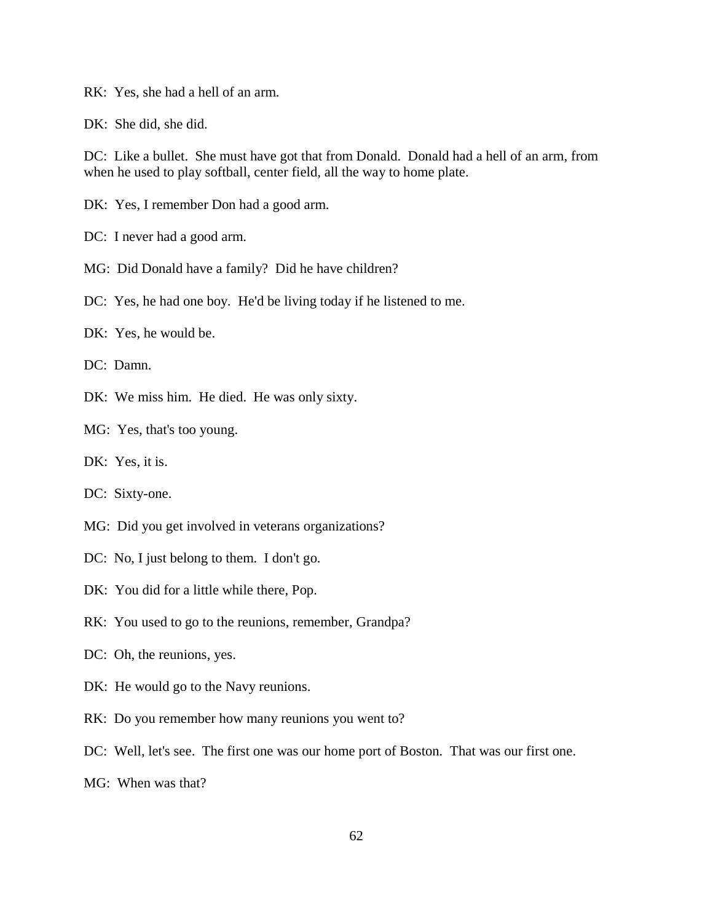RK: Yes, she had a hell of an arm.

DK: She did, she did.

DC: Like a bullet. She must have got that from Donald. Donald had a hell of an arm, from when he used to play softball, center field, all the way to home plate.

DK: Yes, I remember Don had a good arm.

DC: I never had a good arm.

MG: Did Donald have a family? Did he have children?

DC: Yes, he had one boy. He'd be living today if he listened to me.

DK: Yes, he would be.

DC: Damn.

DK: We miss him. He died. He was only sixty.

MG: Yes, that's too young.

DK: Yes, it is.

DC: Sixty-one.

MG: Did you get involved in veterans organizations?

DC: No, I just belong to them. I don't go.

DK: You did for a little while there, Pop.

RK: You used to go to the reunions, remember, Grandpa?

DC: Oh, the reunions, yes.

DK: He would go to the Navy reunions.

RK: Do you remember how many reunions you went to?

DC: Well, let's see. The first one was our home port of Boston. That was our first one.

MG: When was that?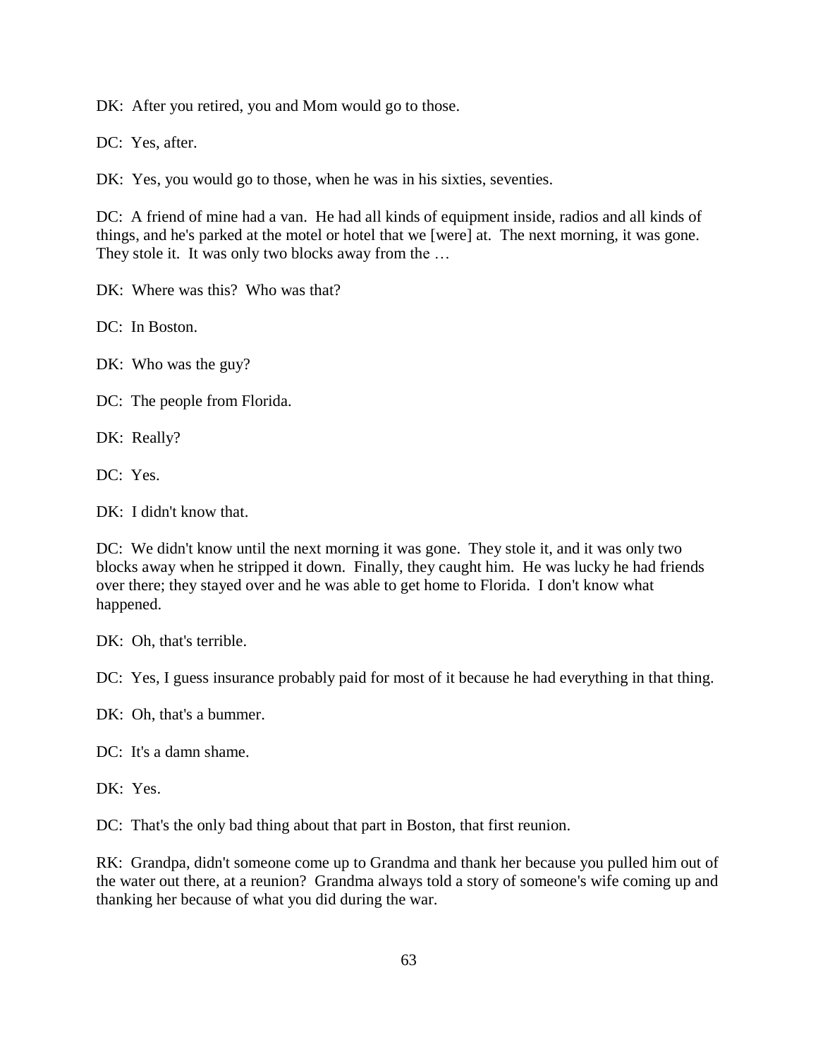DK: After you retired, you and Mom would go to those.

DC: Yes, after.

DK: Yes, you would go to those, when he was in his sixties, seventies.

DC: A friend of mine had a van. He had all kinds of equipment inside, radios and all kinds of things, and he's parked at the motel or hotel that we [were] at. The next morning, it was gone. They stole it. It was only two blocks away from the …

DK: Where was this? Who was that?

DC: In Boston.

DK: Who was the guy?

DC: The people from Florida.

DK: Really?

DC: Yes.

DK: I didn't know that.

DC: We didn't know until the next morning it was gone. They stole it, and it was only two blocks away when he stripped it down. Finally, they caught him. He was lucky he had friends over there; they stayed over and he was able to get home to Florida. I don't know what happened.

DK: Oh, that's terrible.

DC: Yes, I guess insurance probably paid for most of it because he had everything in that thing.

DK: Oh, that's a bummer.

DC: It's a damn shame.

DK: Yes.

DC: That's the only bad thing about that part in Boston, that first reunion.

RK: Grandpa, didn't someone come up to Grandma and thank her because you pulled him out of the water out there, at a reunion? Grandma always told a story of someone's wife coming up and thanking her because of what you did during the war.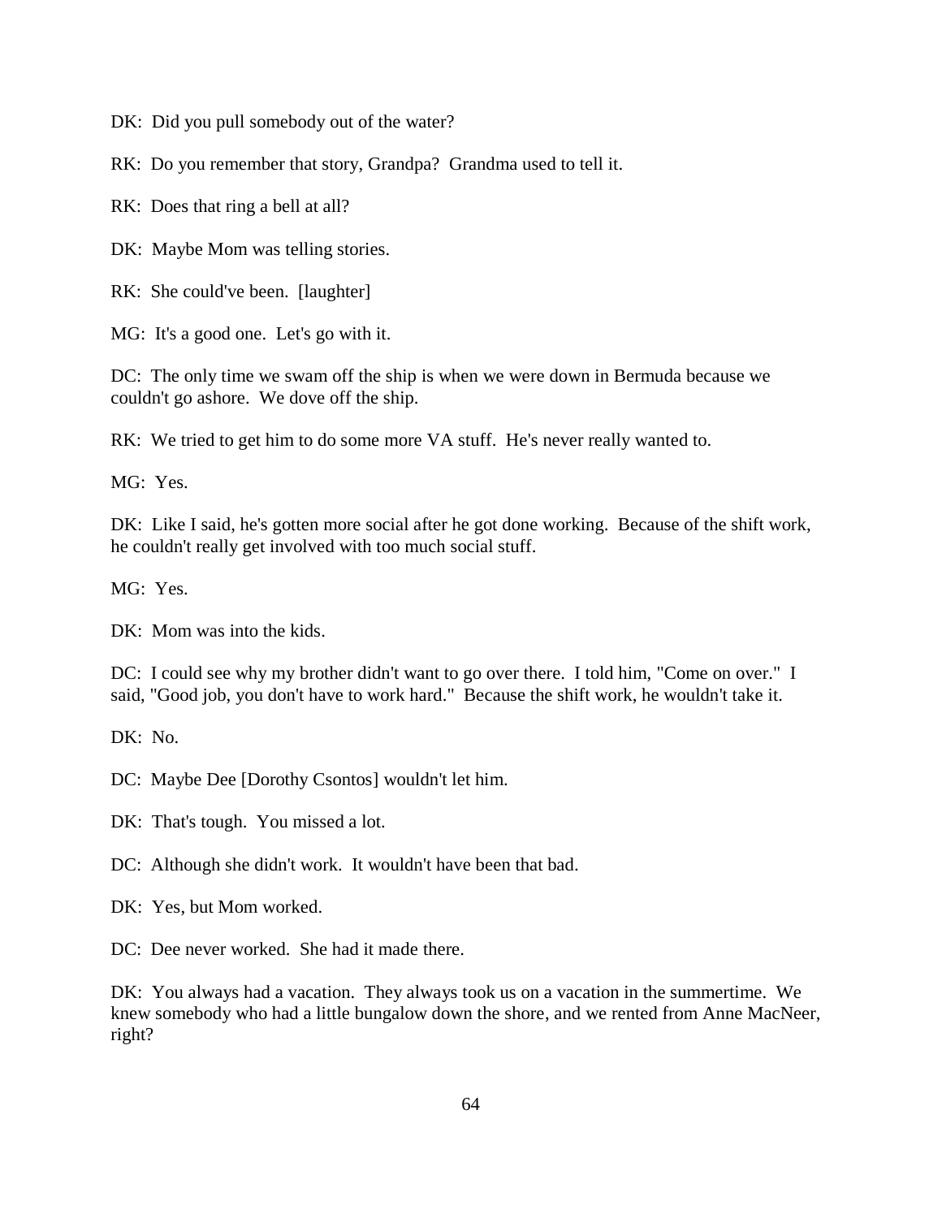DK: Did you pull somebody out of the water?

RK: Do you remember that story, Grandpa? Grandma used to tell it.

RK: Does that ring a bell at all?

DK: Maybe Mom was telling stories.

RK: She could've been. [laughter]

MG: It's a good one. Let's go with it.

DC: The only time we swam off the ship is when we were down in Bermuda because we couldn't go ashore. We dove off the ship.

RK: We tried to get him to do some more VA stuff. He's never really wanted to.

MG: Yes.

DK: Like I said, he's gotten more social after he got done working. Because of the shift work, he couldn't really get involved with too much social stuff.

MG: Yes.

DK: Mom was into the kids.

DC: I could see why my brother didn't want to go over there. I told him, "Come on over." I said, "Good job, you don't have to work hard." Because the shift work, he wouldn't take it.

DK: No.

DC: Maybe Dee [Dorothy Csontos] wouldn't let him.

DK: That's tough. You missed a lot.

DC: Although she didn't work. It wouldn't have been that bad.

DK: Yes, but Mom worked.

DC: Dee never worked. She had it made there.

DK: You always had a vacation. They always took us on a vacation in the summertime. We knew somebody who had a little bungalow down the shore, and we rented from Anne MacNeer, right?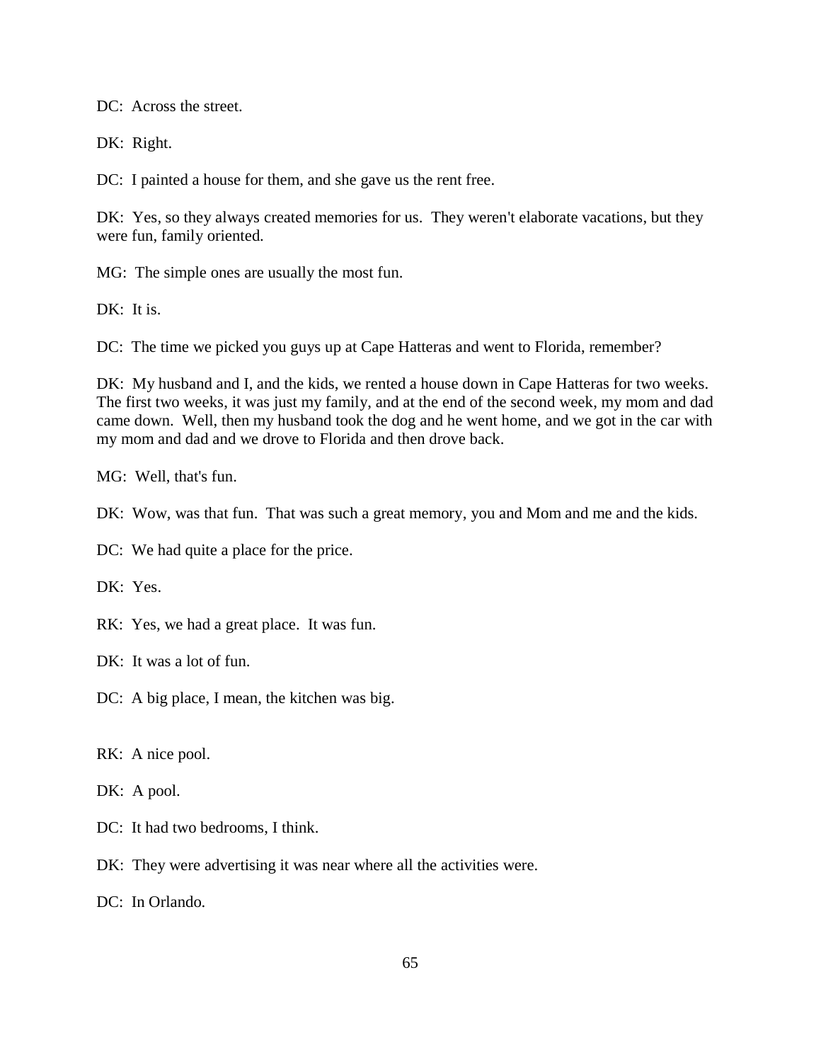DC: Across the street.

DK: Right.

DC: I painted a house for them, and she gave us the rent free.

DK: Yes, so they always created memories for us. They weren't elaborate vacations, but they were fun, family oriented.

MG: The simple ones are usually the most fun.

DK: It is.

DC: The time we picked you guys up at Cape Hatteras and went to Florida, remember?

DK: My husband and I, and the kids, we rented a house down in Cape Hatteras for two weeks. The first two weeks, it was just my family, and at the end of the second week, my mom and dad came down. Well, then my husband took the dog and he went home, and we got in the car with my mom and dad and we drove to Florida and then drove back.

MG: Well, that's fun.

DK: Wow, was that fun. That was such a great memory, you and Mom and me and the kids.

DC: We had quite a place for the price.

DK: Yes.

RK: Yes, we had a great place. It was fun.

DK: It was a lot of fun.

DC: A big place, I mean, the kitchen was big.

RK: A nice pool.

DK: A pool.

DC: It had two bedrooms, I think.

DK: They were advertising it was near where all the activities were.

DC: In Orlando.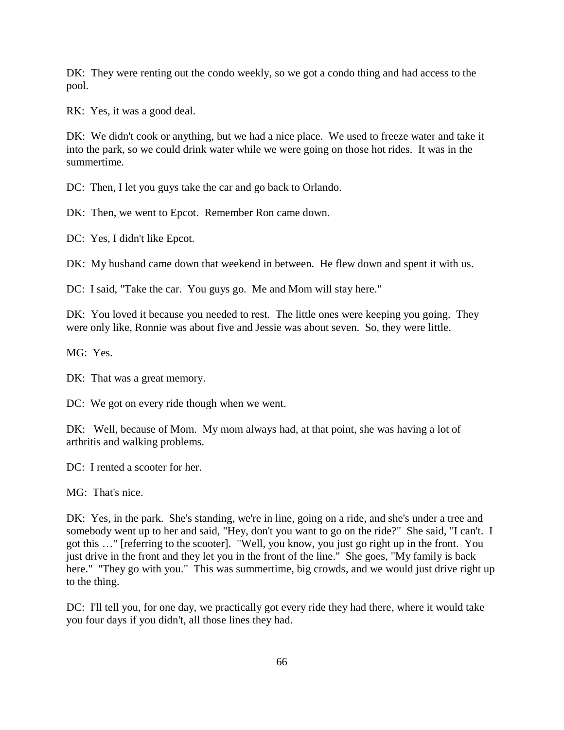DK: They were renting out the condo weekly, so we got a condo thing and had access to the pool.

RK: Yes, it was a good deal.

DK: We didn't cook or anything, but we had a nice place. We used to freeze water and take it into the park, so we could drink water while we were going on those hot rides. It was in the summertime.

DC: Then, I let you guys take the car and go back to Orlando.

DK: Then, we went to Epcot. Remember Ron came down.

DC: Yes, I didn't like Epcot.

DK: My husband came down that weekend in between. He flew down and spent it with us.

DC: I said, "Take the car. You guys go. Me and Mom will stay here."

DK: You loved it because you needed to rest. The little ones were keeping you going. They were only like, Ronnie was about five and Jessie was about seven. So, they were little.

MG: Yes.

DK: That was a great memory.

DC: We got on every ride though when we went.

DK: Well, because of Mom. My mom always had, at that point, she was having a lot of arthritis and walking problems.

DC: I rented a scooter for her.

MG: That's nice.

DK: Yes, in the park. She's standing, we're in line, going on a ride, and she's under a tree and somebody went up to her and said, "Hey, don't you want to go on the ride?" She said, "I can't. I got this …" [referring to the scooter]. "Well, you know, you just go right up in the front. You just drive in the front and they let you in the front of the line." She goes, "My family is back here." "They go with you." This was summertime, big crowds, and we would just drive right up to the thing.

DC: I'll tell you, for one day, we practically got every ride they had there, where it would take you four days if you didn't, all those lines they had.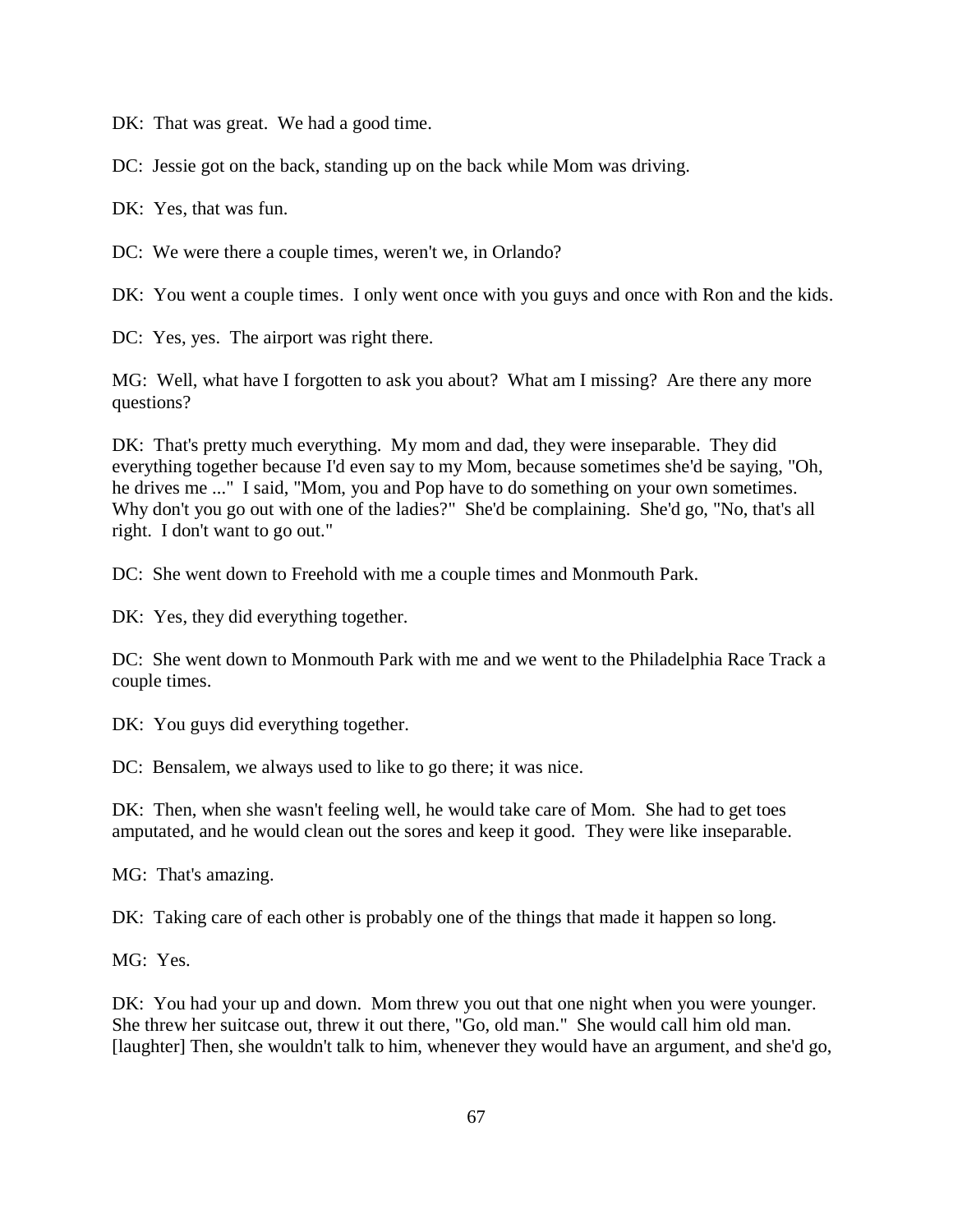DK: That was great. We had a good time.

DC: Jessie got on the back, standing up on the back while Mom was driving.

DK: Yes, that was fun.

DC: We were there a couple times, weren't we, in Orlando?

DK: You went a couple times. I only went once with you guys and once with Ron and the kids.

DC: Yes, yes. The airport was right there.

MG: Well, what have I forgotten to ask you about? What am I missing? Are there any more questions?

DK: That's pretty much everything. My mom and dad, they were inseparable. They did everything together because I'd even say to my Mom, because sometimes she'd be saying, "Oh, he drives me ..." I said, "Mom, you and Pop have to do something on your own sometimes. Why don't you go out with one of the ladies?" She'd be complaining. She'd go, "No, that's all right. I don't want to go out."

DC: She went down to Freehold with me a couple times and Monmouth Park.

DK: Yes, they did everything together.

DC: She went down to Monmouth Park with me and we went to the Philadelphia Race Track a couple times.

DK: You guys did everything together.

DC: Bensalem, we always used to like to go there; it was nice.

DK: Then, when she wasn't feeling well, he would take care of Mom. She had to get toes amputated, and he would clean out the sores and keep it good. They were like inseparable.

MG: That's amazing.

DK: Taking care of each other is probably one of the things that made it happen so long.

MG: Yes.

DK: You had your up and down. Mom threw you out that one night when you were younger. She threw her suitcase out, threw it out there, "Go, old man." She would call him old man. [laughter] Then, she wouldn't talk to him, whenever they would have an argument, and she'd go,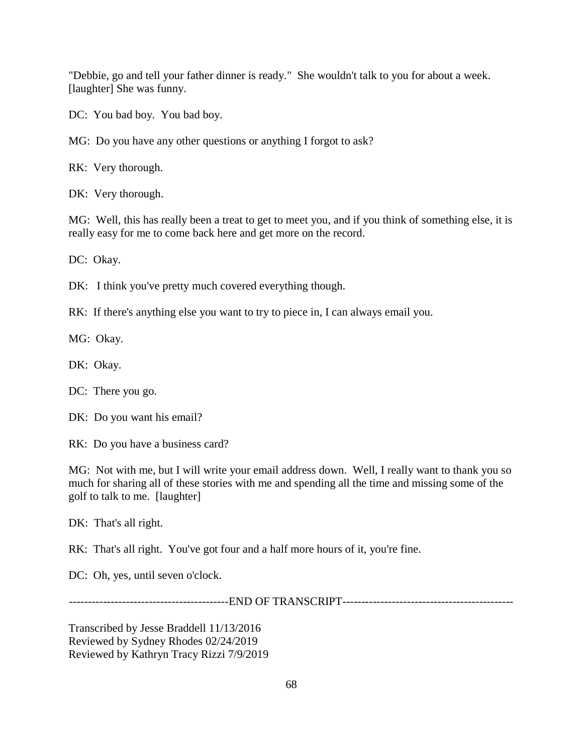"Debbie, go and tell your father dinner is ready." She wouldn't talk to you for about a week. [laughter] She was funny.

DC: You bad boy. You bad boy.

MG: Do you have any other questions or anything I forgot to ask?

RK: Very thorough.

DK: Very thorough.

MG: Well, this has really been a treat to get to meet you, and if you think of something else, it is really easy for me to come back here and get more on the record.

DC: Okay.

DK: I think you've pretty much covered everything though.

RK: If there's anything else you want to try to piece in, I can always email you.

MG: Okay.

DK: Okay.

DC: There you go.

DK: Do you want his email?

RK: Do you have a business card?

MG: Not with me, but I will write your email address down. Well, I really want to thank you so much for sharing all of these stories with me and spending all the time and missing some of the golf to talk to me. [laughter]

DK: That's all right.

RK: That's all right. You've got four and a half more hours of it, you're fine.

DC: Oh, yes, until seven o'clock.

-----------------------------------------END OF TRANSCRIPT--------------------------------------------

Transcribed by Jesse Braddell 11/13/2016
Reviewed by Sydney Rhodes 02/24/2019
Reviewed by Kathryn Tracy Rizzi 7/9/2019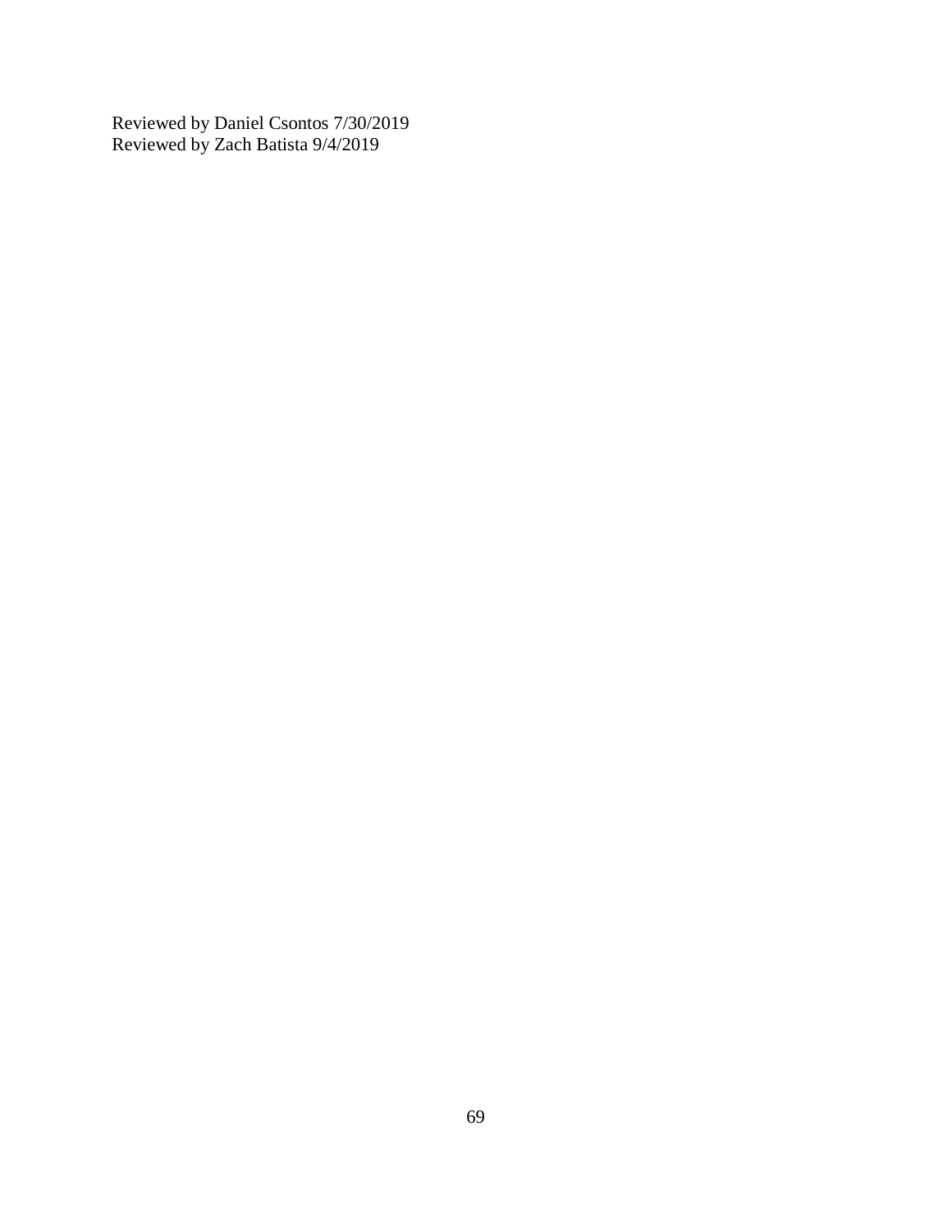Reviewed by Daniel Csontos 7/30/2019
Reviewed by Zach Batista 9/4/2019